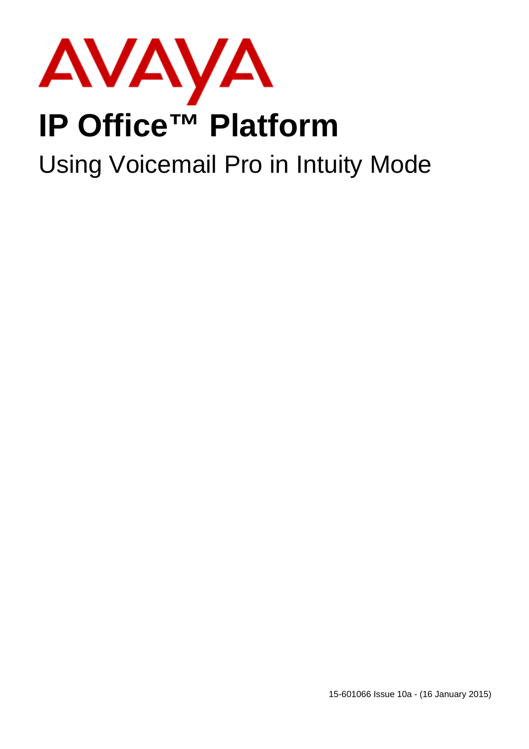AVAYA

# IP Office™ Platform

## Using Voicemail Pro in Intuity Mode

15-601066 Issue 10a - (16 January 2015)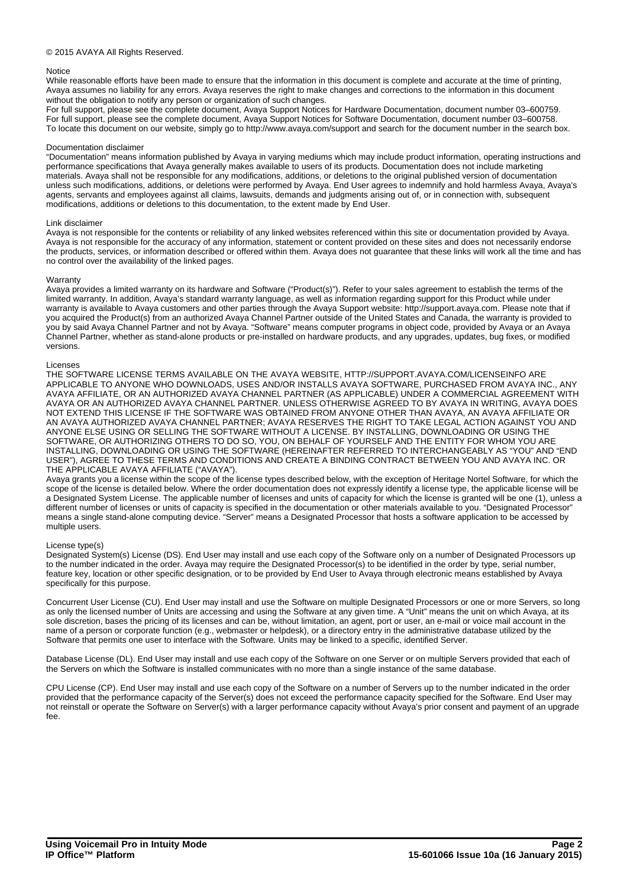© 2015 AVAYA All Rights Reserved.

Notice

While reasonable efforts have been made to ensure that the information in this document is complete and accurate at the time of printing, Avaya assumes no liability for any errors. Avaya reserves the right to make changes and corrections to the information in this document without the obligation to notify any person or organization of such changes.

For full support, please see the complete document, Avaya Support Notices for Hardware Documentation, document number 03–600759.

For full support, please see the complete document, Avaya Support Notices for Software Documentation, document number 03–600758.

To locate this document on our website, simply go to http://www.avaya.com/support and search for the document number in the search box.

Documentation disclaimer

“Documentation” means information published by Avaya in varying mediums which may include product information, operating instructions and performance specifications that Avaya generally makes available to users of its products. Documentation does not include marketing materials. Avaya shall not be responsible for any modifications, additions, or deletions to the original published version of documentation unless such modifications, additions, or deletions were performed by Avaya. End User agrees to indemnify and hold harmless Avaya, Avaya's agents, servants and employees against all claims, lawsuits, demands and judgments arising out of, or in connection with, subsequent modifications, additions or deletions to this documentation, to the extent made by End User.

Link disclaimer

Avaya is not responsible for the contents or reliability of any linked websites referenced within this site or documentation provided by Avaya. Avaya is not responsible for the accuracy of any information, statement or content provided on these sites and does not necessarily endorse the products, services, or information described or offered within them. Avaya does not guarantee that these links will work all the time and has no control over the availability of the linked pages.

Warranty

Avaya provides a limited warranty on its hardware and Software (“Product(s)”). Refer to your sales agreement to establish the terms of the limited warranty. In addition, Avaya’s standard warranty language, as well as information regarding support for this Product while under warranty is available to Avaya customers and other parties through the Avaya Support website: http://support.avaya.com. Please note that if you acquired the Product(s) from an authorized Avaya Channel Partner outside of the United States and Canada, the warranty is provided to you by said Avaya Channel Partner and not by Avaya. “Software” means computer programs in object code, provided by Avaya or an Avaya Channel Partner, whether as stand-alone products or pre-installed on hardware products, and any upgrades, updates, bug fixes, or modified versions.

Licenses

THE SOFTWARE LICENSE TERMS AVAILABLE ON THE AVAYA WEBSITE, HTTP://SUPPORT.AVAYA.COM/LICENSEINFO ARE APPLICABLE TO ANYONE WHO DOWNLOADS, USES AND/OR INSTALLS AVAYA SOFTWARE, PURCHASED FROM AVAYA INC., ANY AVAYA AFFILIATE, OR AN AUTHORIZED AVAYA CHANNEL PARTNER (AS APPLICABLE) UNDER A COMMERCIAL AGREEMENT WITH AVAYA OR AN AUTHORIZED AVAYA CHANNEL PARTNER. UNLESS OTHERWISE AGREED TO BY AVAYA IN WRITING, AVAYA DOES NOT EXTEND THIS LICENSE IF THE SOFTWARE WAS OBTAINED FROM ANYONE OTHER THAN AVAYA, AN AVAYA AFFILIATE OR AN AVAYA AUTHORIZED AVAYA CHANNEL PARTNER; AVAYA RESERVES THE RIGHT TO TAKE LEGAL ACTION AGAINST YOU AND ANYONE ELSE USING OR SELLING THE SOFTWARE WITHOUT A LICENSE. BY INSTALLING, DOWNLOADING OR USING THE SOFTWARE, OR AUTHORIZING OTHERS TO DO SO, YOU, ON BEHALF OF YOURSELF AND THE ENTITY FOR WHOM YOU ARE INSTALLING, DOWNLOADING OR USING THE SOFTWARE (HEREINAFTER REFERRED TO INTERCHANGEABLY AS “YOU” AND “END USER”), AGREE TO THESE TERMS AND CONDITIONS AND CREATE A BINDING CONTRACT BETWEEN YOU AND AVAYA INC. OR THE APPLICABLE AVAYA AFFILIATE (“AVAYA”).

Avaya grants you a license within the scope of the license types described below, with the exception of Heritage Nortel Software, for which the scope of the license is detailed below. Where the order documentation does not expressly identify a license type, the applicable license will be a Designated System License. The applicable number of licenses and units of capacity for which the license is granted will be one (1), unless a different number of licenses or units of capacity is specified in the documentation or other materials available to you. “Designated Processor” means a single stand-alone computing device. “Server” means a Designated Processor that hosts a software application to be accessed by multiple users.

License type(s)

Designated System(s) License (DS). End User may install and use each copy of the Software only on a number of Designated Processors up to the number indicated in the order. Avaya may require the Designated Processor(s) to be identified in the order by type, serial number, feature key, location or other specific designation, or to be provided by End User to Avaya through electronic means established by Avaya specifically for this purpose.

Concurrent User License (CU). End User may install and use the Software on multiple Designated Processors or one or more Servers, so long as only the licensed number of Units are accessing and using the Software at any given time. A “Unit” means the unit on which Avaya, at its sole discretion, bases the pricing of its licenses and can be, without limitation, an agent, port or user, an e-mail or voice mail account in the name of a person or corporate function (e.g., webmaster or helpdesk), or a directory entry in the administrative database utilized by the Software that permits one user to interface with the Software. Units may be linked to a specific, identified Server.

Database License (DL). End User may install and use each copy of the Software on one Server or on multiple Servers provided that each of the Servers on which the Software is installed communicates with no more than a single instance of the same database.

CPU License (CP). End User may install and use each copy of the Software on a number of Servers up to the number indicated in the order provided that the performance capacity of the Server(s) does not exceed the performance capacity specified for the Software. End User may not reinstall or operate the Software on Server(s) with a larger performance capacity without Avaya's prior consent and payment of an upgrade fee.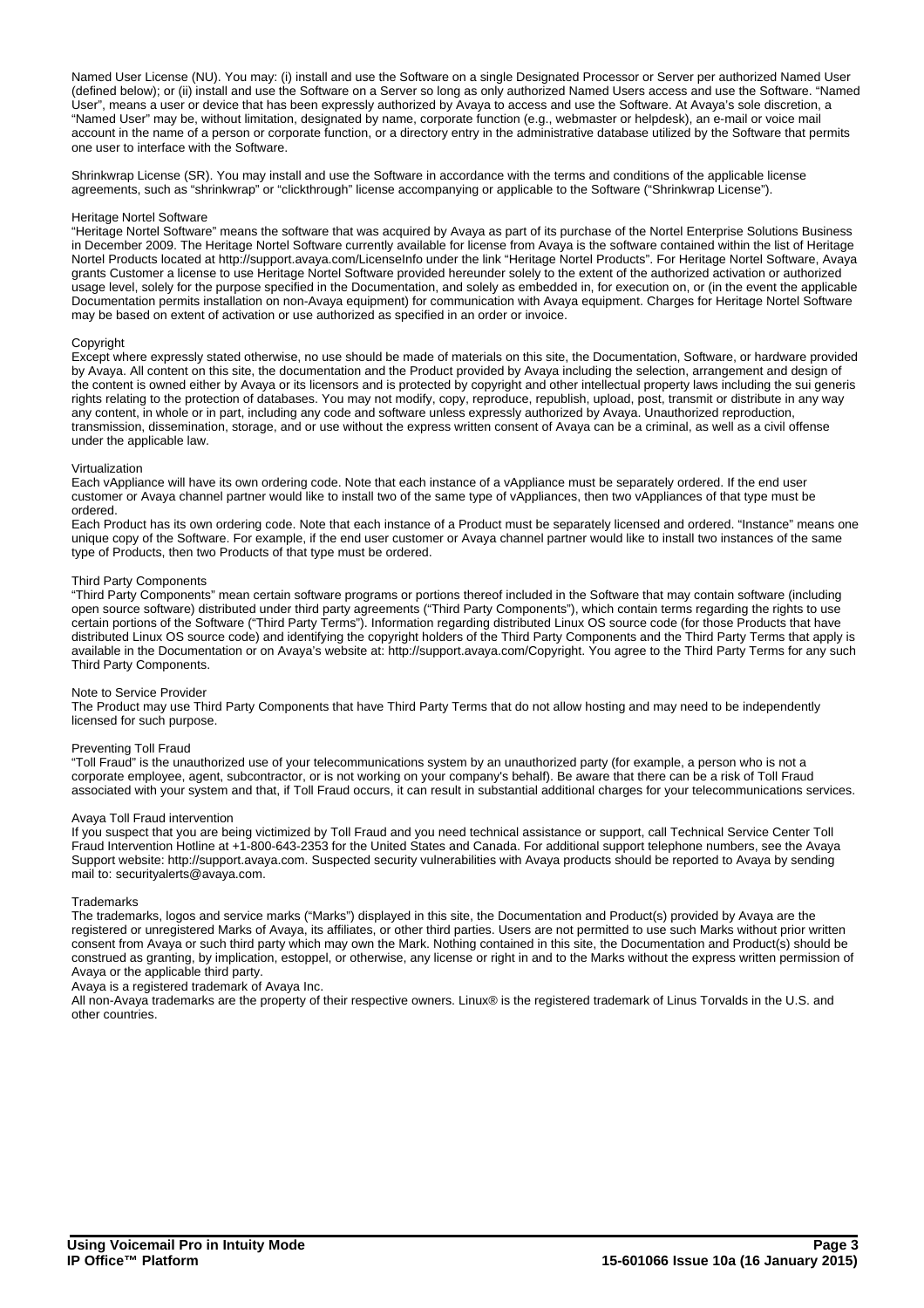Named User License (NU). You may: (i) install and use the Software on a single Designated Processor or Server per authorized Named User (defined below); or (ii) install and use the Software on a Server so long as only authorized Named Users access and use the Software. "Named User", means a user or device that has been expressly authorized by Avaya to access and use the Software. At Avaya's sole discretion, a "Named User" may be, without limitation, designated by name, corporate function (e.g., webmaster or helpdesk), an e-mail or voice mail account in the name of a person or corporate function, or a directory entry in the administrative database utilized by the Software that permits one user to interface with the Software.

Shrinkwrap License (SR). You may install and use the Software in accordance with the terms and conditions of the applicable license agreements, such as "shrinkwrap" or "clickthrough" license accompanying or applicable to the Software ("Shrinkwrap License").

Heritage Nortel Software

"Heritage Nortel Software" means the software that was acquired by Avaya as part of its purchase of the Nortel Enterprise Solutions Business in December 2009. The Heritage Nortel Software currently available for license from Avaya is the software contained within the list of Heritage Nortel Products located at http://support.avaya.com/LicenseInfo under the link "Heritage Nortel Products". For Heritage Nortel Software, Avaya grants Customer a license to use Heritage Nortel Software provided hereunder solely to the extent of the authorized activation or authorized usage level, solely for the purpose specified in the Documentation, and solely as embedded in, for execution on, or (in the event the applicable Documentation permits installation on non-Avaya equipment) for communication with Avaya equipment. Charges for Heritage Nortel Software may be based on extent of activation or use authorized as specified in an order or invoice.

Copyright

Except where expressly stated otherwise, no use should be made of materials on this site, the Documentation, Software, or hardware provided by Avaya. All content on this site, the documentation and the Product provided by Avaya including the selection, arrangement and design of the content is owned either by Avaya or its licensors and is protected by copyright and other intellectual property laws including the sui generis rights relating to the protection of databases. You may not modify, copy, reproduce, republish, upload, post, transmit or distribute in any way any content, in whole or in part, including any code and software unless expressly authorized by Avaya. Unauthorized reproduction, transmission, dissemination, storage, and or use without the express written consent of Avaya can be a criminal, as well as a civil offense under the applicable law.

Virtualization

Each vAppliance will have its own ordering code. Note that each instance of a vAppliance must be separately ordered. If the end user customer or Avaya channel partner would like to install two of the same type of vAppliances, then two vAppliances of that type must be ordered.

Each Product has its own ordering code. Note that each instance of a Product must be separately licensed and ordered. "Instance" means one unique copy of the Software. For example, if the end user customer or Avaya channel partner would like to install two instances of the same type of Products, then two Products of that type must be ordered.

Third Party Components

"Third Party Components" mean certain software programs or portions thereof included in the Software that may contain software (including open source software) distributed under third party agreements ("Third Party Components"), which contain terms regarding the rights to use certain portions of the Software ("Third Party Terms"). Information regarding distributed Linux OS source code (for those Products that have distributed Linux OS source code) and identifying the copyright holders of the Third Party Components and the Third Party Terms that apply is available in the Documentation or on Avaya's website at: http://support.avaya.com/Copyright. You agree to the Third Party Terms for any such Third Party Components.

Note to Service Provider

The Product may use Third Party Components that have Third Party Terms that do not allow hosting and may need to be independently licensed for such purpose.

Preventing Toll Fraud

"Toll Fraud" is the unauthorized use of your telecommunications system by an unauthorized party (for example, a person who is not a corporate employee, agent, subcontractor, or is not working on your company's behalf). Be aware that there can be a risk of Toll Fraud associated with your system and that, if Toll Fraud occurs, it can result in substantial additional charges for your telecommunications services.

Avaya Toll Fraud intervention

If you suspect that you are being victimized by Toll Fraud and you need technical assistance or support, call Technical Service Center Toll Fraud Intervention Hotline at +1-800-643-2353 for the United States and Canada. For additional support telephone numbers, see the Avaya Support website: http://support.avaya.com. Suspected security vulnerabilities with Avaya products should be reported to Avaya by sending mail to: securityalerts@avaya.com.

Trademarks

The trademarks, logos and service marks ("Marks") displayed in this site, the Documentation and Product(s) provided by Avaya are the registered or unregistered Marks of Avaya, its affiliates, or other third parties. Users are not permitted to use such Marks without prior written consent from Avaya or such third party which may own the Mark. Nothing contained in this site, the Documentation and Product(s) should be construed as granting, by implication, estoppel, or otherwise, any license or right in and to the Marks without the express written permission of Avaya or the applicable third party.

Avaya is a registered trademark of Avaya Inc.

All non-Avaya trademarks are the property of their respective owners. Linux® is the registered trademark of Linus Torvalds in the U.S. and other countries.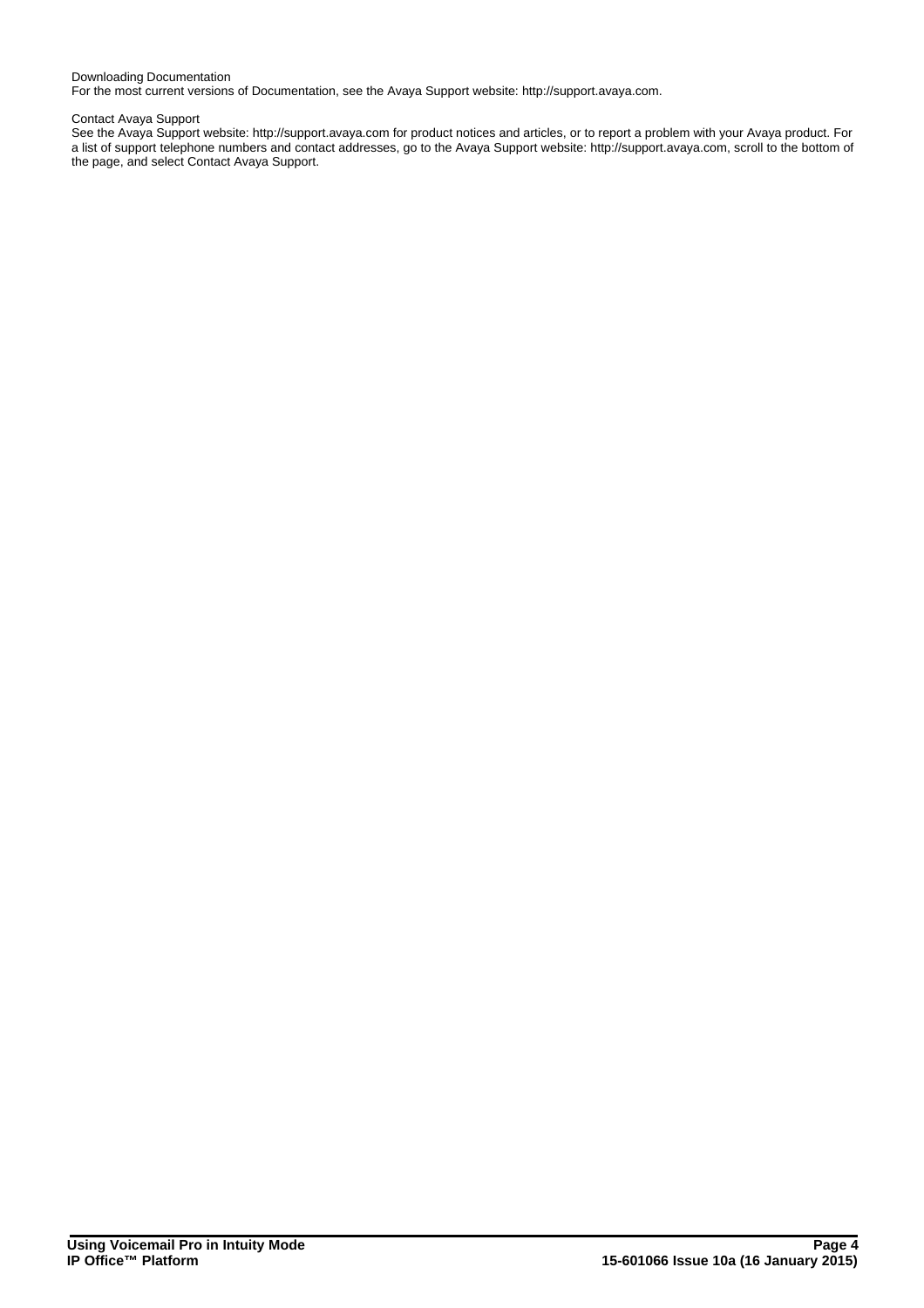Downloading Documentation
For the most current versions of Documentation, see the Avaya Support website: http://support.avaya.com.

Contact Avaya Support
See the Avaya Support website: http://support.avaya.com for product notices and articles, or to report a problem with your Avaya product. For a list of support telephone numbers and contact addresses, go to the Avaya Support website: http://support.avaya.com, scroll to the bottom of the page, and select Contact Avaya Support.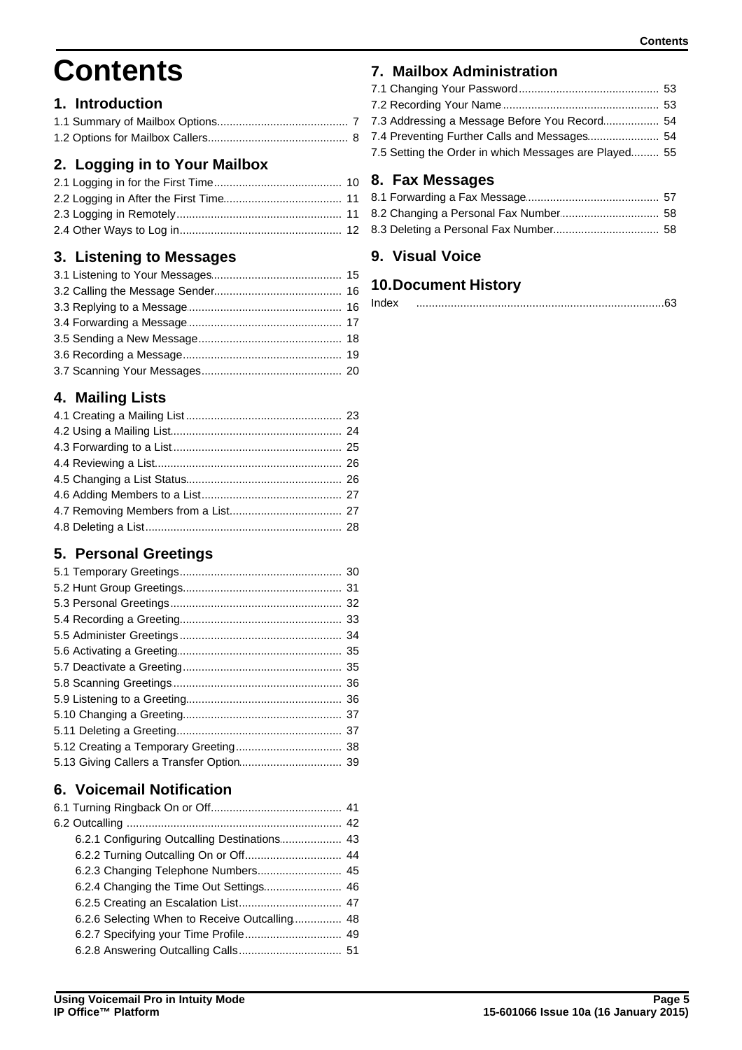# Contents

## 1. Introduction

1.1 Summary of Mailbox Options .......... 7
1.2 Options for Mailbox Callers .......... 8

## 2. Logging in to Your Mailbox

2.1 Logging in for the First Time .......... 10
2.2 Logging in After the First Time .......... 11
2.3 Logging in Remotely .......... 11
2.4 Other Ways to Log in .......... 12

## 3. Listening to Messages

3.1 Listening to Your Messages .......... 15
3.2 Calling the Message Sender .......... 16
3.3 Replying to a Message .......... 16
3.4 Forwarding a Message .......... 17
3.5 Sending a New Message .......... 18
3.6 Recording a Message .......... 19
3.7 Scanning Your Messages .......... 20

## 4. Mailing Lists

4.1 Creating a Mailing List .......... 23
4.2 Using a Mailing List .......... 24
4.3 Forwarding to a List .......... 25
4.4 Reviewing a List .......... 26
4.5 Changing a List Status .......... 26
4.6 Adding Members to a List .......... 27
4.7 Removing Members from a List .......... 27
4.8 Deleting a List .......... 28

## 5. Personal Greetings

5.1 Temporary Greetings .......... 30
5.2 Hunt Group Greetings .......... 31
5.3 Personal Greetings .......... 32
5.4 Recording a Greeting .......... 33
5.5 Administer Greetings .......... 34
5.6 Activating a Greeting .......... 35
5.7 Deactivate a Greeting .......... 35
5.8 Scanning Greetings .......... 36
5.9 Listening to a Greeting .......... 36
5.10 Changing a Greeting .......... 37
5.11 Deleting a Greeting .......... 37
5.12 Creating a Temporary Greeting .......... 38
5.13 Giving Callers a Transfer Option .......... 39

## 6. Voicemail Notification

6.1 Turning Ringback On or Off .......... 41
6.2 Outcalling .......... 42
- 6.2.1 Configuring Outcalling Destinations .......... 43
- 6.2.2 Turning Outcalling On or Off .......... 44
- 6.2.3 Changing Telephone Numbers .......... 45
- 6.2.4 Changing the Time Out Settings .......... 46
- 6.2.5 Creating an Escalation List .......... 47
- 6.2.6 Selecting When to Receive Outcalling .......... 48
- 6.2.7 Specifying your Time Profile .......... 49
- 6.2.8 Answering Outcalling Calls .......... 51

## 7. Mailbox Administration

7.1 Changing Your Password .......... 53
7.2 Recording Your Name .......... 53
7.3 Addressing a Message Before You Record .......... 54
7.4 Preventing Further Calls and Messages .......... 54
7.5 Setting the Order in which Messages are Played .......... 55

## 8. Fax Messages

8.1 Forwarding a Fax Message .......... 57
8.2 Changing a Personal Fax Number .......... 58
8.3 Deleting a Personal Fax Number .......... 58

## 9. Visual Voice

## 10. Document History

Index .......... 63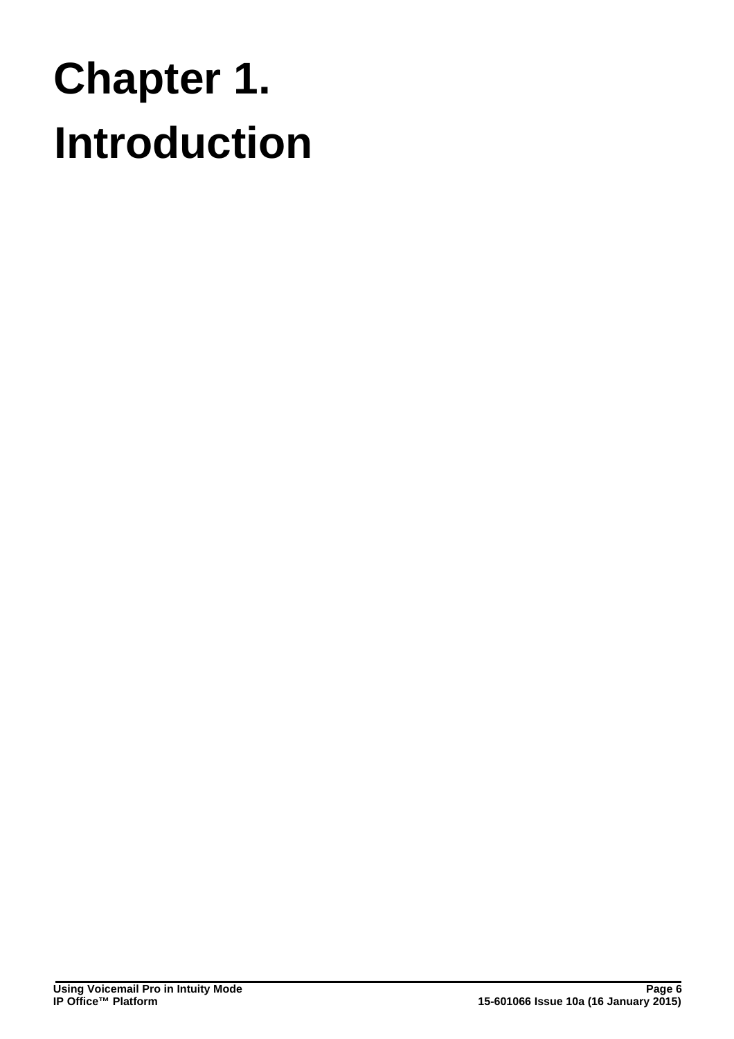# Chapter 1. Introduction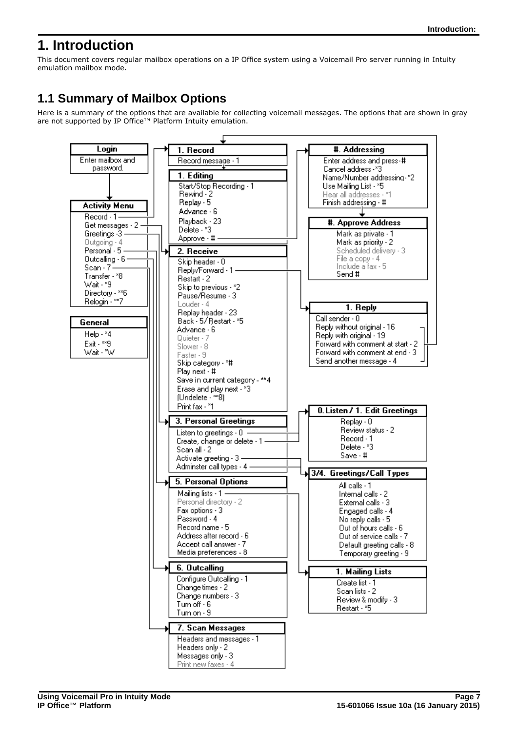# 1. Introduction

This document covers regular mailbox operations on a IP Office system using a Voicemail Pro server running in Intuity emulation mailbox mode.

## 1.1 Summary of Mailbox Options

Here is a summary of the options that are available for collecting voicemail messages. The options that are shown in gray are not supported by IP Office™ Platform Intuity emulation.

**Login**
Enter mailbox and password.

**Activity Menu**
- Record - 1
- Get messages - 2
- Greetings -3
- Outgoing - 4
- Personal - 5
- Outcalling - 6
- Scan - 7
- Transfer - *8
- Wait - *9
- Directory - **6
- Relogin - **7

**General**
- Help - *4
- Exit - **9
- Wait - *W

**1. Record**
- Record message - 1

**1. Editing**
- Start/Stop Recording - 1
- Rewind - 2
- Replay - 5
- Advance - 6
- Playback - 23
- Delete - *3
- Approve - #

**#. Addressing**
- Enter address and press - #
- Cancel address - *3
- Name/Number addressing - *2
- Use Mailing List - *5
- Hear all addresses - *1
- Finish addressing - #

**#. Approve Address**
- Mark as private - 1
- Mark as priority - 2
- Scheduled delivery - 3
- File a copy - 4
- Include a fax - 5
- Send #

**2. Receive**
- Skip header - 0
- Reply/Forward - 1
- Restart - 2
- Skip to previous - *2
- Pause/Resume - 3
- Louder - 4
- Replay header - 23
- Back - 5/ Restart - *5
- Advance - 6
- Quieter - 7
- Slower - 8
- Faster - 9
- Skip category - *#
- Play next - #
- Save in current category - **4
- Erase and play next - *3
- (Undelete - **8)
- Print fax - *1

**1. Reply**
- Call sender - 0
- Reply without original - 16
- Reply with original - 19
- Forward with comment at start - 2
- Forward with comment at end - 3
- Send another message - 4

**3. Personal Greetings**
- Listen to greetings - 0
- Create, change or delete - 1
- Scan all - 2
- Activate greeting - 3
- Adminster call types - 4

**0. Listen / 1. Edit Greetings**
- Replay - 0
- Review status - 2
- Record - 1
- Delete - *3
- Save - #

**3/4. Greetings/Call Types**
- All calls - 1
- Internal calls - 2
- External calls - 3
- Engaged calls - 4
- No reply calls - 5
- Out of hours calls - 6
- Out of service calls - 7
- Default greeting calls - 8
- Temporary greeting - 9

**5. Personal Options**
- Mailing lists - 1
- Personal directory - 2
- Fax options - 3
- Password - 4
- Record name - 5
- Address after record - 6
- Accept call answer - 7
- Media preferences - 8

**1. Mailing Lists**
- Create list - 1
- Scan lists - 2
- Review & modify - 3
- Restart - *5

**6. Outcalling**
- Configure Outcalling - 1
- Change times - 2
- Change numbers - 3
- Turn off - 6
- Turn on - 9

**7. Scan Messages**
- Headers and messages - 1
- Headers only - 2
- Messages only - 3
- Print new faxes - 4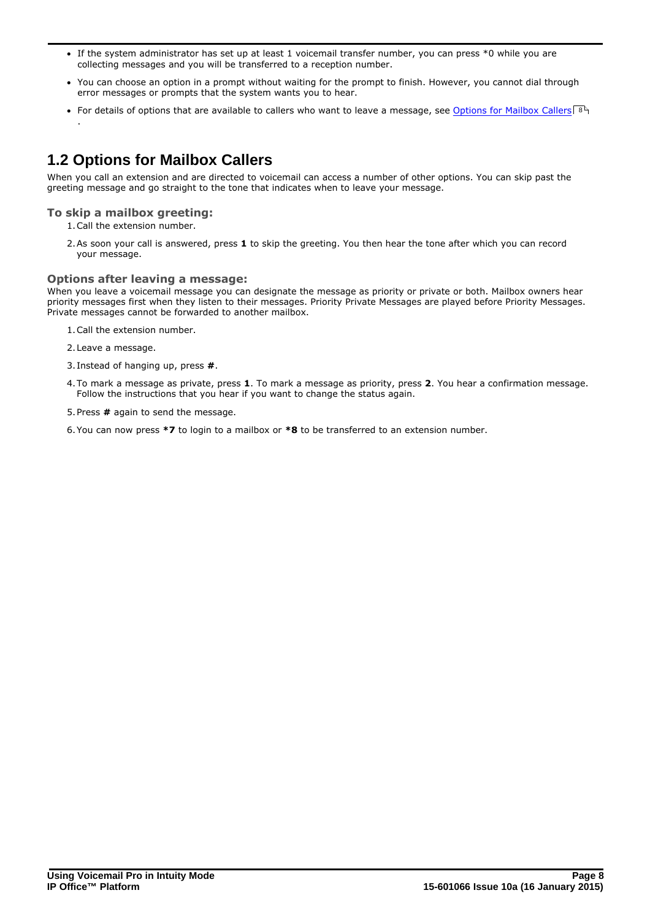- If the system administrator has set up at least 1 voicemail transfer number, you can press *0 while you are collecting messages and you will be transferred to a reception number.
- You can choose an option in a prompt without waiting for the prompt to finish. However, you cannot dial through error messages or prompts that the system wants you to hear.
- For details of options that are available to callers who want to leave a message, see Options for Mailbox Callers 8.

## 1.2 Options for Mailbox Callers

When you call an extension and are directed to voicemail can access a number of other options. You can skip past the greeting message and go straight to the tone that indicates when to leave your message.

### To skip a mailbox greeting:

1. Call the extension number.
2. As soon your call is answered, press **1** to skip the greeting. You then hear the tone after which you can record your message.

### Options after leaving a message:

When you leave a voicemail message you can designate the message as priority or private or both. Mailbox owners hear priority messages first when they listen to their messages. Priority Private Messages are played before Priority Messages. Private messages cannot be forwarded to another mailbox.

1. Call the extension number.
2. Leave a message.
3. Instead of hanging up, press **#**.
4. To mark a message as private, press **1**. To mark a message as priority, press **2**. You hear a confirmation message. Follow the instructions that you hear if you want to change the status again.
5. Press **#** again to send the message.
6. You can now press ***7** to login to a mailbox or ***8** to be transferred to an extension number.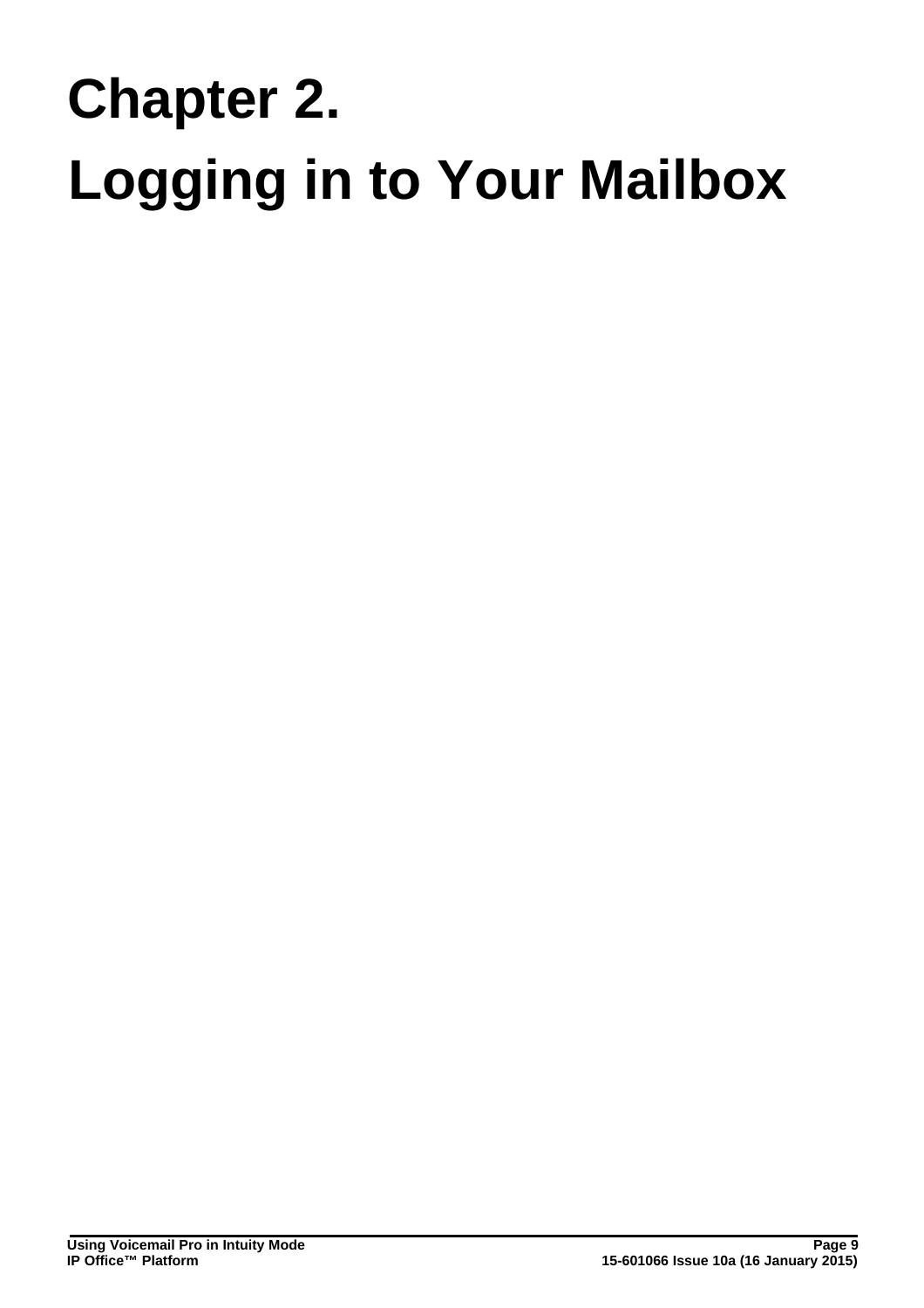# Chapter 2.
# Logging in to Your Mailbox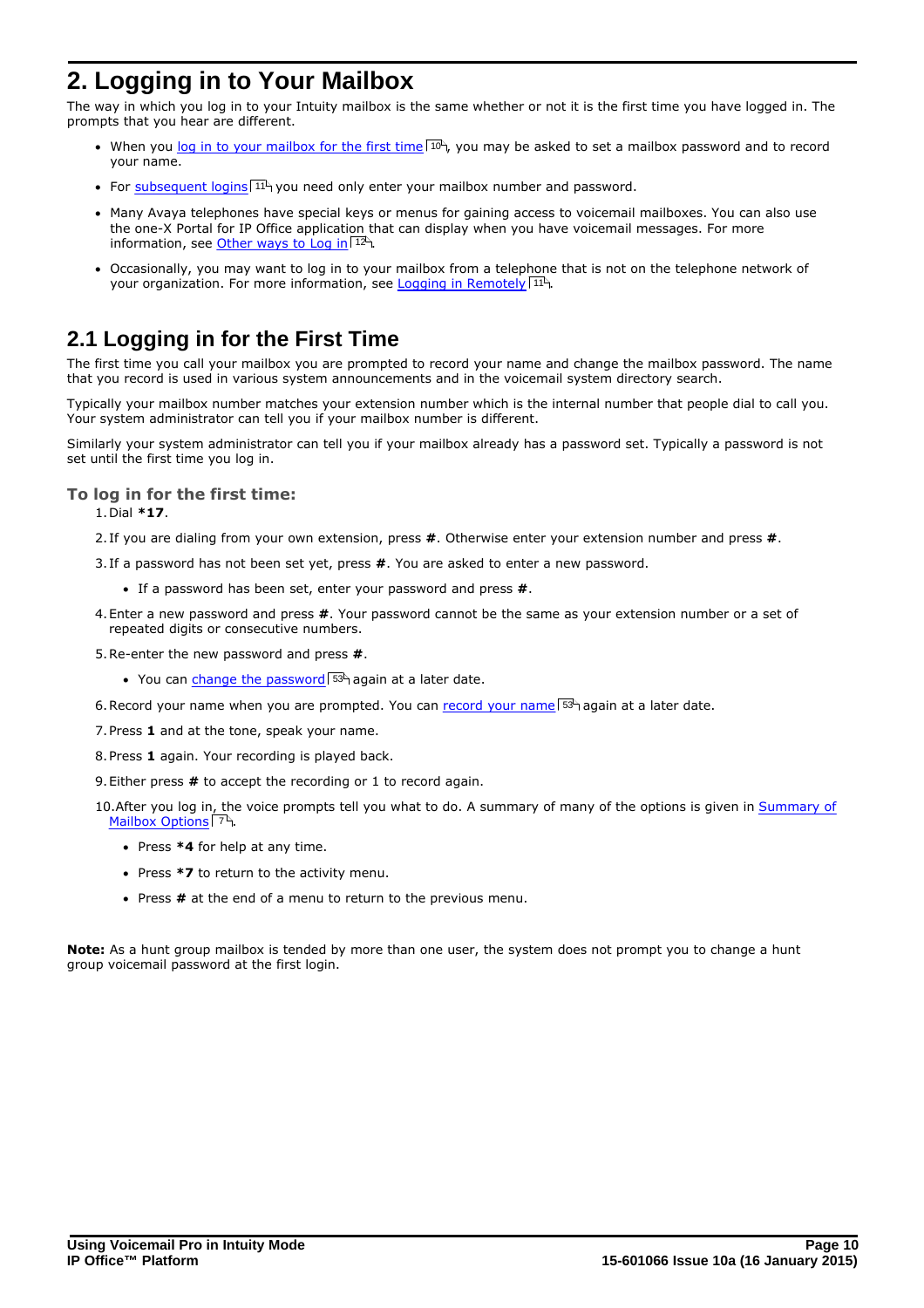# 2. Logging in to Your Mailbox

The way in which you log in to your Intuity mailbox is the same whether or not it is the first time you have logged in. The prompts that you hear are different.

- When you log in to your mailbox for the first time [10], you may be asked to set a mailbox password and to record your name.
- For subsequent logins [11] you need only enter your mailbox number and password.
- Many Avaya telephones have special keys or menus for gaining access to voicemail mailboxes. You can also use the one-X Portal for IP Office application that can display when you have voicemail messages. For more information, see Other ways to Log in [12].
- Occasionally, you may want to log in to your mailbox from a telephone that is not on the telephone network of your organization. For more information, see Logging in Remotely [11].

## 2.1 Logging in for the First Time

The first time you call your mailbox you are prompted to record your name and change the mailbox password. The name that you record is used in various system announcements and in the voicemail system directory search.

Typically your mailbox number matches your extension number which is the internal number that people dial to call you. Your system administrator can tell you if your mailbox number is different.

Similarly your system administrator can tell you if your mailbox already has a password set. Typically a password is not set until the first time you log in.

### To log in for the first time:

1. Dial ***17**.
2. If you are dialing from your own extension, press **#**. Otherwise enter your extension number and press **#**.
3. If a password has not been set yet, press **#**. You are asked to enter a new password.
   - If a password has been set, enter your password and press **#**.
4. Enter a new password and press **#**. Your password cannot be the same as your extension number or a set of repeated digits or consecutive numbers.
5. Re-enter the new password and press **#**.
   - You can change the password [53] again at a later date.
6. Record your name when you are prompted. You can record your name [53] again at a later date.
7. Press **1** and at the tone, speak your name.
8. Press **1** again. Your recording is played back.
9. Either press **#** to accept the recording or 1 to record again.
10. After you log in, the voice prompts tell you what to do. A summary of many of the options is given in Summary of Mailbox Options [7].
    - Press ***4** for help at any time.
    - Press ***7** to return to the activity menu.
    - Press **#** at the end of a menu to return to the previous menu.

**Note:** As a hunt group mailbox is tended by more than one user, the system does not prompt you to change a hunt group voicemail password at the first login.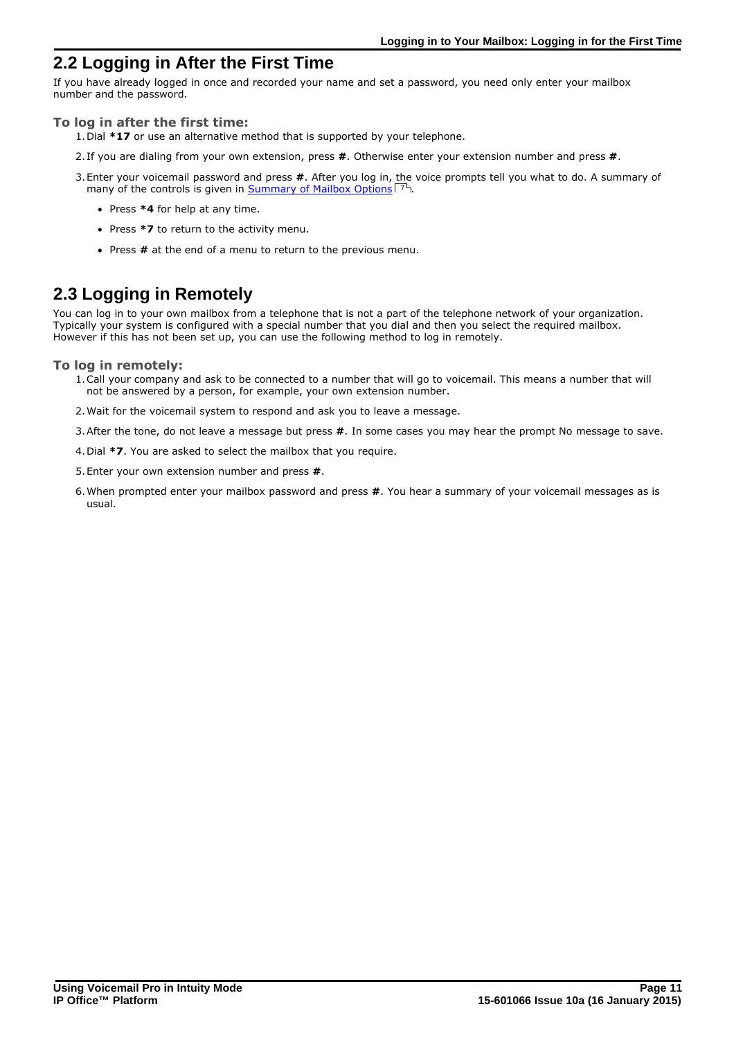## 2.2 Logging in After the First Time

If you have already logged in once and recorded your name and set a password, you need only enter your mailbox number and the password.

### To log in after the first time:

1. Dial **\*17** or use an alternative method that is supported by your telephone.
2. If you are dialing from your own extension, press **#**. Otherwise enter your extension number and press **#**.
3. Enter your voicemail password and press **#**. After you log in, the voice prompts tell you what to do. A summary of many of the controls is given in Summary of Mailbox Options 7.
   - Press **\*4** for help at any time.
   - Press **\*7** to return to the activity menu.
   - Press **#** at the end of a menu to return to the previous menu.

## 2.3 Logging in Remotely

You can log in to your own mailbox from a telephone that is not a part of the telephone network of your organization. Typically your system is configured with a special number that you dial and then you select the required mailbox. However if this has not been set up, you can use the following method to log in remotely.

### To log in remotely:

1. Call your company and ask to be connected to a number that will go to voicemail. This means a number that will not be answered by a person, for example, your own extension number.
2. Wait for the voicemail system to respond and ask you to leave a message.
3. After the tone, do not leave a message but press **#**. In some cases you may hear the prompt No message to save.
4. Dial **\*7**. You are asked to select the mailbox that you require.
5. Enter your own extension number and press **#**.
6. When prompted enter your mailbox password and press **#**. You hear a summary of your voicemail messages as is usual.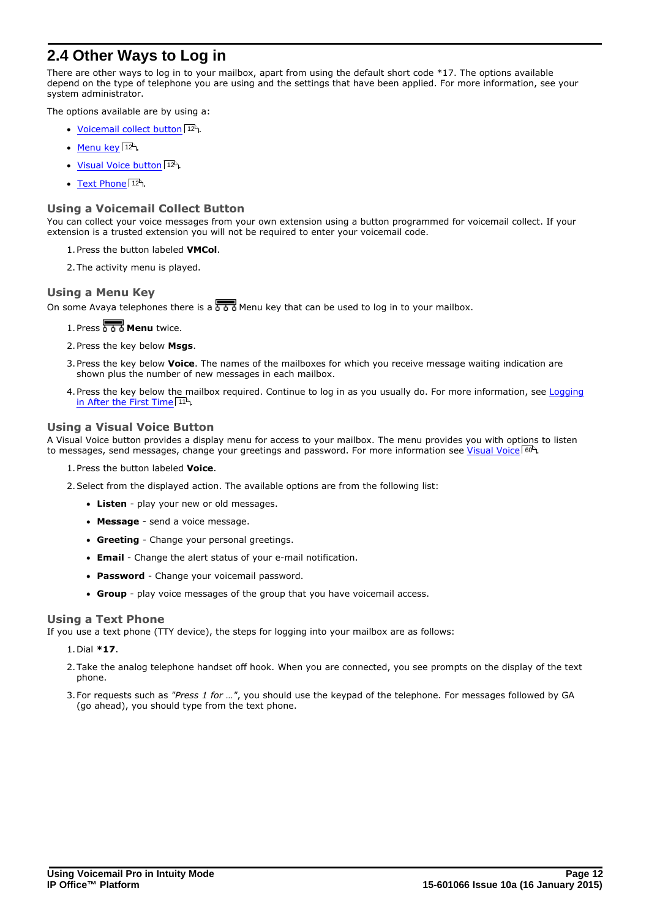## 2.4 Other Ways to Log in

There are other ways to log in to your mailbox, apart from using the default short code *17. The options available depend on the type of telephone you are using and the settings that have been applied. For more information, see your system administrator.

The options available are by using a:

- Voicemail collect button 12.
- Menu key 12.
- Visual Voice button 12.
- Text Phone 12.

### Using a Voicemail Collect Button

You can collect your voice messages from your own extension using a button programmed for voicemail collect. If your extension is a trusted extension you will not be required to enter your voicemail code.

1. Press the button labeled **VMCol**.
2. The activity menu is played.

### Using a Menu Key

On some Avaya telephones there is a Menu key that can be used to log in to your mailbox.

1. Press **Menu** twice.
2. Press the key below **Msgs**.
3. Press the key below **Voice**. The names of the mailboxes for which you receive message waiting indication are shown plus the number of new messages in each mailbox.
4. Press the key below the mailbox required. Continue to log in as you usually do. For more information, see Logging in After the First Time 11.

### Using a Visual Voice Button

A Visual Voice button provides a display menu for access to your mailbox. The menu provides you with options to listen to messages, send messages, change your greetings and password. For more information see Visual Voice 60.

1. Press the button labeled **Voice**.
2. Select from the displayed action. The available options are from the following list:
   - **Listen** - play your new or old messages.
   - **Message** - send a voice message.
   - **Greeting** - Change your personal greetings.
   - **Email** - Change the alert status of your e-mail notification.
   - **Password** - Change your voicemail password.
   - **Group** - play voice messages of the group that you have voicemail access.

### Using a Text Phone

If you use a text phone (TTY device), the steps for logging into your mailbox are as follows:

1. Dial ***17**.
2. Take the analog telephone handset off hook. When you are connected, you see prompts on the display of the text phone.
3. For requests such as *"Press 1 for ..."*, you should use the keypad of the telephone. For messages followed by GA (go ahead), you should type from the text phone.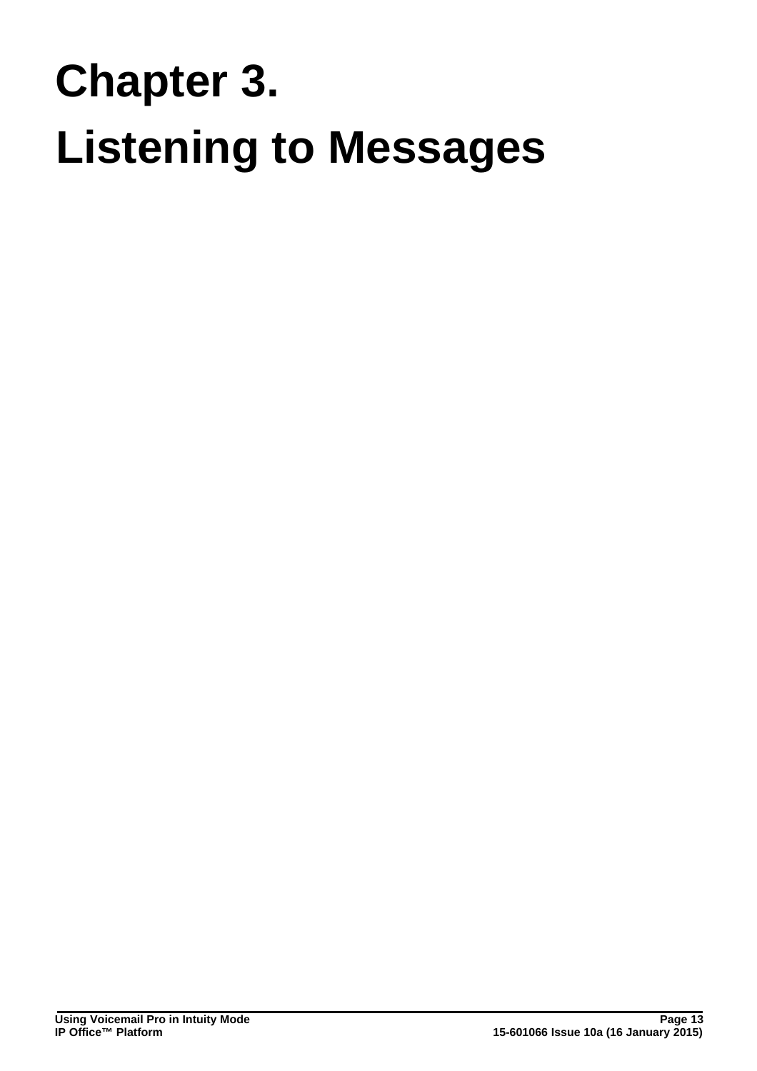# Chapter 3.
# Listening to Messages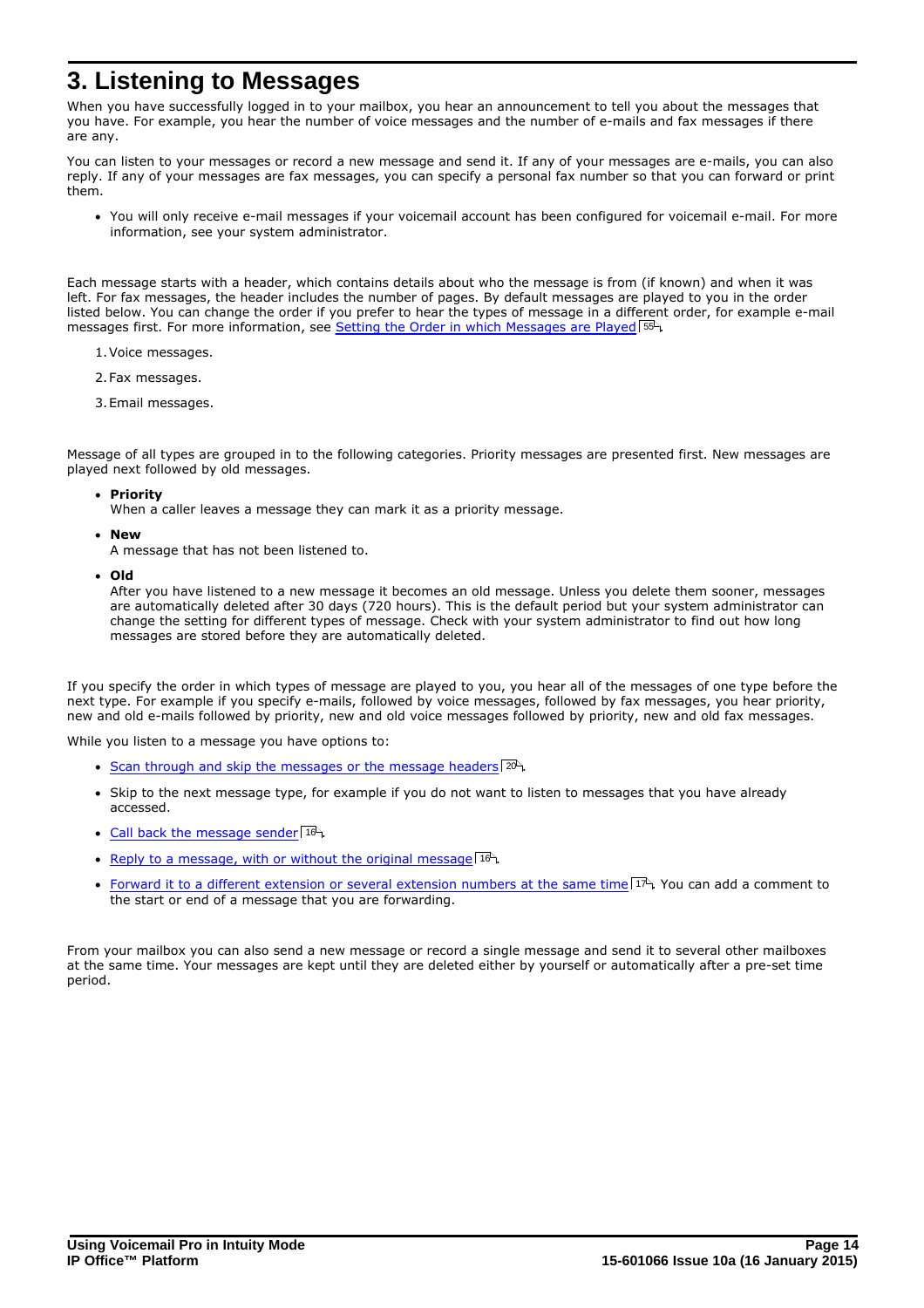# 3. Listening to Messages

When you have successfully logged in to your mailbox, you hear an announcement to tell you about the messages that you have. For example, you hear the number of voice messages and the number of e-mails and fax messages if there are any.

You can listen to your messages or record a new message and send it. If any of your messages are e-mails, you can also reply. If any of your messages are fax messages, you can specify a personal fax number so that you can forward or print them.

- You will only receive e-mail messages if your voicemail account has been configured for voicemail e-mail. For more information, see your system administrator.

Each message starts with a header, which contains details about who the message is from (if known) and when it was left. For fax messages, the header includes the number of pages. By default messages are played to you in the order listed below. You can change the order if you prefer to hear the types of message in a different order, for example e-mail messages first. For more information, see Setting the Order in which Messages are Played 55.

1. Voice messages.
2. Fax messages.
3. Email messages.

Message of all types are grouped in to the following categories. Priority messages are presented first. New messages are played next followed by old messages.

- **Priority**
  When a caller leaves a message they can mark it as a priority message.
- **New**
  A message that has not been listened to.
- **Old**
  After you have listened to a new message it becomes an old message. Unless you delete them sooner, messages are automatically deleted after 30 days (720 hours). This is the default period but your system administrator can change the setting for different types of message. Check with your system administrator to find out how long messages are stored before they are automatically deleted.

If you specify the order in which types of message are played to you, you hear all of the messages of one type before the next type. For example if you specify e-mails, followed by voice messages, followed by fax messages, you hear priority, new and old e-mails followed by priority, new and old voice messages followed by priority, new and old fax messages.

While you listen to a message you have options to:

- Scan through and skip the messages or the message headers 20.
- Skip to the next message type, for example if you do not want to listen to messages that you have already accessed.
- Call back the message sender 16.
- Reply to a message, with or without the original message 16.
- Forward it to a different extension or several extension numbers at the same time 17. You can add a comment to the start or end of a message that you are forwarding.

From your mailbox you can also send a new message or record a single message and send it to several other mailboxes at the same time. Your messages are kept until they are deleted either by yourself or automatically after a pre-set time period.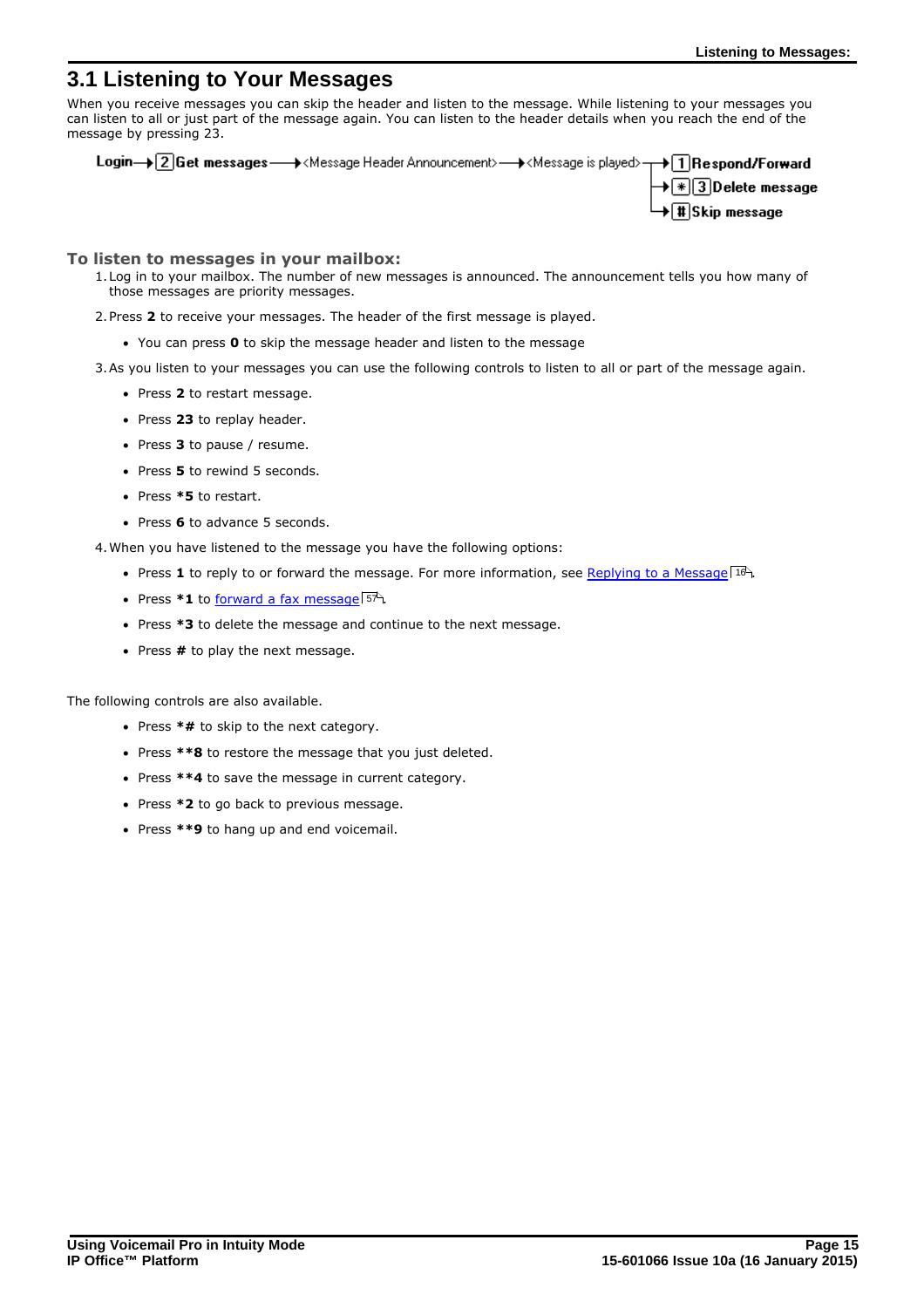## 3.1 Listening to Your Messages

When you receive messages you can skip the header and listen to the message. While listening to your messages you can listen to all or just part of the message again. You can listen to the header details when you reach the end of the message by pressing 23.

**Login** → **2 Get messages** → <Message Header Announcement> → <Message is played> → **1 Respond/Forward**
→ ***3 Delete message**
→ **# Skip message**

### To listen to messages in your mailbox:

1. Log in to your mailbox. The number of new messages is announced. The announcement tells you how many of those messages are priority messages.

2. Press **2** to receive your messages. The header of the first message is played.

   - You can press **0** to skip the message header and listen to the message

3. As you listen to your messages you can use the following controls to listen to all or part of the message again.

   - Press **2** to restart message.
   - Press **23** to replay header.
   - Press **3** to pause / resume.
   - Press **5** to rewind 5 seconds.
   - Press ***5** to restart.
   - Press **6** to advance 5 seconds.

4. When you have listened to the message you have the following options:

   - Press **1** to reply to or forward the message. For more information, see Replying to a Message 16.
   - Press ***1** to forward a fax message 57.
   - Press ***3** to delete the message and continue to the next message.
   - Press **#** to play the next message.

The following controls are also available.

- Press ***#** to skip to the next category.
- Press ****8** to restore the message that you just deleted.
- Press ****4** to save the message in current category.
- Press ***2** to go back to previous message.
- Press ****9** to hang up and end voicemail.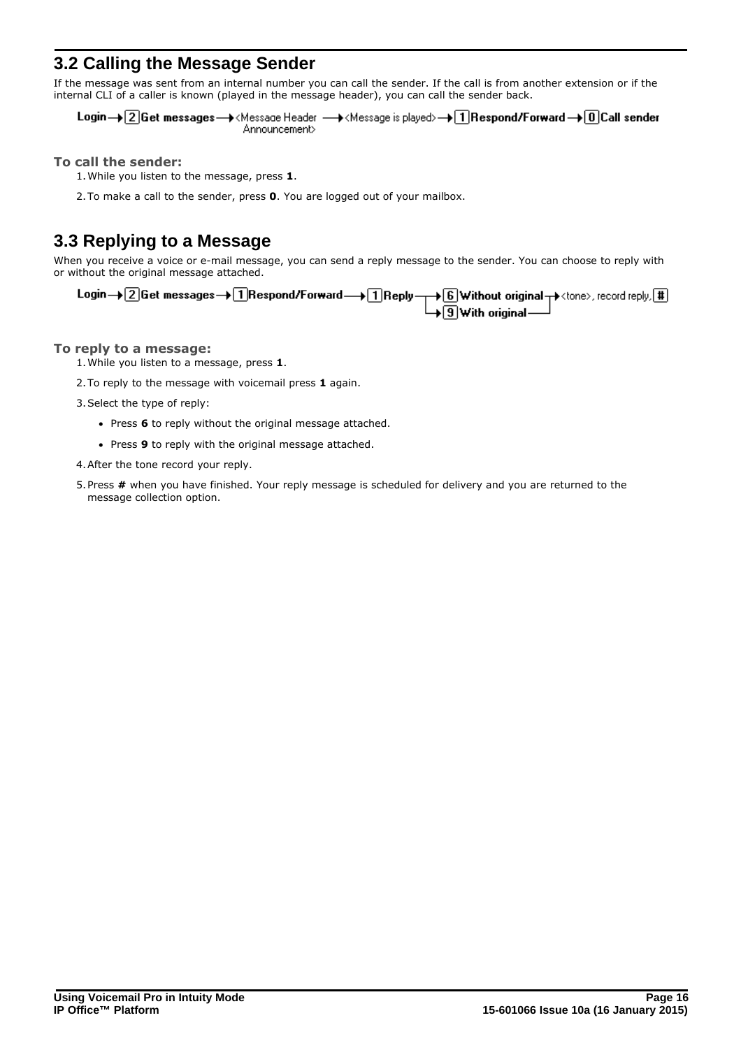## 3.2 Calling the Message Sender

If the message was sent from an internal number you can call the sender. If the call is from another extension or if the internal CLI of a caller is known (played in the message header), you can call the sender back.

**Login** → [2] **Get messages** → <Message Header Announcement> → <Message is played> → [1] **Respond/Forward** → [0] **Call sender**

### To call the sender:

1. While you listen to the message, press **1**.
2. To make a call to the sender, press **0**. You are logged out of your mailbox.

## 3.3 Replying to a Message

When you receive a voice or e-mail message, you can send a reply message to the sender. You can choose to reply with or without the original message attached.

**Login** → [2] **Get messages** → [1] **Respond/Forward** → [1] **Reply** → [6] **Without original** / [9] **With original** → <tone>, record reply, [#]

### To reply to a message:

1. While you listen to a message, press **1**.
2. To reply to the message with voicemail press **1** again.
3. Select the type of reply:
   - Press **6** to reply without the original message attached.
   - Press **9** to reply with the original message attached.
4. After the tone record your reply.
5. Press **#** when you have finished. Your reply message is scheduled for delivery and you are returned to the message collection option.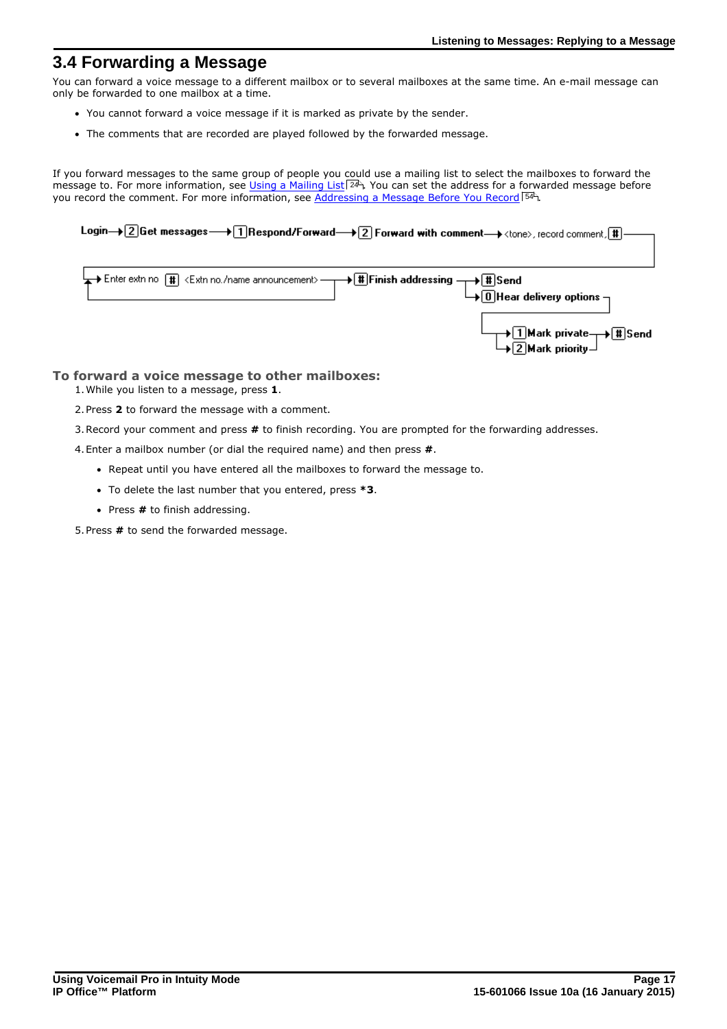## 3.4 Forwarding a Message

You can forward a voice message to a different mailbox or to several mailboxes at the same time. An e-mail message can only be forwarded to one mailbox at a time.

- You cannot forward a voice message if it is marked as private by the sender.
- The comments that are recorded are played followed by the forwarded message.

If you forward messages to the same group of people you could use a mailing list to select the mailboxes to forward the message to. For more information, see Using a Mailing List 24. You can set the address for a forwarded message before you record the comment. For more information, see Addressing a Message Before You Record 54.

Login → [2] Get messages → [1] Respond/Forward → [2] Forward with comment → <tone>, record comment, [#] → Enter extn no [#] <Extn no./name announcement> → [#] Finish addressing → [#] Send / [0] Hear delivery options → [1] Mark private / [2] Mark priority → [#] Send

### To forward a voice message to other mailboxes:

1. While you listen to a message, press **1**.
2. Press **2** to forward the message with a comment.
3. Record your comment and press **#** to finish recording. You are prompted for the forwarding addresses.
4. Enter a mailbox number (or dial the required name) and then press **#**.
   - Repeat until you have entered all the mailboxes to forward the message to.
   - To delete the last number that you entered, press ***3**.
   - Press **#** to finish addressing.
5. Press **#** to send the forwarded message.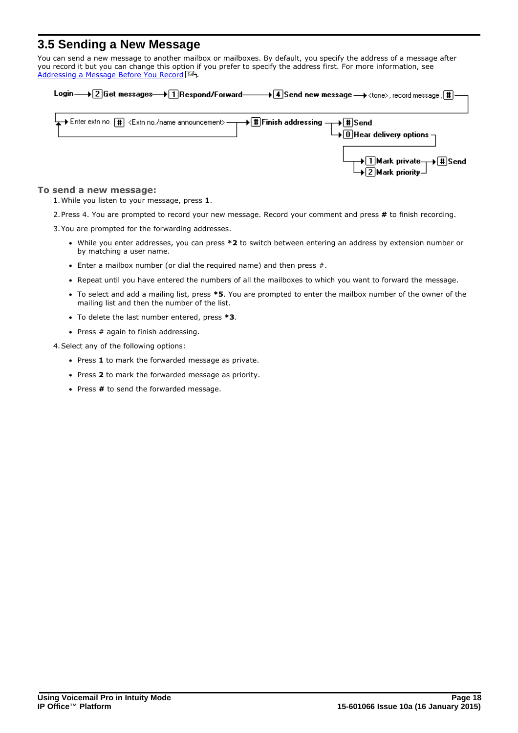## 3.5 Sending a New Message

You can send a new message to another mailbox or mailboxes. By default, you specify the address of a message after you record it but you can change this option if you prefer to specify the address first. For more information, see Addressing a Message Before You Record 54.

Login → 2 Get messages → 1 Respond/Forward → 4 Send new message → <tone>, record message, # → Enter extn no # <Extn no./name announcement> → # Finish addressing → # Send / 0 Hear delivery options → 1 Mark private / 2 Mark priority → # Send

### To send a new message:

1. While you listen to your message, press **1**.
2. Press 4. You are prompted to record your new message. Record your comment and press **#** to finish recording.
3. You are prompted for the forwarding addresses.
   - While you enter addresses, you can press **\*2** to switch between entering an address by extension number or by matching a user name.
   - Enter a mailbox number (or dial the required name) and then press #.
   - Repeat until you have entered the numbers of all the mailboxes to which you want to forward the message.
   - To select and add a mailing list, press **\*5**. You are prompted to enter the mailbox number of the owner of the mailing list and then the number of the list.
   - To delete the last number entered, press **\*3**.
   - Press # again to finish addressing.
4. Select any of the following options:
   - Press **1** to mark the forwarded message as private.
   - Press **2** to mark the forwarded message as priority.
   - Press **#** to send the forwarded message.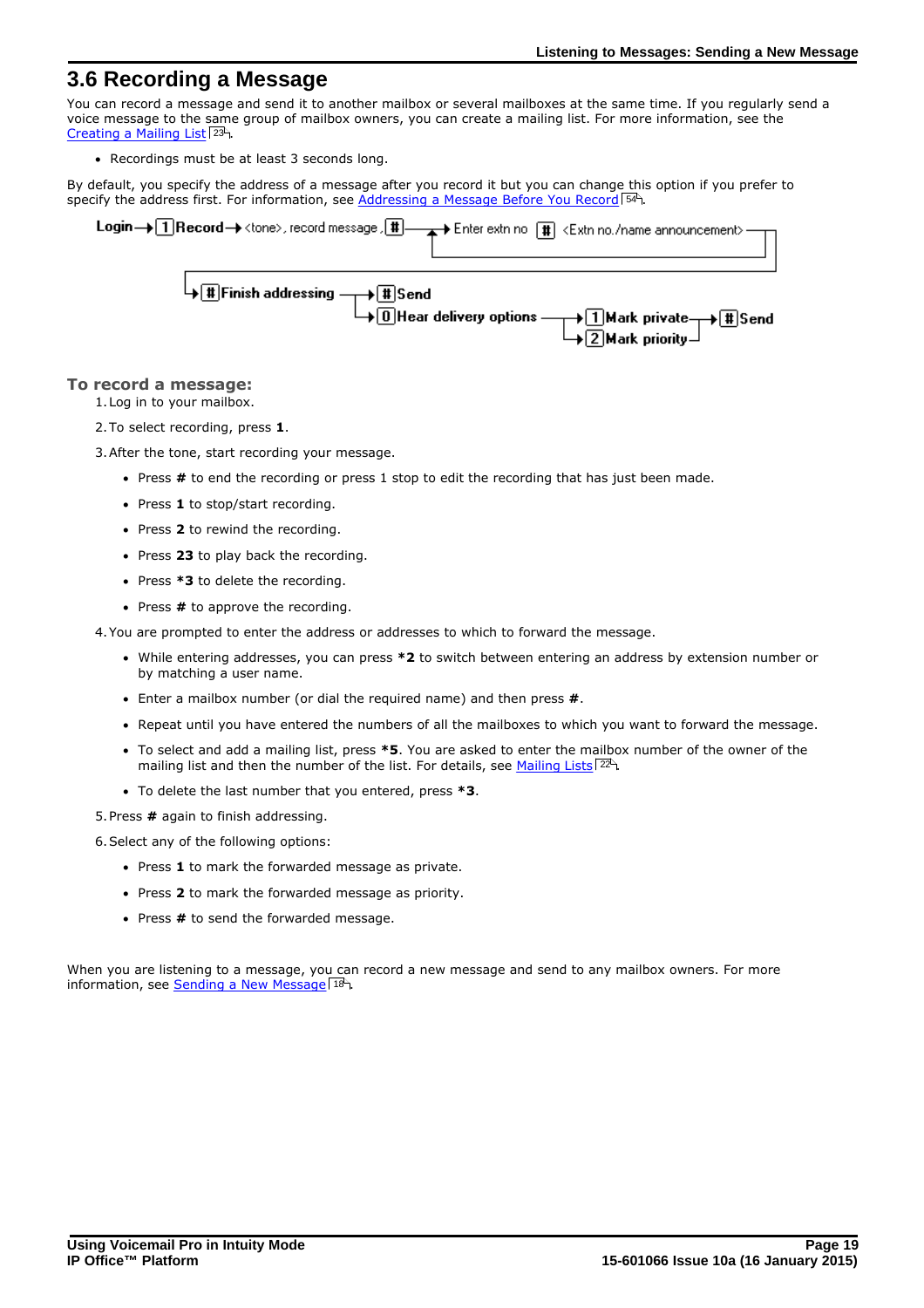## 3.6 Recording a Message

You can record a message and send it to another mailbox or several mailboxes at the same time. If you regularly send a voice message to the same group of mailbox owners, you can create a mailing list. For more information, see the Creating a Mailing List 23.

- Recordings must be at least 3 seconds long.

By default, you specify the address of a message after you record it but you can change this option if you prefer to specify the address first. For information, see Addressing a Message Before You Record 54.

```
Login → [1] Record → <tone>, record message, [#] → Enter extn no [#] <Extn no./name announcement>
  → [#] Finish addressing → [#] Send
                          → [0] Hear delivery options → [1] Mark private → [#] Send
                                                      → [2] Mark priority
```

### To record a message:

1. Log in to your mailbox.
2. To select recording, press **1**.
3. After the tone, start recording your message.
   - Press **#** to end the recording or press 1 stop to edit the recording that has just been made.
   - Press **1** to stop/start recording.
   - Press **2** to rewind the recording.
   - Press **23** to play back the recording.
   - Press ***3** to delete the recording.
   - Press **#** to approve the recording.
4. You are prompted to enter the address or addresses to which to forward the message.
   - While entering addresses, you can press ***2** to switch between entering an address by extension number or by matching a user name.
   - Enter a mailbox number (or dial the required name) and then press **#**.
   - Repeat until you have entered the numbers of all the mailboxes to which you want to forward the message.
   - To select and add a mailing list, press ***5**. You are asked to enter the mailbox number of the owner of the mailing list and then the number of the list. For details, see Mailing Lists 22.
   - To delete the last number that you entered, press ***3**.
5. Press **#** again to finish addressing.
6. Select any of the following options:
   - Press **1** to mark the forwarded message as private.
   - Press **2** to mark the forwarded message as priority.
   - Press **#** to send the forwarded message.

When you are listening to a message, you can record a new message and send to any mailbox owners. For more information, see Sending a New Message 18.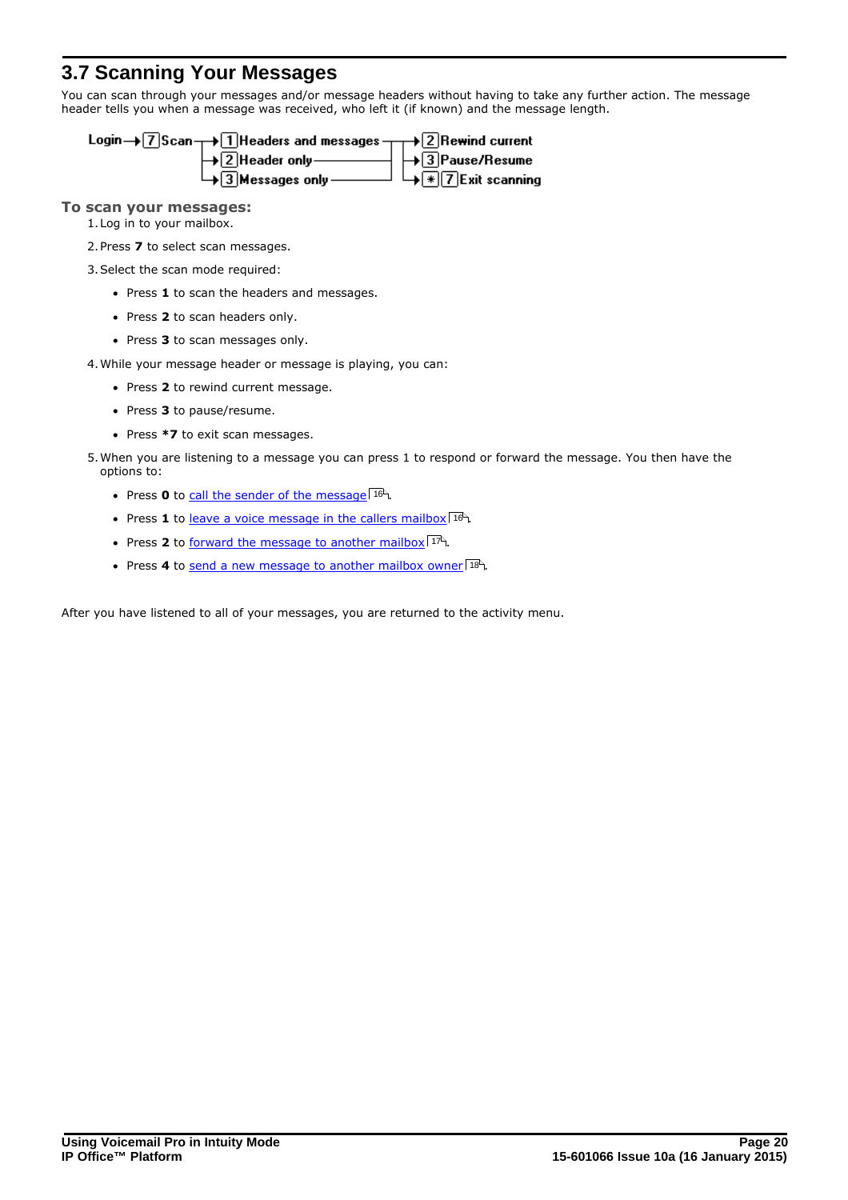## 3.7 Scanning Your Messages

You can scan through your messages and/or message headers without having to take any further action. The message header tells you when a message was received, who left it (if known) and the message length.

Login → 7 Scan → 1 Headers and messages / 2 Header only / 3 Messages only → 2 Rewind current / 3 Pause/Resume / * 7 Exit scanning

**To scan your messages:**

1. Log in to your mailbox.
2. Press **7** to select scan messages.
3. Select the scan mode required:
   - Press **1** to scan the headers and messages.
   - Press **2** to scan headers only.
   - Press **3** to scan messages only.
4. While your message header or message is playing, you can:
   - Press **2** to rewind current message.
   - Press **3** to pause/resume.
   - Press ***7** to exit scan messages.
5. When you are listening to a message you can press 1 to respond or forward the message. You then have the options to:
   - Press **0** to call the sender of the message 16.
   - Press **1** to leave a voice message in the callers mailbox 16.
   - Press **2** to forward the message to another mailbox 17.
   - Press **4** to send a new message to another mailbox owner 18.

After you have listened to all of your messages, you are returned to the activity menu.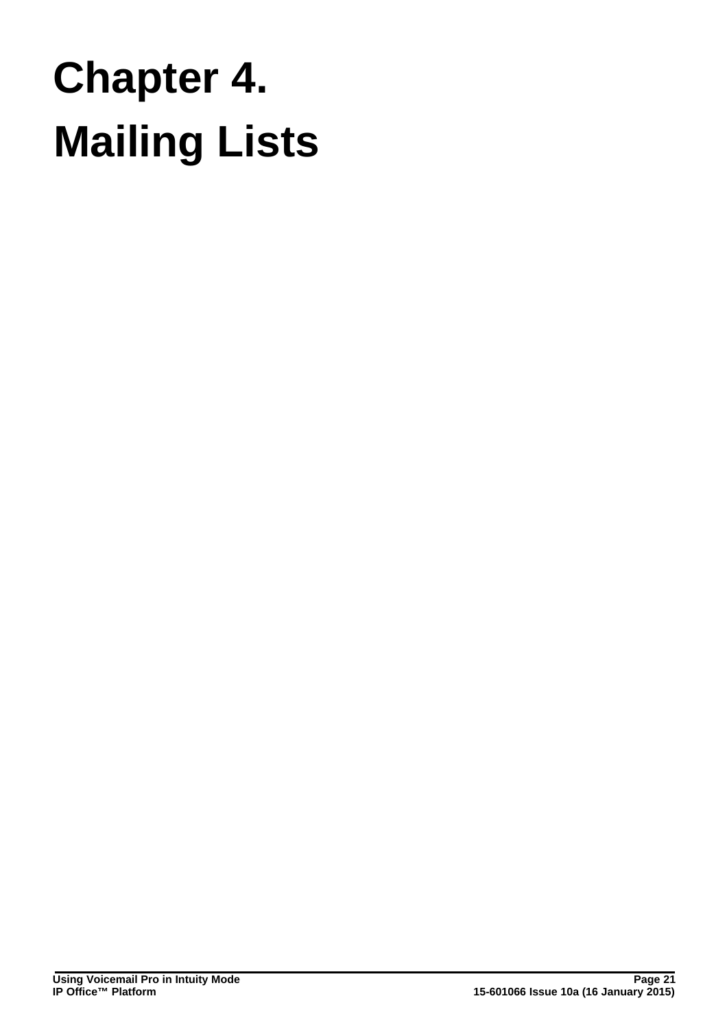# Chapter 4.
# Mailing Lists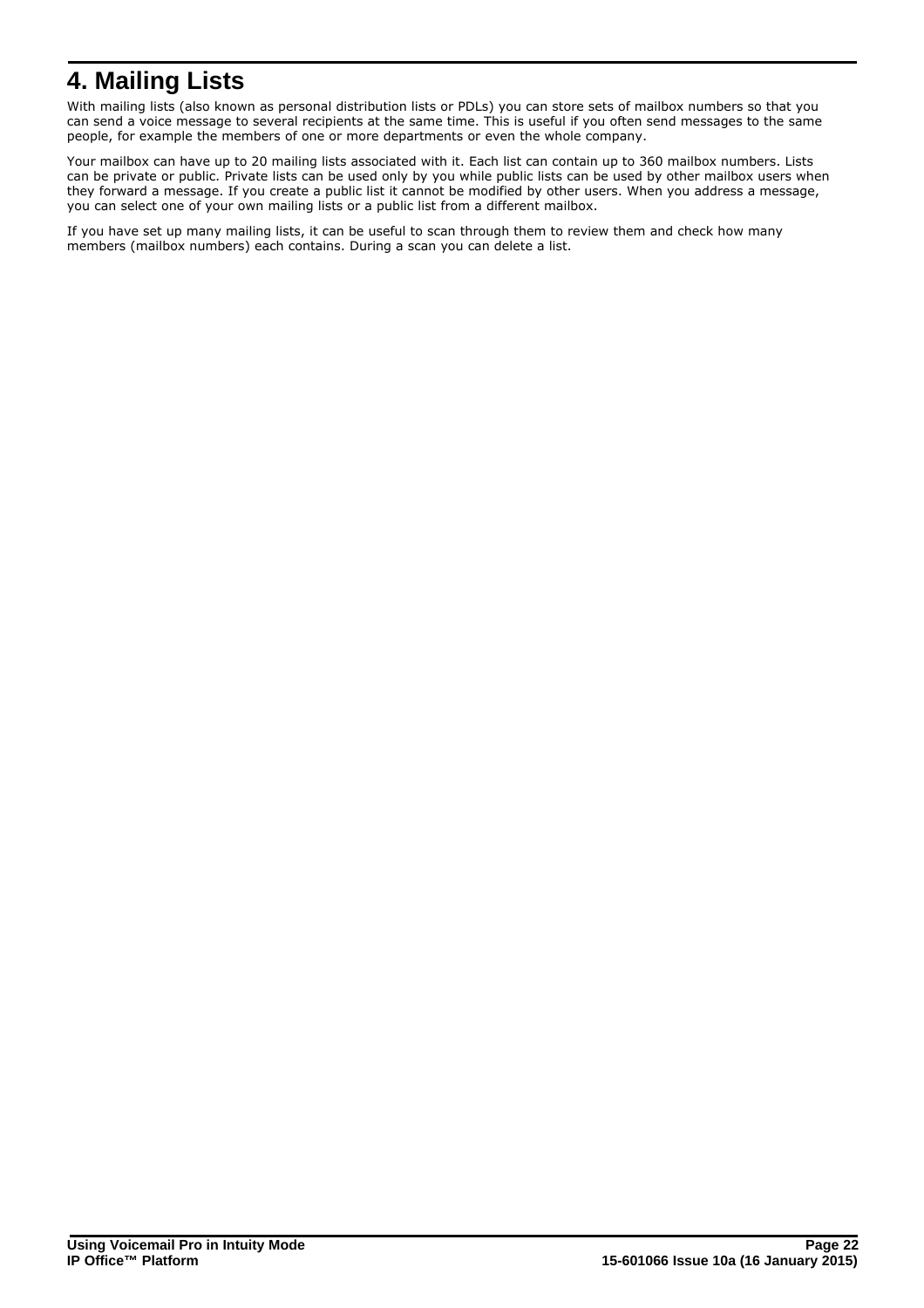# 4. Mailing Lists

With mailing lists (also known as personal distribution lists or PDLs) you can store sets of mailbox numbers so that you can send a voice message to several recipients at the same time. This is useful if you often send messages to the same people, for example the members of one or more departments or even the whole company.

Your mailbox can have up to 20 mailing lists associated with it. Each list can contain up to 360 mailbox numbers. Lists can be private or public. Private lists can be used only by you while public lists can be used by other mailbox users when they forward a message. If you create a public list it cannot be modified by other users. When you address a message, you can select one of your own mailing lists or a public list from a different mailbox.

If you have set up many mailing lists, it can be useful to scan through them to review them and check how many members (mailbox numbers) each contains. During a scan you can delete a list.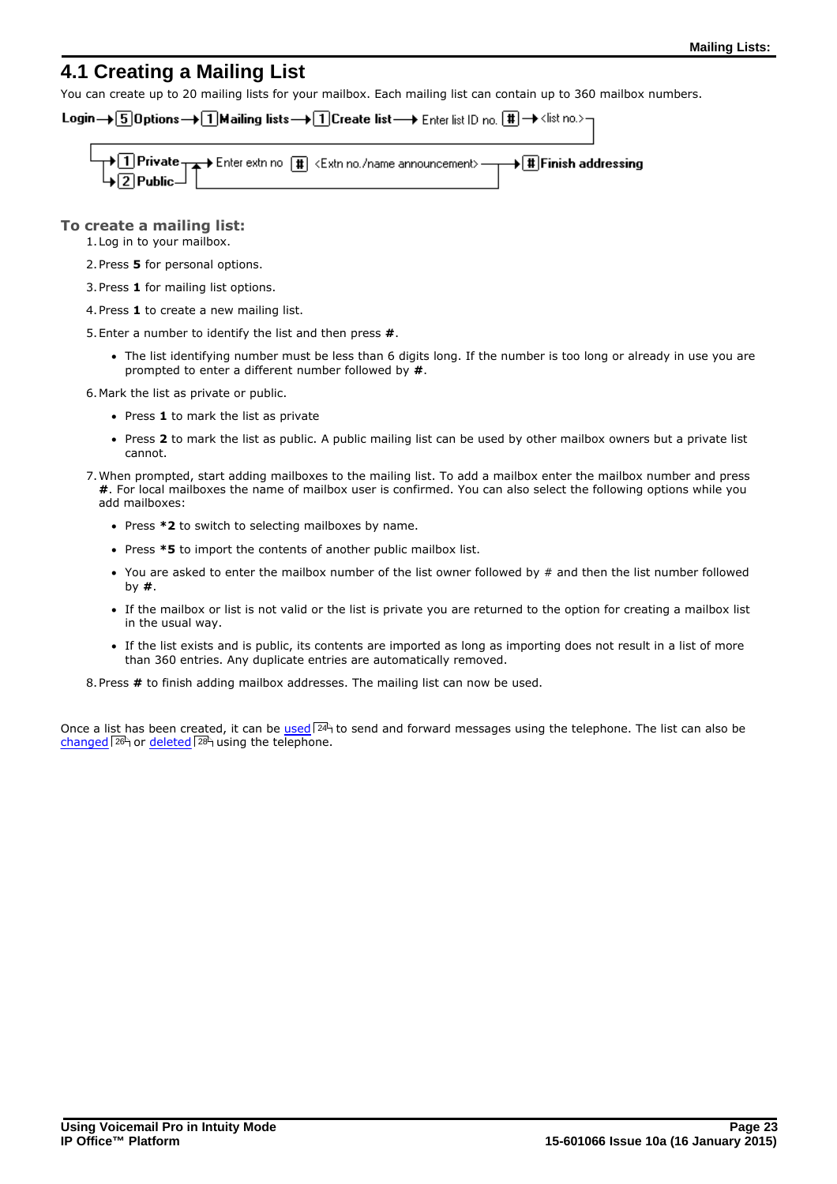## 4.1 Creating a Mailing List

You can create up to 20 mailing lists for your mailbox. Each mailing list can contain up to 360 mailbox numbers.

Login → 5 Options → 1 Mailing lists → 1 Create list → Enter list ID no. # → <list no.> → 1 Private / 2 Public → Enter extn no # <Extn no./name announcement> → # Finish addressing

### To create a mailing list:

1. Log in to your mailbox.
2. Press **5** for personal options.
3. Press **1** for mailing list options.
4. Press **1** to create a new mailing list.
5. Enter a number to identify the list and then press **#**.
   - The list identifying number must be less than 6 digits long. If the number is too long or already in use you are prompted to enter a different number followed by **#**.
6. Mark the list as private or public.
   - Press **1** to mark the list as private
   - Press **2** to mark the list as public. A public mailing list can be used by other mailbox owners but a private list cannot.
7. When prompted, start adding mailboxes to the mailing list. To add a mailbox enter the mailbox number and press **#**. For local mailboxes the name of mailbox user is confirmed. You can also select the following options while you add mailboxes:
   - Press ***2** to switch to selecting mailboxes by name.
   - Press ***5** to import the contents of another public mailbox list.
   - You are asked to enter the mailbox number of the list owner followed by # and then the list number followed by **#**.
   - If the mailbox or list is not valid or the list is private you are returned to the option for creating a mailbox list in the usual way.
   - If the list exists and is public, its contents are imported as long as importing does not result in a list of more than 360 entries. Any duplicate entries are automatically removed.
8. Press **#** to finish adding mailbox addresses. The mailing list can now be used.

Once a list has been created, it can be used [24] to send and forward messages using the telephone. The list can also be changed [26] or deleted [28] using the telephone.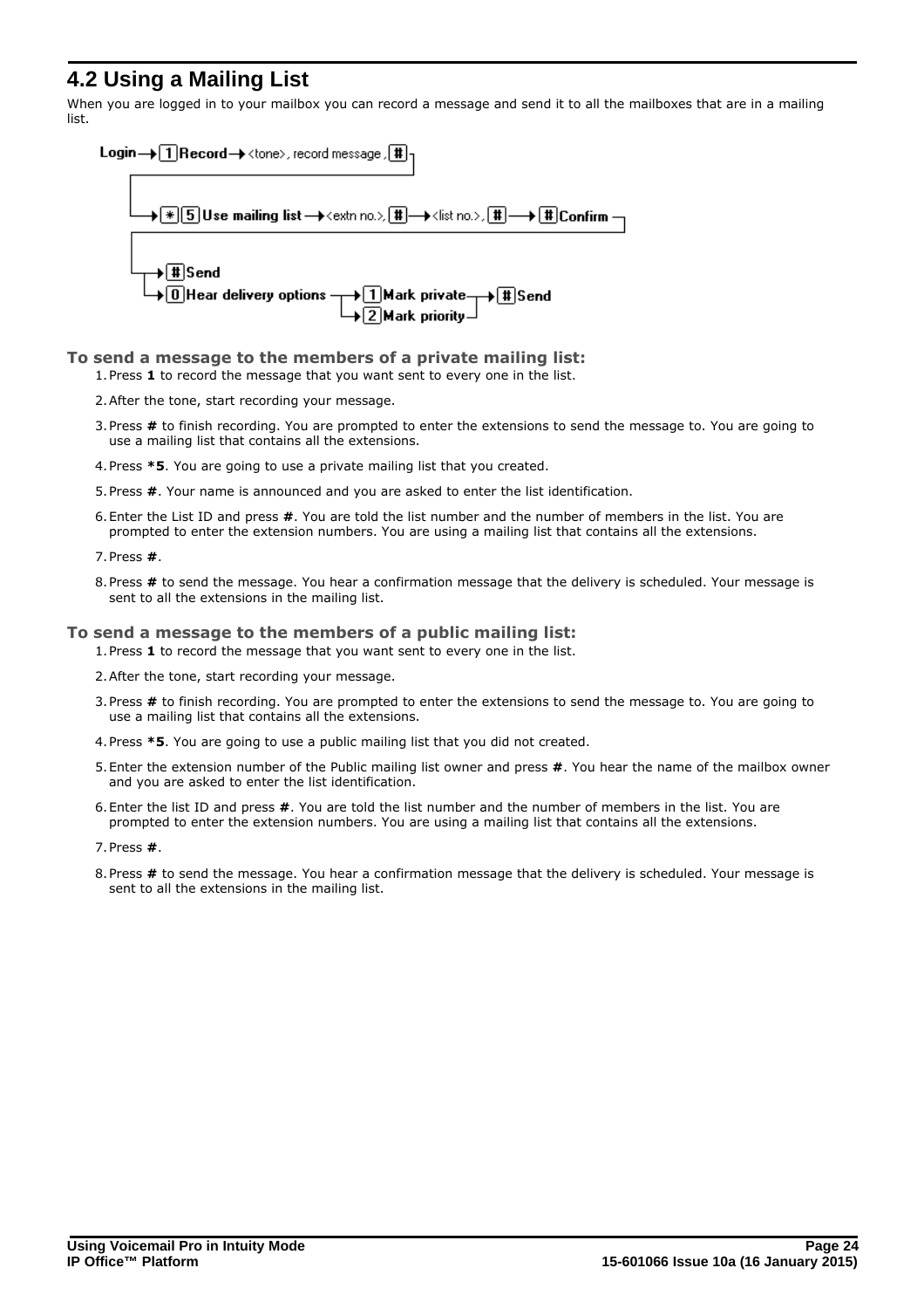## 4.2 Using a Mailing List

When you are logged in to your mailbox you can record a message and send it to all the mailboxes that are in a mailing list.

Login → [1] Record → <tone>, record message, [#]

→ [*][5] Use mailing list → <extn no.>, [#] → <list no.>, [#] → [#] Confirm

→ [#] Send

→ [0] Hear delivery options → [1] Mark private / [2] Mark priority → [#] Send

**To send a message to the members of a private mailing list:**

1. Press **1** to record the message that you want sent to every one in the list.
2. After the tone, start recording your message.
3. Press **#** to finish recording. You are prompted to enter the extensions to send the message to. You are going to use a mailing list that contains all the extensions.
4. Press ***5**. You are going to use a private mailing list that you created.
5. Press **#**. Your name is announced and you are asked to enter the list identification.
6. Enter the List ID and press **#**. You are told the list number and the number of members in the list. You are prompted to enter the extension numbers. You are using a mailing list that contains all the extensions.
7. Press **#**.
8. Press **#** to send the message. You hear a confirmation message that the delivery is scheduled. Your message is sent to all the extensions in the mailing list.

**To send a message to the members of a public mailing list:**

1. Press **1** to record the message that you want sent to every one in the list.
2. After the tone, start recording your message.
3. Press **#** to finish recording. You are prompted to enter the extensions to send the message to. You are going to use a mailing list that contains all the extensions.
4. Press ***5**. You are going to use a public mailing list that you did not created.
5. Enter the extension number of the Public mailing list owner and press **#**. You hear the name of the mailbox owner and you are asked to enter the list identification.
6. Enter the list ID and press **#**. You are told the list number and the number of members in the list. You are prompted to enter the extension numbers. You are using a mailing list that contains all the extensions.
7. Press **#**.
8. Press **#** to send the message. You hear a confirmation message that the delivery is scheduled. Your message is sent to all the extensions in the mailing list.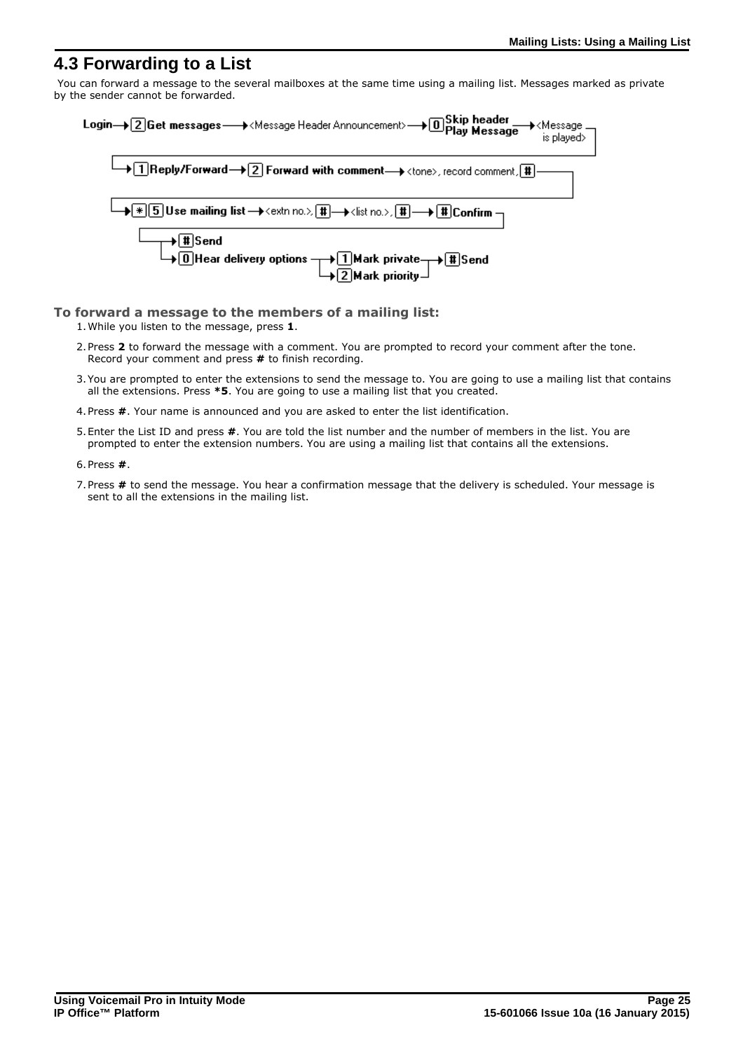# 4.3 Forwarding to a List

You can forward a message to the several mailboxes at the same time using a mailing list. Messages marked as private by the sender cannot be forwarded.

```
Login → [2] Get messages → <Message Header Announcement> → [0] Skip header / Play Message → <Message is played>
→ [1] Reply/Forward → [2] Forward with comment → <tone>, record comment, [#]
→ [*][5] Use mailing list → <extn no.>, [#] → <list no.>, [#] → [#] Confirm
    → [#] Send
    → [0] Hear delivery options → [1] Mark private → [#] Send
                                → [2] Mark priority ↗
```

### To forward a message to the members of a mailing list:

1. While you listen to the message, press **1**.
2. Press **2** to forward the message with a comment. You are prompted to record your comment after the tone. Record your comment and press **#** to finish recording.
3. You are prompted to enter the extensions to send the message to. You are going to use a mailing list that contains all the extensions. Press ***5**. You are going to use a mailing list that you created.
4. Press **#**. Your name is announced and you are asked to enter the list identification.
5. Enter the List ID and press **#**. You are told the list number and the number of members in the list. You are prompted to enter the extension numbers. You are using a mailing list that contains all the extensions.
6. Press **#**.
7. Press **#** to send the message. You hear a confirmation message that the delivery is scheduled. Your message is sent to all the extensions in the mailing list.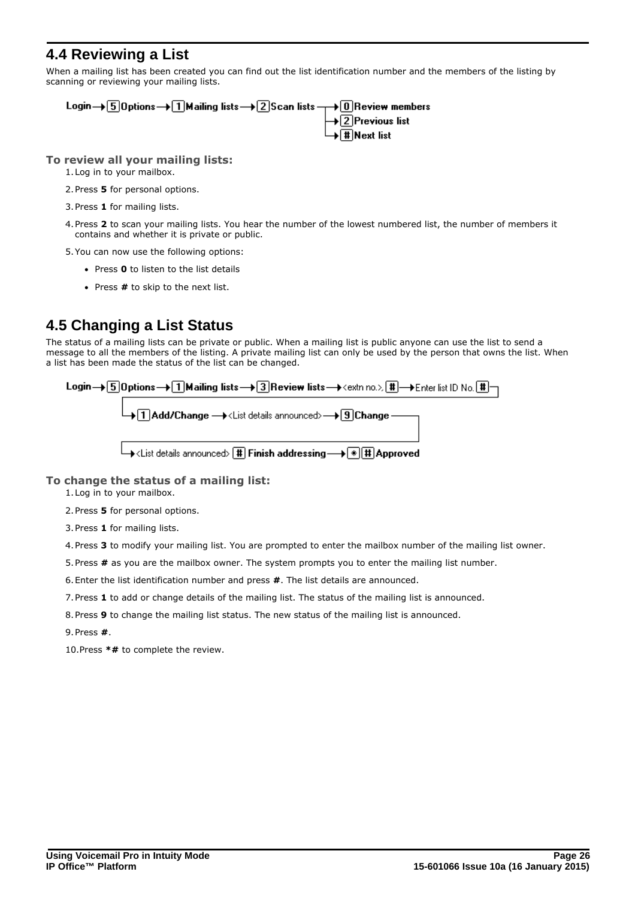## 4.4 Reviewing a List

When a mailing list has been created you can find out the list identification number and the members of the listing by scanning or reviewing your mailing lists.

Login → [5] Options → [1] Mailing lists → [2] Scan lists → [0] Review members
→ [2] Previous list
→ [#] Next list

**To review all your mailing lists:**

1. Log in to your mailbox.
2. Press **5** for personal options.
3. Press **1** for mailing lists.
4. Press **2** to scan your mailing lists. You hear the number of the lowest numbered list, the number of members it contains and whether it is private or public.
5. You can now use the following options:
   - Press **0** to listen to the list details
   - Press **#** to skip to the next list.

## 4.5 Changing a List Status

The status of a mailing lists can be private or public. When a mailing list is public anyone can use the list to send a message to all the members of the listing. A private mailing list can only be used by the person that owns the list. When a list has been made the status of the list can be changed.

Login → [5] Options → [1] Mailing lists → [3] Review lists → <extn no.>, [#] → Enter list ID No. [#]
→ [1] Add/Change → <List details announced> → [9] Change
→ <List details announced> [#] Finish addressing → [*] [#] Approved

**To change the status of a mailing list:**

1. Log in to your mailbox.
2. Press **5** for personal options.
3. Press **1** for mailing lists.
4. Press **3** to modify your mailing list. You are prompted to enter the mailbox number of the mailing list owner.
5. Press **#** as you are the mailbox owner. The system prompts you to enter the mailing list number.
6. Enter the list identification number and press **#**. The list details are announced.
7. Press **1** to add or change details of the mailing list. The status of the mailing list is announced.
8. Press **9** to change the mailing list status. The new status of the mailing list is announced.
9. Press **#**.
10. Press ***#** to complete the review.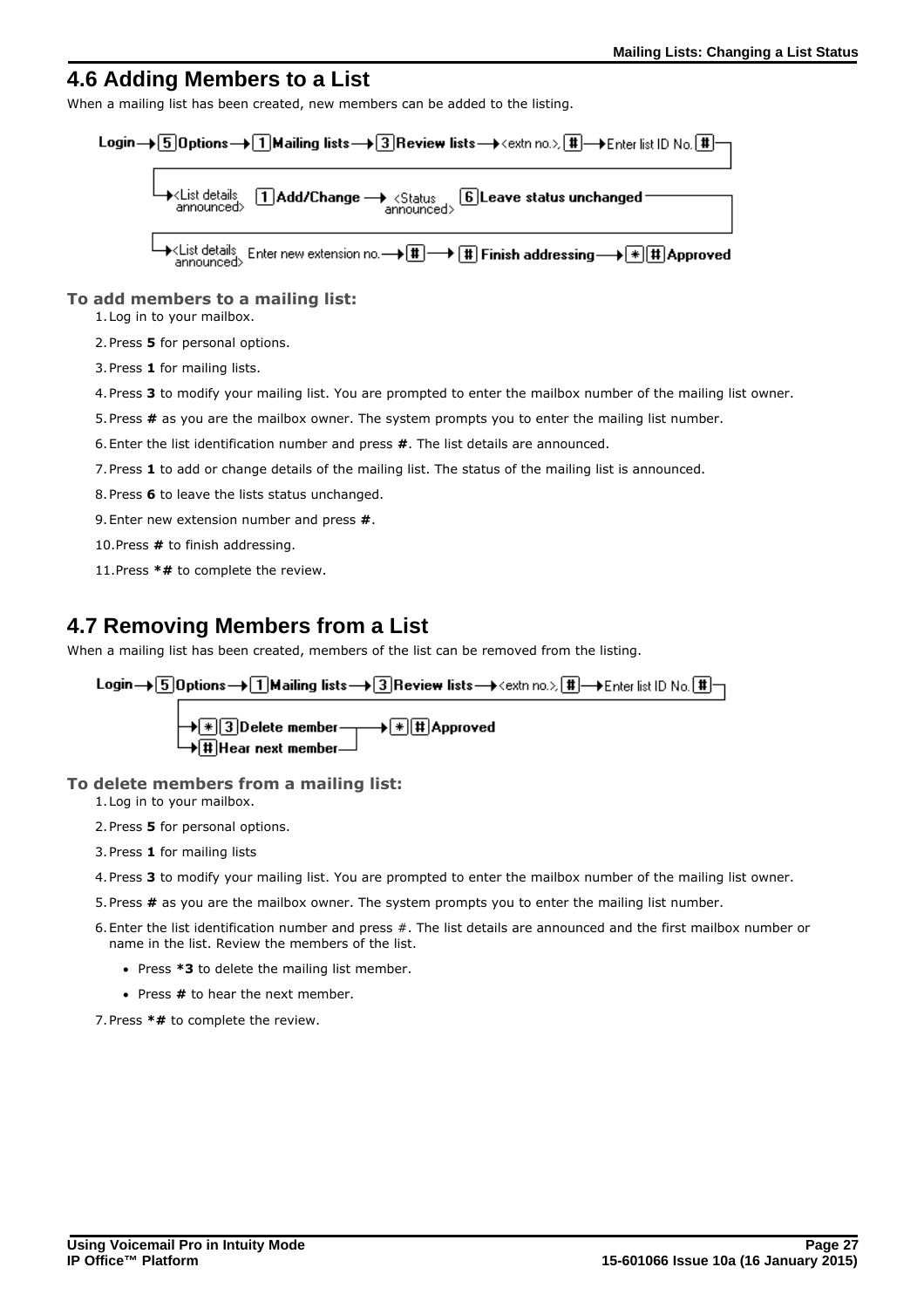## 4.6 Adding Members to a List

When a mailing list has been created, new members can be added to the listing.

Login → [5] Options → [1] Mailing lists → [3] Review lists → <extn no.>, [#] → Enter list ID No. [#] → <List details announced> [1] Add/Change → <Status announced> [6] Leave status unchanged → <List details announced> Enter new extension no. → [#] → [#] Finish addressing → [*][#] Approved

**To add members to a mailing list:**

1. Log in to your mailbox.
2. Press **5** for personal options.
3. Press **1** for mailing lists.
4. Press **3** to modify your mailing list. You are prompted to enter the mailbox number of the mailing list owner.
5. Press **#** as you are the mailbox owner. The system prompts you to enter the mailing list number.
6. Enter the list identification number and press **#**. The list details are announced.
7. Press **1** to add or change details of the mailing list. The status of the mailing list is announced.
8. Press **6** to leave the lists status unchanged.
9. Enter new extension number and press **#**.
10. Press **#** to finish addressing.
11. Press ***#** to complete the review.

## 4.7 Removing Members from a List

When a mailing list has been created, members of the list can be removed from the listing.

Login → [5] Options → [1] Mailing lists → [3] Review lists → <extn no.>, [#] → Enter list ID No. [#] → [*][3] Delete member / [#] Hear next member → [*][#] Approved

**To delete members from a mailing list:**

1. Log in to your mailbox.
2. Press **5** for personal options.
3. Press **1** for mailing lists
4. Press **3** to modify your mailing list. You are prompted to enter the mailbox number of the mailing list owner.
5. Press **#** as you are the mailbox owner. The system prompts you to enter the mailing list number.
6. Enter the list identification number and press #. The list details are announced and the first mailbox number or name in the list. Review the members of the list.
   - Press ***3** to delete the mailing list member.
   - Press **#** to hear the next member.
7. Press ***#** to complete the review.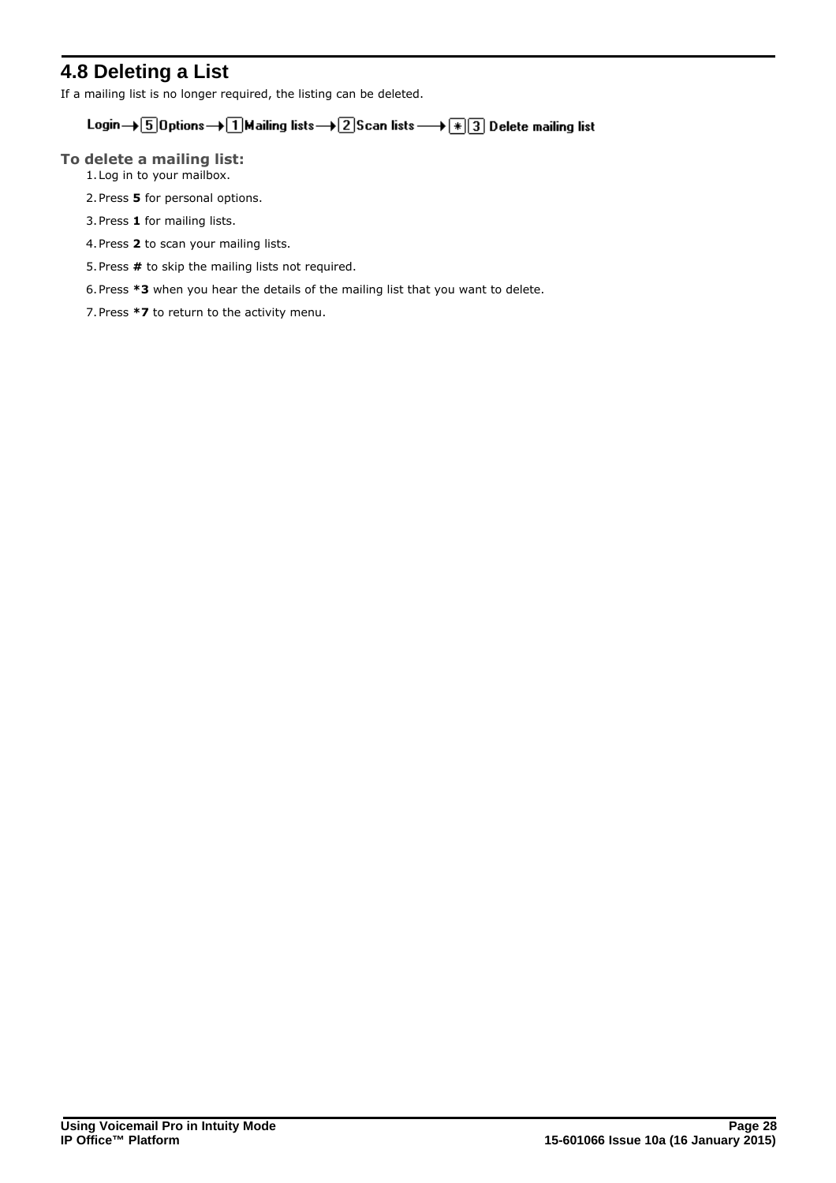## 4.8 Deleting a List

If a mailing list is no longer required, the listing can be deleted.

Login → [5] Options → [1] Mailing lists → [2] Scan lists → [*] [3] Delete mailing list

**To delete a mailing list:**

1. Log in to your mailbox.
2. Press **5** for personal options.
3. Press **1** for mailing lists.
4. Press **2** to scan your mailing lists.
5. Press **#** to skip the mailing lists not required.
6. Press ***3** when you hear the details of the mailing list that you want to delete.
7. Press ***7** to return to the activity menu.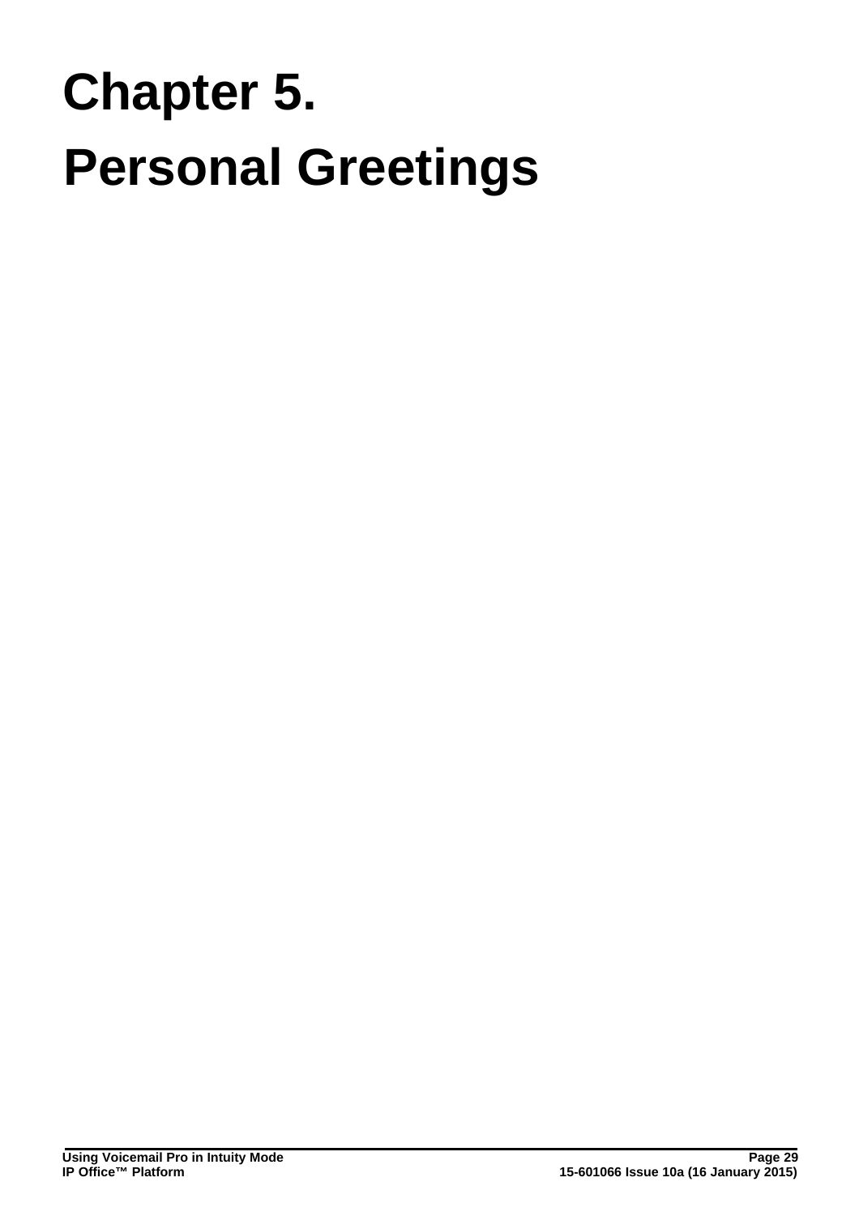# Chapter 5. Personal Greetings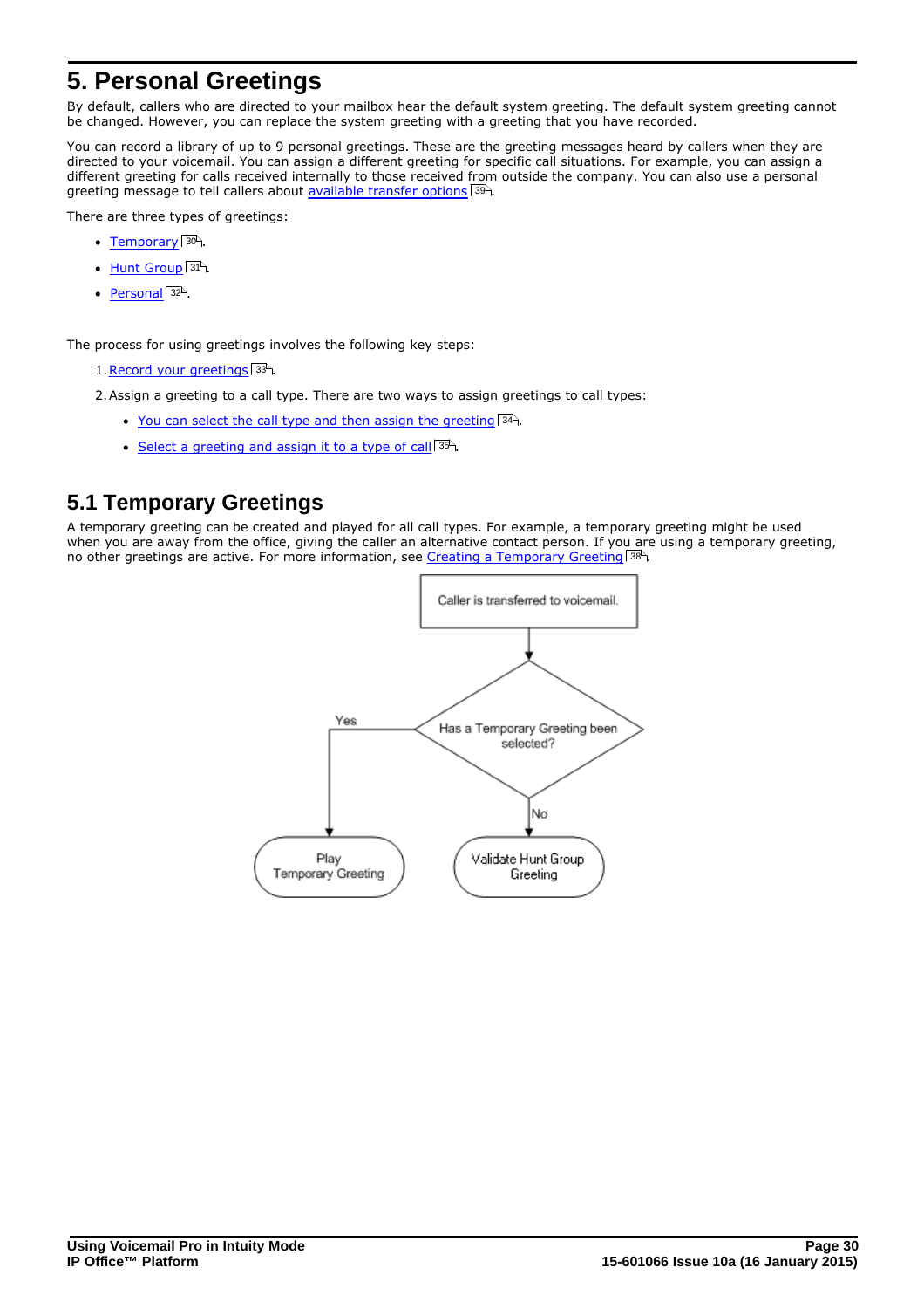# 5. Personal Greetings

By default, callers who are directed to your mailbox hear the default system greeting. The default system greeting cannot be changed. However, you can replace the system greeting with a greeting that you have recorded.

You can record a library of up to 9 personal greetings. These are the greeting messages heard by callers when they are directed to your voicemail. You can assign a different greeting for specific call situations. For example, you can assign a different greeting for calls received internally to those received from outside the company. You can also use a personal greeting message to tell callers about available transfer options 39.

There are three types of greetings:

- Temporary 30.
- Hunt Group 31.
- Personal 32.

The process for using greetings involves the following key steps:

1. Record your greetings 33.
2. Assign a greeting to a call type. There are two ways to assign greetings to call types:
   - You can select the call type and then assign the greeting 34.
   - Select a greeting and assign it to a type of call 35.

## 5.1 Temporary Greetings

A temporary greeting can be created and played for all call types. For example, a temporary greeting might be used when you are away from the office, giving the caller an alternative contact person. If you are using a temporary greeting, no other greetings are active. For more information, see Creating a Temporary Greeting 38.

Caller is transferred to voicemail.

Has a Temporary Greeting been selected?

Yes

No

Play Temporary Greeting

Validate Hunt Group Greeting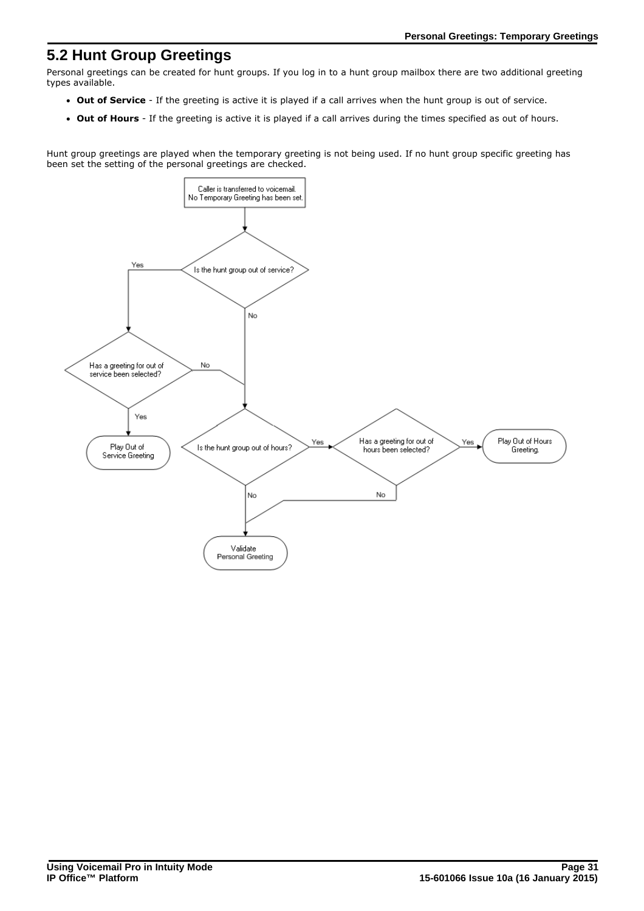## 5.2 Hunt Group Greetings

Personal greetings can be created for hunt groups. If you log in to a hunt group mailbox there are two additional greeting types available.

- **Out of Service** - If the greeting is active it is played if a call arrives when the hunt group is out of service.
- **Out of Hours** - If the greeting is active it is played if a call arrives during the times specified as out of hours.

Hunt group greetings are played when the temporary greeting is not being used. If no hunt group specific greeting has been set the setting of the personal greetings are checked.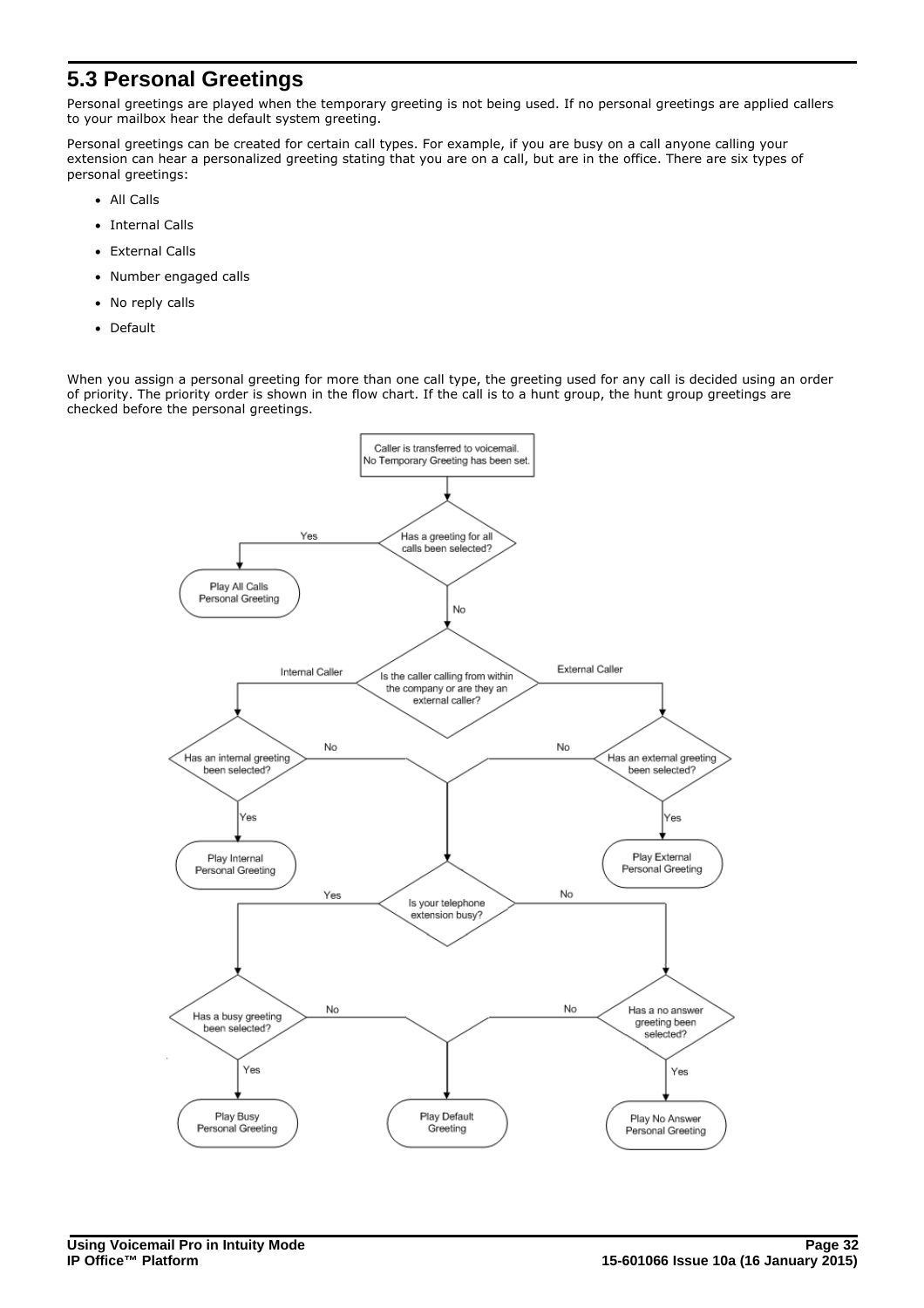## 5.3 Personal Greetings

Personal greetings are played when the temporary greeting is not being used. If no personal greetings are applied callers to your mailbox hear the default system greeting.

Personal greetings can be created for certain call types. For example, if you are busy on a call anyone calling your extension can hear a personalized greeting stating that you are on a call, but are in the office. There are six types of personal greetings:

- All Calls
- Internal Calls
- External Calls
- Number engaged calls
- No reply calls
- Default

When you assign a personal greeting for more than one call type, the greeting used for any call is decided using an order of priority. The priority order is shown in the flow chart. If the call is to a hunt group, the hunt group greetings are checked before the personal greetings.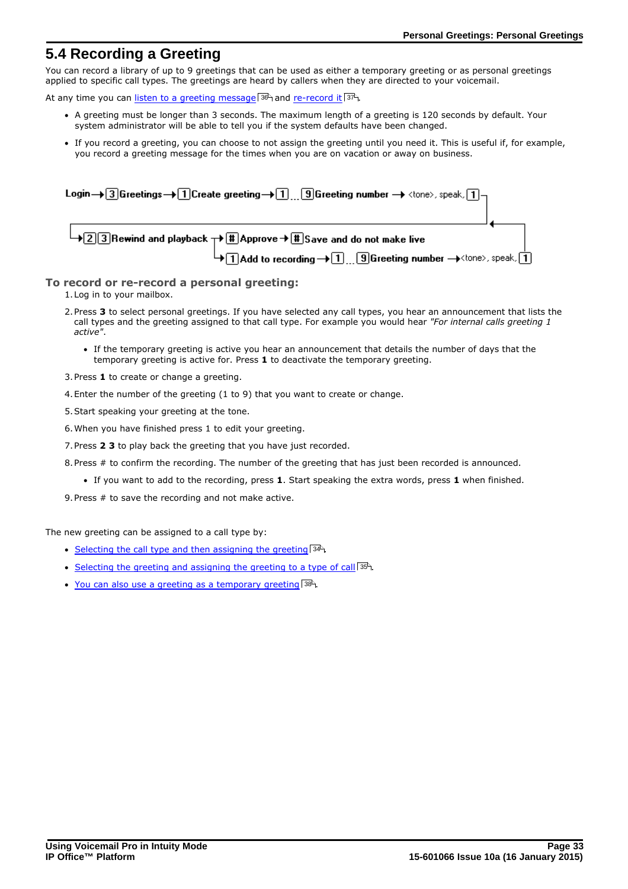## 5.4 Recording a Greeting

You can record a library of up to 9 greetings that can be used as either a temporary greeting or as personal greetings applied to specific call types. The greetings are heard by callers when they are directed to your voicemail.

At any time you can listen to a greeting message 36 and re-record it 37.

- A greeting must be longer than 3 seconds. The maximum length of a greeting is 120 seconds by default. Your system administrator will be able to tell you if the system defaults have been changed.
- If you record a greeting, you can choose to not assign the greeting until you need it. This is useful if, for example, you record a greeting message for the times when you are on vacation or away on business.

Login → [3] Greetings → [1] Create greeting → [1] ... [9] Greeting number → <tone>, speak, [1]

→ [2][3] Rewind and playback → [#] Approve → [#] Save and do not make live

→ [1] Add to recording → [1] ... [9] Greeting number → <tone>, speak, [1]

### To record or re-record a personal greeting:

1. Log in to your mailbox.
2. Press **3** to select personal greetings. If you have selected any call types, you hear an announcement that lists the call types and the greeting assigned to that call type. For example you would hear *"For internal calls greeting 1 active"*.
   - If the temporary greeting is active you hear an announcement that details the number of days that the temporary greeting is active for. Press **1** to deactivate the temporary greeting.
3. Press **1** to create or change a greeting.
4. Enter the number of the greeting (1 to 9) that you want to create or change.
5. Start speaking your greeting at the tone.
6. When you have finished press 1 to edit your greeting.
7. Press **2 3** to play back the greeting that you have just recorded.
8. Press # to confirm the recording. The number of the greeting that has just been recorded is announced.
   - If you want to add to the recording, press **1**. Start speaking the extra words, press **1** when finished.
9. Press # to save the recording and not make active.

The new greeting can be assigned to a call type by:

- Selecting the call type and then assigning the greeting 34.
- Selecting the greeting and assigning the greeting to a type of call 35.
- You can also use a greeting as a temporary greeting 38.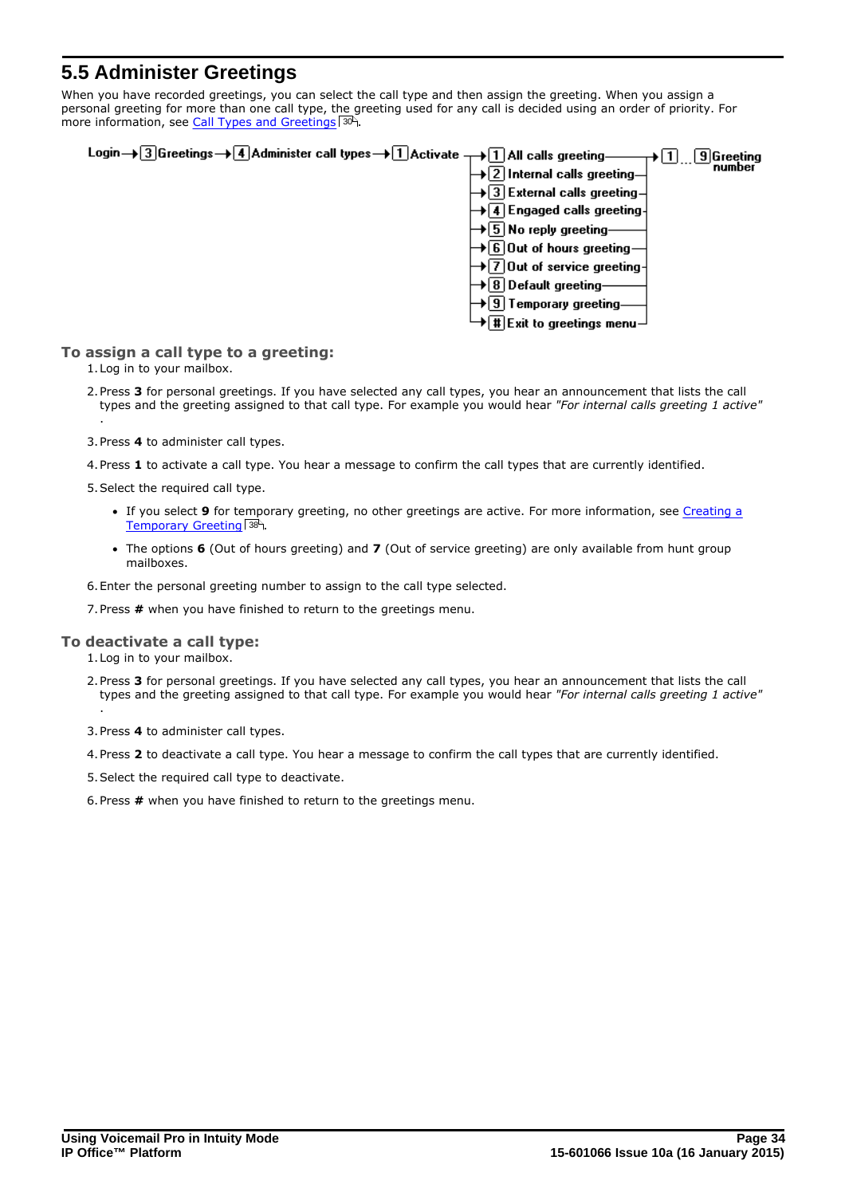## 5.5 Administer Greetings

When you have recorded greetings, you can select the call type and then assign the greeting. When you assign a personal greeting for more than one call type, the greeting used for any call is decided using an order of priority. For more information, see Call Types and Greetings 30.

Login → 3 Greetings → 4 Administer call types → 1 Activate →
- 1 All calls greeting
- 2 Internal calls greeting
- 3 External calls greeting
- 4 Engaged calls greeting
- 5 No reply greeting
- 6 Out of hours greeting
- 7 Out of service greeting
- 8 Default greeting
- 9 Temporary greeting
- # Exit to greetings menu

→ 1 ... 9 Greeting number

### To assign a call type to a greeting:

1. Log in to your mailbox.
2. Press **3** for personal greetings. If you have selected any call types, you hear an announcement that lists the call types and the greeting assigned to that call type. For example you would hear *"For internal calls greeting 1 active"* .
3. Press **4** to administer call types.
4. Press **1** to activate a call type. You hear a message to confirm the call types that are currently identified.
5. Select the required call type.
   - If you select **9** for temporary greeting, no other greetings are active. For more information, see Creating a Temporary Greeting 38.
   - The options **6** (Out of hours greeting) and **7** (Out of service greeting) are only available from hunt group mailboxes.
6. Enter the personal greeting number to assign to the call type selected.
7. Press **#** when you have finished to return to the greetings menu.

### To deactivate a call type:

1. Log in to your mailbox.
2. Press **3** for personal greetings. If you have selected any call types, you hear an announcement that lists the call types and the greeting assigned to that call type. For example you would hear *"For internal calls greeting 1 active"* .
3. Press **4** to administer call types.
4. Press **2** to deactivate a call type. You hear a message to confirm the call types that are currently identified.
5. Select the required call type to deactivate.
6. Press **#** when you have finished to return to the greetings menu.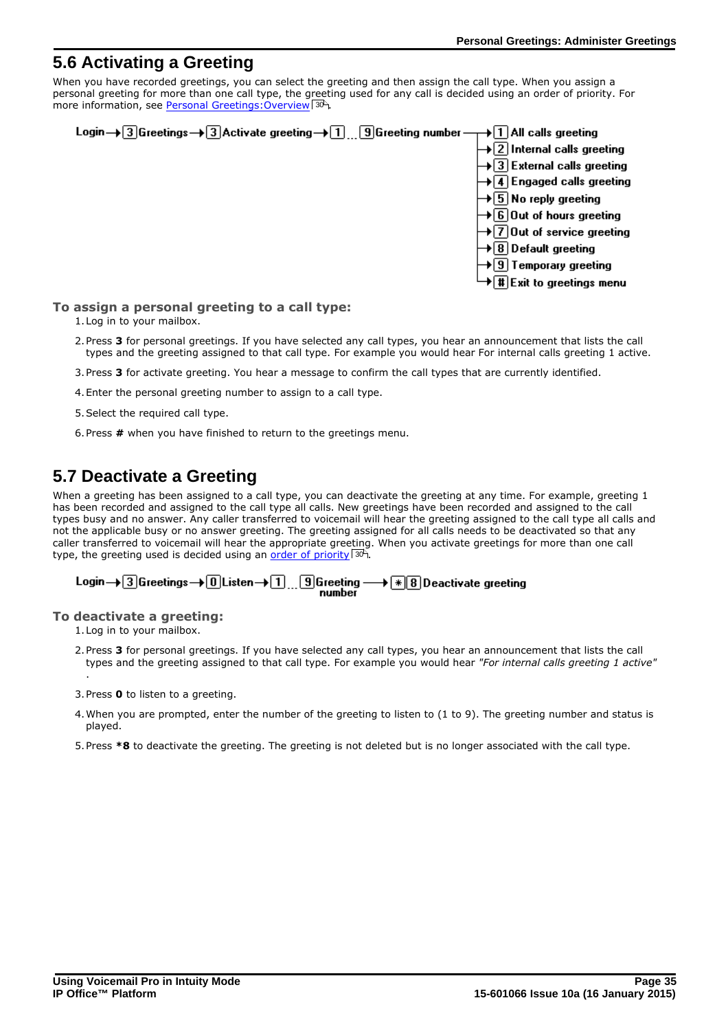## 5.6 Activating a Greeting

When you have recorded greetings, you can select the greeting and then assign the call type. When you assign a personal greeting for more than one call type, the greeting used for any call is decided using an order of priority. For more information, see Personal Greetings:Overview 30.

Login → 3 Greetings → 3 Activate greeting → 1 ... 9 Greeting number →
- 1 All calls greeting
- 2 Internal calls greeting
- 3 External calls greeting
- 4 Engaged calls greeting
- 5 No reply greeting
- 6 Out of hours greeting
- 7 Out of service greeting
- 8 Default greeting
- 9 Temporary greeting
- # Exit to greetings menu

### To assign a personal greeting to a call type:

1. Log in to your mailbox.
2. Press **3** for personal greetings. If you have selected any call types, you hear an announcement that lists the call types and the greeting assigned to that call type. For example you would hear For internal calls greeting 1 active.
3. Press **3** for activate greeting. You hear a message to confirm the call types that are currently identified.
4. Enter the personal greeting number to assign to a call type.
5. Select the required call type.
6. Press **#** when you have finished to return to the greetings menu.

## 5.7 Deactivate a Greeting

When a greeting has been assigned to a call type, you can deactivate the greeting at any time. For example, greeting 1 has been recorded and assigned to the call type all calls. New greetings have been recorded and assigned to the call types busy and no answer. Any caller transferred to voicemail will hear the greeting assigned to the call type all calls and not the applicable busy or no answer greeting. The greeting assigned for all calls needs to be deactivated so that any caller transferred to voicemail will hear the appropriate greeting. When you activate greetings for more than one call type, the greeting used is decided using an order of priority 30.

Login → 3 Greetings → 0 Listen → 1 ... 9 Greeting number → * 8 Deactivate greeting

### To deactivate a greeting:

1. Log in to your mailbox.
2. Press **3** for personal greetings. If you have selected any call types, you hear an announcement that lists the call types and the greeting assigned to that call type. For example you would hear *"For internal calls greeting 1 active"* .
3. Press **0** to listen to a greeting.
4. When you are prompted, enter the number of the greeting to listen to (1 to 9). The greeting number and status is played.
5. Press ***8** to deactivate the greeting. The greeting is not deleted but is no longer associated with the call type.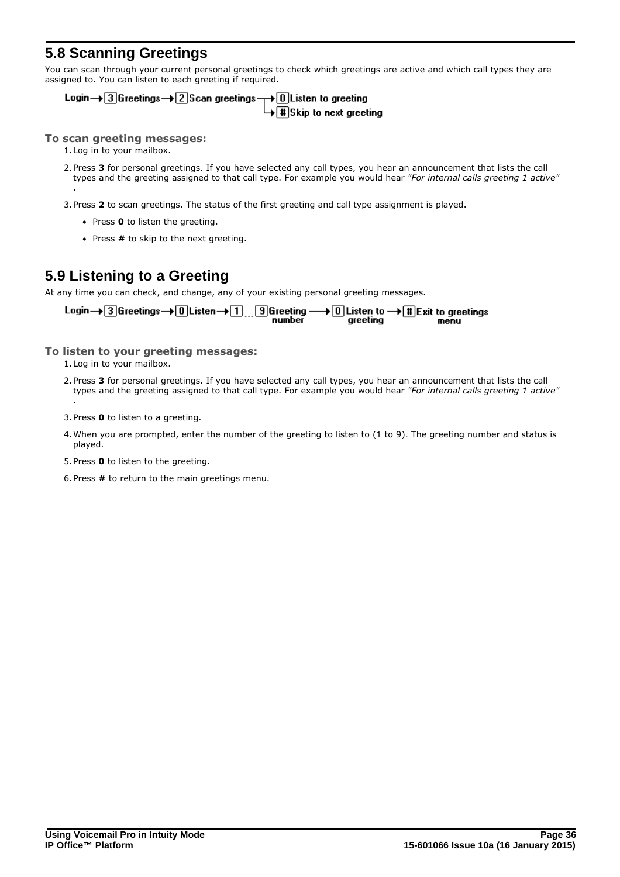## 5.8 Scanning Greetings

You can scan through your current personal greetings to check which greetings are active and which call types they are assigned to. You can listen to each greeting if required.

Login → [3] Greetings → [2] Scan greetings → [0] Listen to greeting
→ [#] Skip to next greeting

**To scan greeting messages:**

1. Log in to your mailbox.
2. Press **3** for personal greetings. If you have selected any call types, you hear an announcement that lists the call types and the greeting assigned to that call type. For example you would hear *"For internal calls greeting 1 active"*.
3. Press **2** to scan greetings. The status of the first greeting and call type assignment is played.
   - Press **0** to listen the greeting.
   - Press **#** to skip to the next greeting.

## 5.9 Listening to a Greeting

At any time you can check, and change, any of your existing personal greeting messages.

Login → [3] Greetings → [0] Listen → [1] ... [9] Greeting number → [0] Listen to greeting → [#] Exit to greetings menu

**To listen to your greeting messages:**

1. Log in to your mailbox.
2. Press **3** for personal greetings. If you have selected any call types, you hear an announcement that lists the call types and the greeting assigned to that call type. For example you would hear *"For internal calls greeting 1 active"*.
3. Press **0** to listen to a greeting.
4. When you are prompted, enter the number of the greeting to listen to (1 to 9). The greeting number and status is played.
5. Press **0** to listen to the greeting.
6. Press **#** to return to the main greetings menu.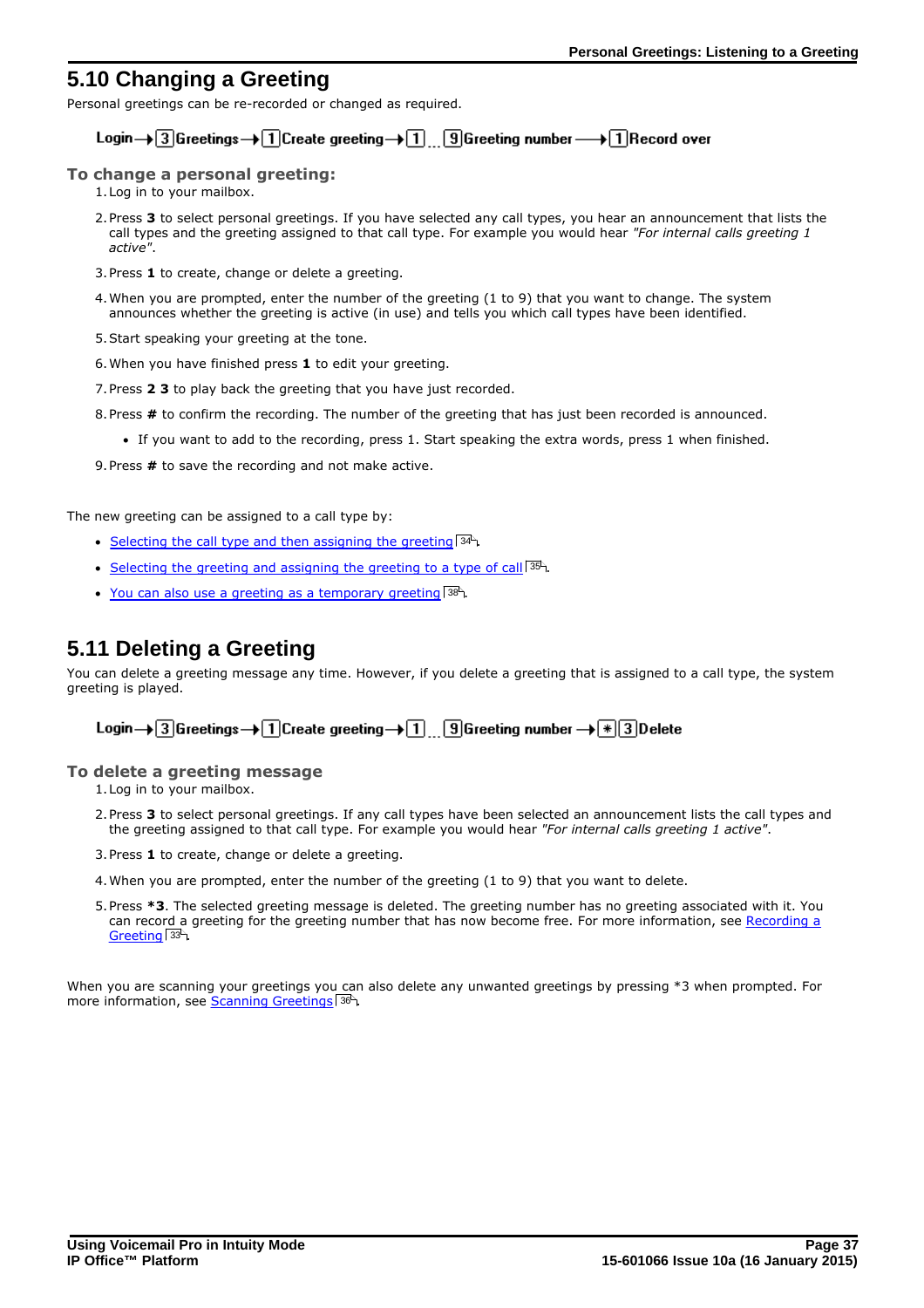## 5.10 Changing a Greeting

Personal greetings can be re-recorded or changed as required.

**Login → [3] Greetings → [1] Create greeting → [1] ... [9] Greeting number → [1] Record over**

### To change a personal greeting:

1. Log in to your mailbox.
2. Press **3** to select personal greetings. If you have selected any call types, you hear an announcement that lists the call types and the greeting assigned to that call type. For example you would hear *"For internal calls greeting 1 active"*.
3. Press **1** to create, change or delete a greeting.
4. When you are prompted, enter the number of the greeting (1 to 9) that you want to change. The system announces whether the greeting is active (in use) and tells you which call types have been identified.
5. Start speaking your greeting at the tone.
6. When you have finished press **1** to edit your greeting.
7. Press **2 3** to play back the greeting that you have just recorded.
8. Press **#** to confirm the recording. The number of the greeting that has just been recorded is announced.
   - If you want to add to the recording, press 1. Start speaking the extra words, press 1 when finished.
9. Press **#** to save the recording and not make active.

The new greeting can be assigned to a call type by:

- Selecting the call type and then assigning the greeting [34].
- Selecting the greeting and assigning the greeting to a type of call [35].
- You can also use a greeting as a temporary greeting [38].

## 5.11 Deleting a Greeting

You can delete a greeting message any time. However, if you delete a greeting that is assigned to a call type, the system greeting is played.

**Login → [3] Greetings → [1] Create greeting → [1] ... [9] Greeting number → [*] [3] Delete**

### To delete a greeting message

1. Log in to your mailbox.
2. Press **3** to select personal greetings. If any call types have been selected an announcement lists the call types and the greeting assigned to that call type. For example you would hear *"For internal calls greeting 1 active"*.
3. Press **1** to create, change or delete a greeting.
4. When you are prompted, enter the number of the greeting (1 to 9) that you want to delete.
5. Press ***3**. The selected greeting message is deleted. The greeting number has no greeting associated with it. You can record a greeting for the greeting number that has now become free. For more information, see Recording a Greeting [33].

When you are scanning your greetings you can also delete any unwanted greetings by pressing *3 when prompted. For more information, see Scanning Greetings [36].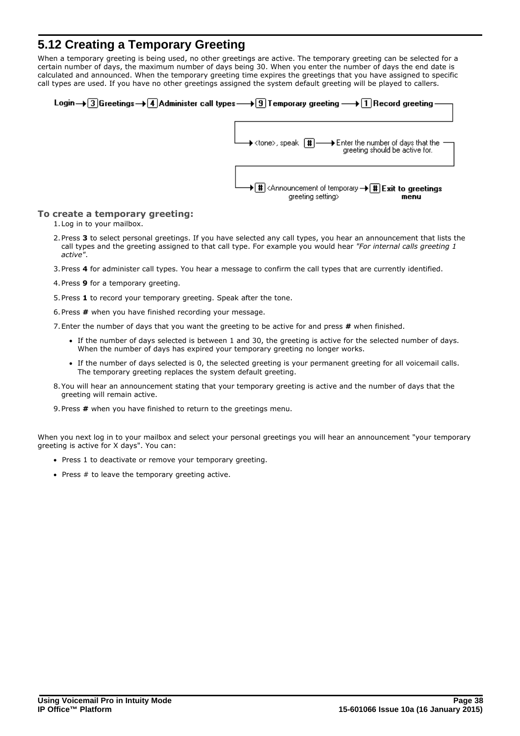## 5.12 Creating a Temporary Greeting

When a temporary greeting is being used, no other greetings are active. The temporary greeting can be selected for a certain number of days, the maximum number of days being 30. When you enter the number of days the end date is calculated and announced. When the temporary greeting time expires the greetings that you have assigned to specific call types are used. If you have no other greetings assigned the system default greeting will be played to callers.

Login → [3] Greetings → [4] Administer call types → [9] Temporary greeting → [1] Record greeting → <tone>, speak [#] → Enter the number of days that the greeting should be active for. → [#] <Announcement of temporary greeting setting> → [#] **Exit to greetings menu**

### To create a temporary greeting:

1. Log in to your mailbox.
2. Press **3** to select personal greetings. If you have selected any call types, you hear an announcement that lists the call types and the greeting assigned to that call type. For example you would hear *"For internal calls greeting 1 active"*.
3. Press **4** for administer call types. You hear a message to confirm the call types that are currently identified.
4. Press **9** for a temporary greeting.
5. Press **1** to record your temporary greeting. Speak after the tone.
6. Press **#** when you have finished recording your message.
7. Enter the number of days that you want the greeting to be active for and press **#** when finished.
   - If the number of days selected is between 1 and 30, the greeting is active for the selected number of days. When the number of days has expired your temporary greeting no longer works.
   - If the number of days selected is 0, the selected greeting is your permanent greeting for all voicemail calls. The temporary greeting replaces the system default greeting.
8. You will hear an announcement stating that your temporary greeting is active and the number of days that the greeting will remain active.
9. Press **#** when you have finished to return to the greetings menu.

When you next log in to your mailbox and select your personal greetings you will hear an announcement "your temporary greeting is active for X days". You can:

- Press 1 to deactivate or remove your temporary greeting.
- Press # to leave the temporary greeting active.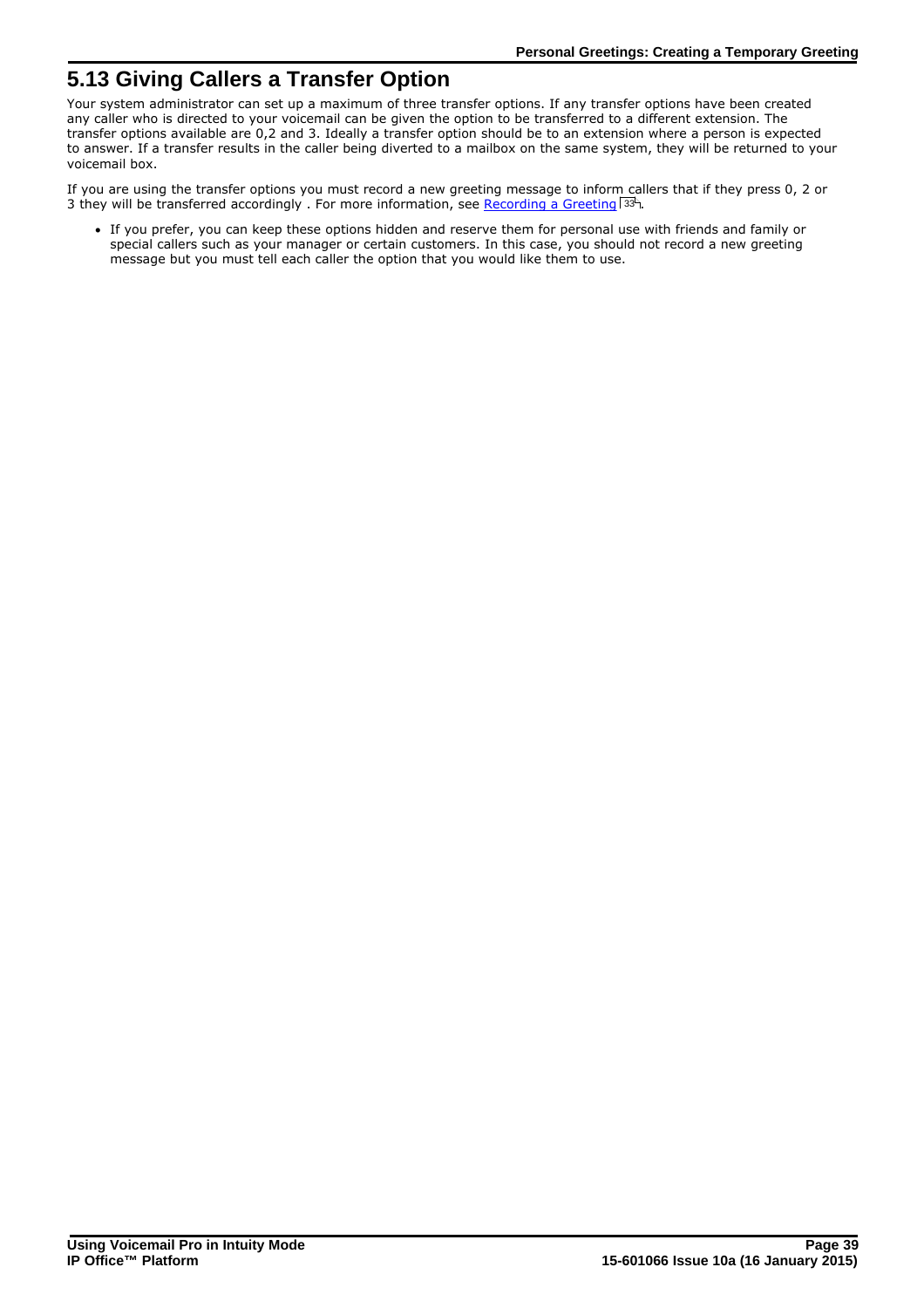# 5.13 Giving Callers a Transfer Option

Your system administrator can set up a maximum of three transfer options. If any transfer options have been created any caller who is directed to your voicemail can be given the option to be transferred to a different extension. The transfer options available are 0,2 and 3. Ideally a transfer option should be to an extension where a person is expected to answer. If a transfer results in the caller being diverted to a mailbox on the same system, they will be returned to your voicemail box.

If you are using the transfer options you must record a new greeting message to inform callers that if they press 0, 2 or 3 they will be transferred accordingly . For more information, see Recording a Greeting 33.

- If you prefer, you can keep these options hidden and reserve them for personal use with friends and family or special callers such as your manager or certain customers. In this case, you should not record a new greeting message but you must tell each caller the option that you would like them to use.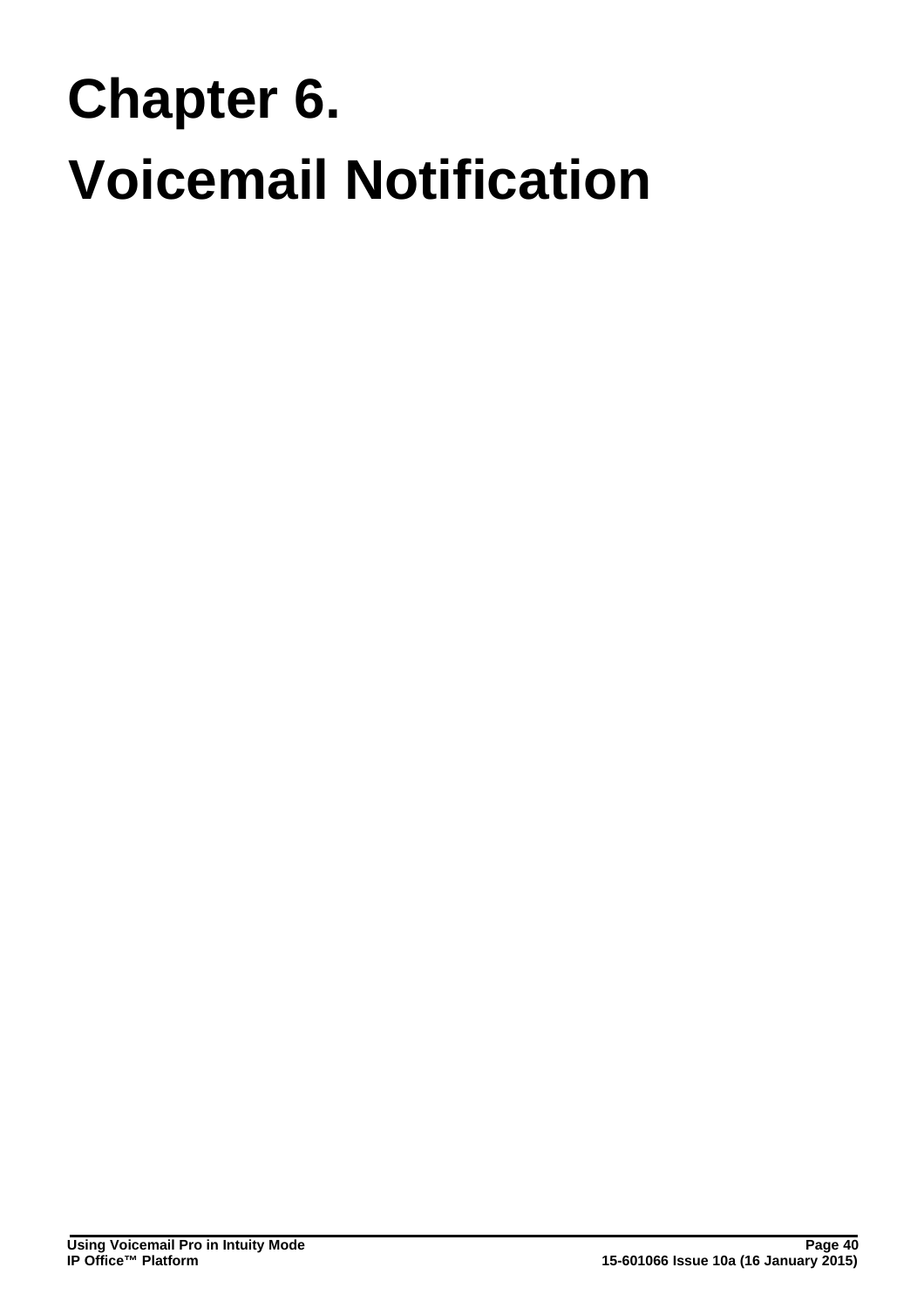# Chapter 6.
# Voicemail Notification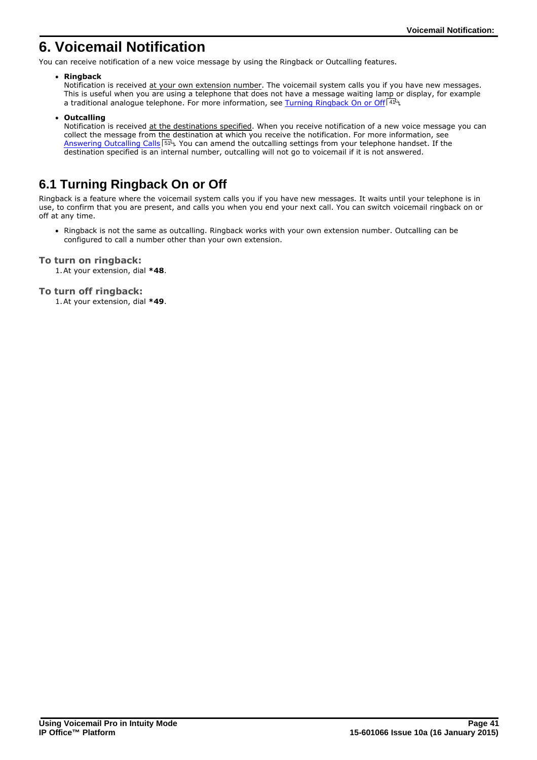# 6. Voicemail Notification

You can receive notification of a new voice message by using the Ringback or Outcalling features.

- **Ringback**
  Notification is received at your own extension number. The voicemail system calls you if you have new messages. This is useful when you are using a telephone that does not have a message waiting lamp or display, for example a traditional analogue telephone. For more information, see Turning Ringback On or Off [41].

- **Outcalling**
  Notification is received at the destinations specified. When you receive notification of a new voice message you can collect the message from the destination at which you receive the notification. For more information, see Answering Outcalling Calls [51]. You can amend the outcalling settings from your telephone handset. If the destination specified is an internal number, outcalling will not go to voicemail if it is not answered.

## 6.1 Turning Ringback On or Off

Ringback is a feature where the voicemail system calls you if you have new messages. It waits until your telephone is in use, to confirm that you are present, and calls you when you end your next call. You can switch voicemail ringback on or off at any time.

- Ringback is not the same as outcalling. Ringback works with your own extension number. Outcalling can be configured to call a number other than your own extension.

### To turn on ringback:

1. At your extension, dial **\*48**.

### To turn off ringback:

1. At your extension, dial **\*49**.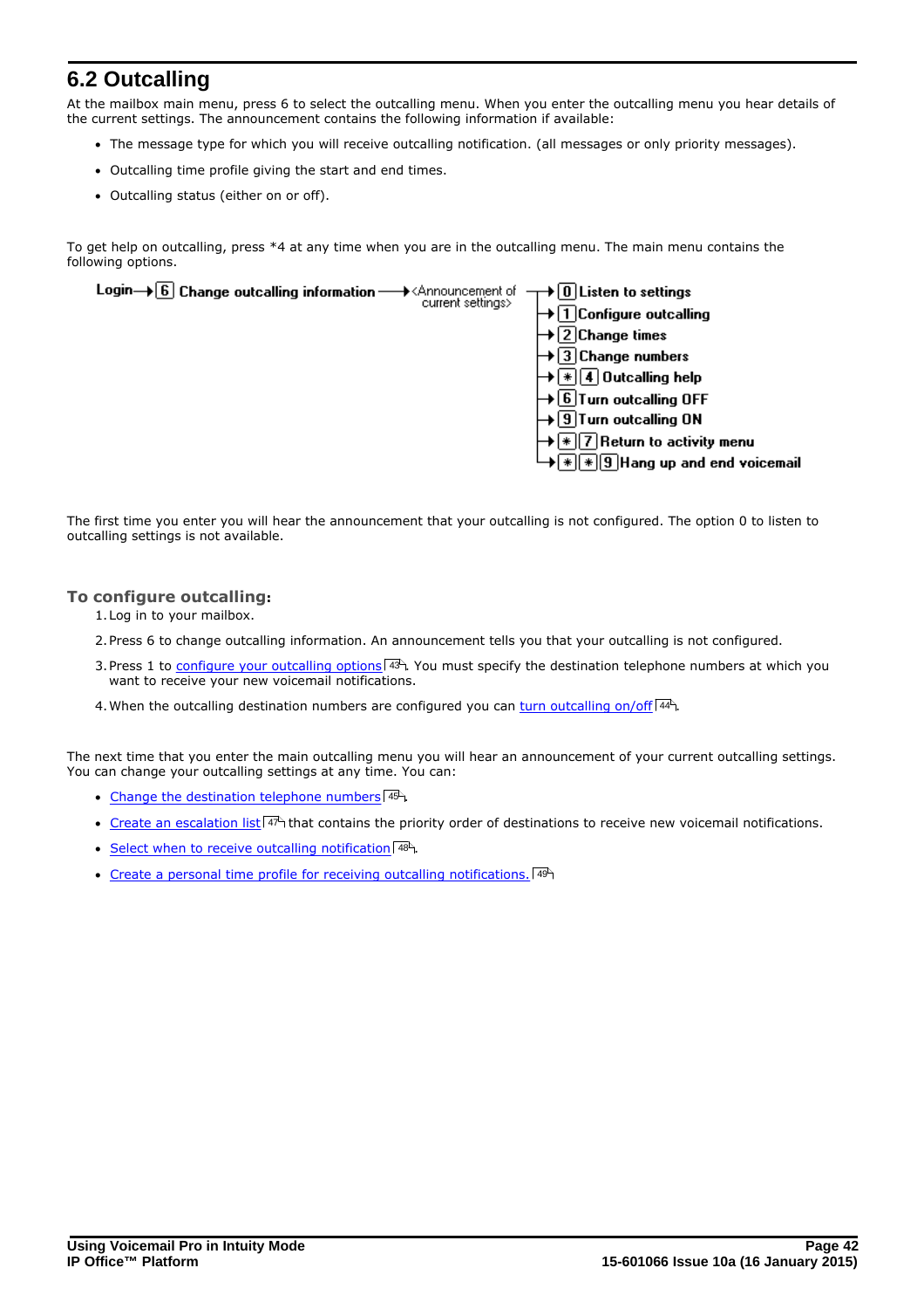## 6.2 Outcalling

At the mailbox main menu, press 6 to select the outcalling menu. When you enter the outcalling menu you hear details of the current settings. The announcement contains the following information if available:

- The message type for which you will receive outcalling notification. (all messages or only priority messages).
- Outcalling time profile giving the start and end times.
- Outcalling status (either on or off).

To get help on outcalling, press *4 at any time when you are in the outcalling menu. The main menu contains the following options.

Login → 6 Change outcalling information → <Announcement of current settings>

- → 0 Listen to settings
- → 1 Configure outcalling
- → 2 Change times
- → 3 Change numbers
- → * 4 Outcalling help
- → 6 Turn outcalling OFF
- → 9 Turn outcalling ON
- → * 7 Return to activity menu
- → * * 9 Hang up and end voicemail

The first time you enter you will hear the announcement that your outcalling is not configured. The option 0 to listen to outcalling settings is not available.

### To configure outcalling:

1. Log in to your mailbox.
2. Press 6 to change outcalling information. An announcement tells you that your outcalling is not configured.
3. Press 1 to configure your outcalling options[43]. You must specify the destination telephone numbers at which you want to receive your new voicemail notifications.
4. When the outcalling destination numbers are configured you can turn outcalling on/off[44].

The next time that you enter the main outcalling menu you will hear an announcement of your current outcalling settings. You can change your outcalling settings at any time. You can:

- Change the destination telephone numbers[45].
- Create an escalation list[47] that contains the priority order of destinations to receive new voicemail notifications.
- Select when to receive outcalling notification[48].
- Create a personal time profile for receiving outcalling notifications.[49]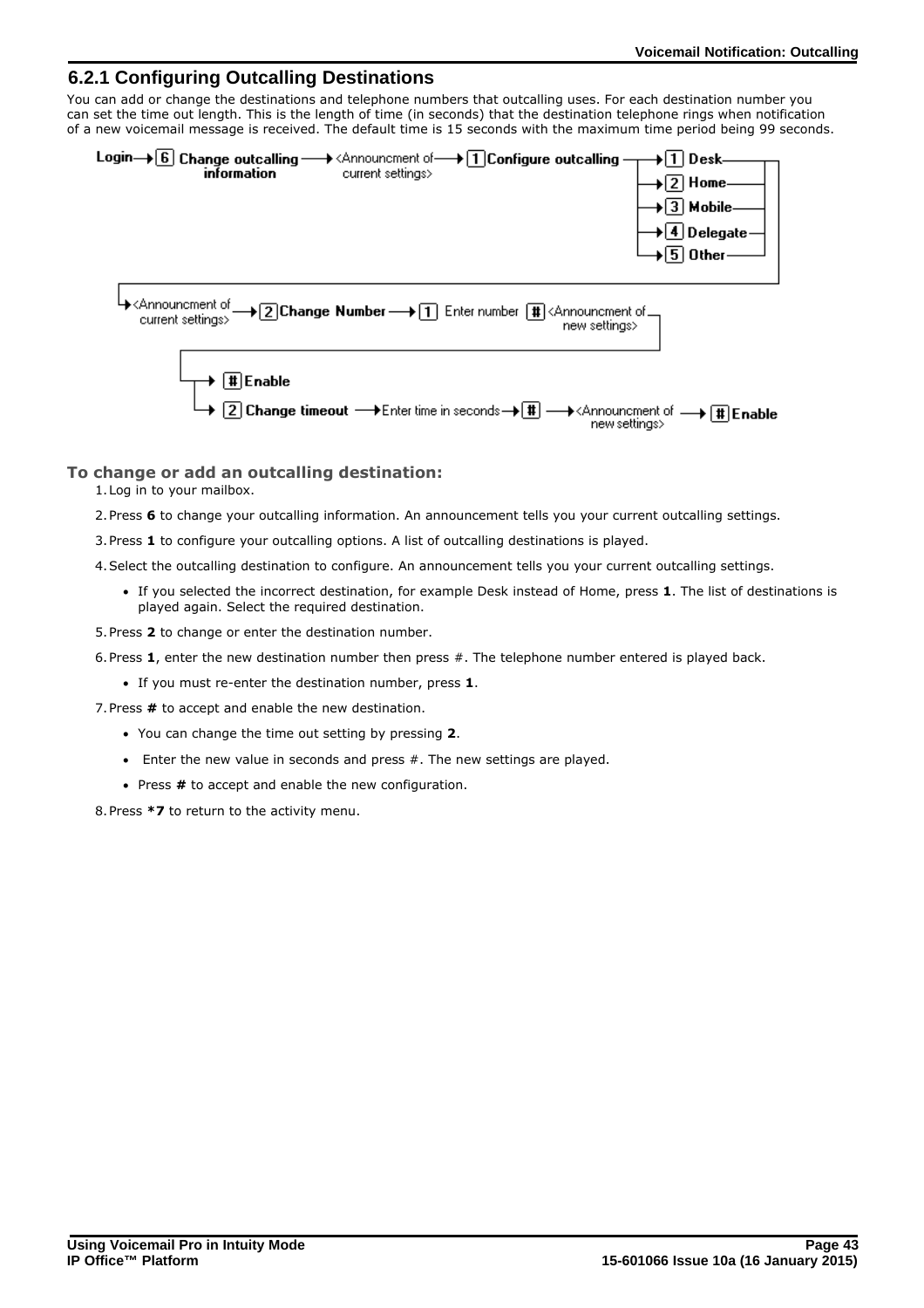## 6.2.1 Configuring Outcalling Destinations

You can add or change the destinations and telephone numbers that outcalling uses. For each destination number you can set the time out length. This is the length of time (in seconds) that the destination telephone rings when notification of a new voicemail message is received. The default time is 15 seconds with the maximum time period being 99 seconds.

Login → [6] Change outcalling information → <Announcment of current settings> → [1] Configure outcalling → [1] Desk / [2] Home / [3] Mobile / [4] Delegate / [5] Other

→ <Announcment of current settings> → [2] Change Number → [1] Enter number [#] <Announcment of new settings>

→ [#] Enable

→ [2] Change timeout → Enter time in seconds → [#] → <Announcment of new settings> → [#] Enable

**To change or add an outcalling destination:**

1. Log in to your mailbox.
2. Press **6** to change your outcalling information. An announcement tells you your current outcalling settings.
3. Press **1** to configure your outcalling options. A list of outcalling destinations is played.
4. Select the outcalling destination to configure. An announcement tells you your current outcalling settings.
   - If you selected the incorrect destination, for example Desk instead of Home, press **1**. The list of destinations is played again. Select the required destination.
5. Press **2** to change or enter the destination number.
6. Press **1**, enter the new destination number then press #. The telephone number entered is played back.
   - If you must re-enter the destination number, press **1**.
7. Press **#** to accept and enable the new destination.
   - You can change the time out setting by pressing **2**.
   - Enter the new value in seconds and press #. The new settings are played.
   - Press **#** to accept and enable the new configuration.
8. Press ***7** to return to the activity menu.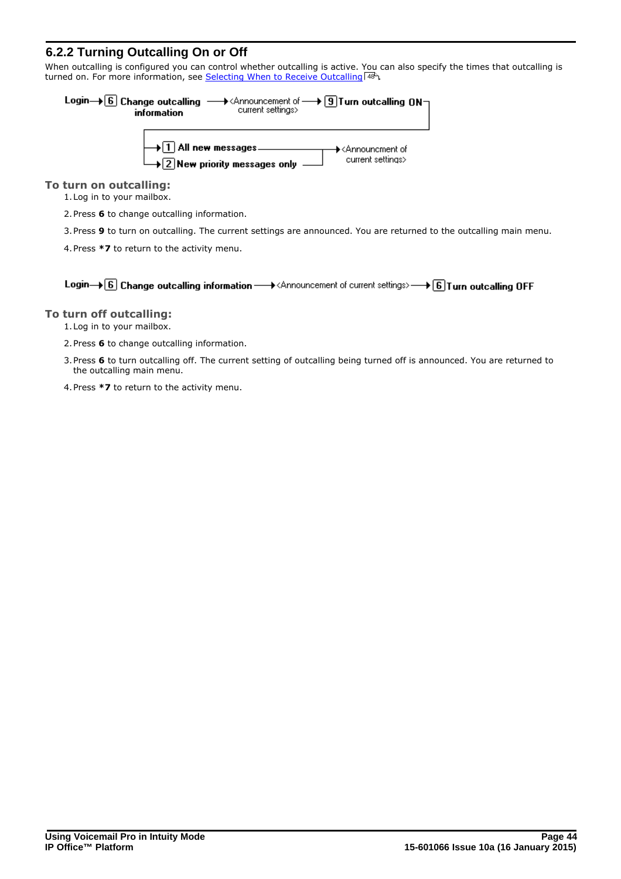## 6.2.2 Turning Outcalling On or Off

When outcalling is configured you can control whether outcalling is active. You can also specify the times that outcalling is turned on. For more information, see Selecting When to Receive Outcalling 48.

Login → [6] Change outcalling information → <Announcement of current settings> → [9] Turn outcalling ON → [1] All new messages / [2] New priority messages only → <Announcment of current settings>

**To turn on outcalling:**

1. Log in to your mailbox.
2. Press **6** to change outcalling information.
3. Press **9** to turn on outcalling. The current settings are announced. You are returned to the outcalling main menu.
4. Press ***7** to return to the activity menu.

Login → [6] Change outcalling information → <Announcement of current settings> → [6] Turn outcalling OFF

**To turn off outcalling:**

1. Log in to your mailbox.
2. Press **6** to change outcalling information.
3. Press **6** to turn outcalling off. The current setting of outcalling being turned off is announced. You are returned to the outcalling main menu.
4. Press ***7** to return to the activity menu.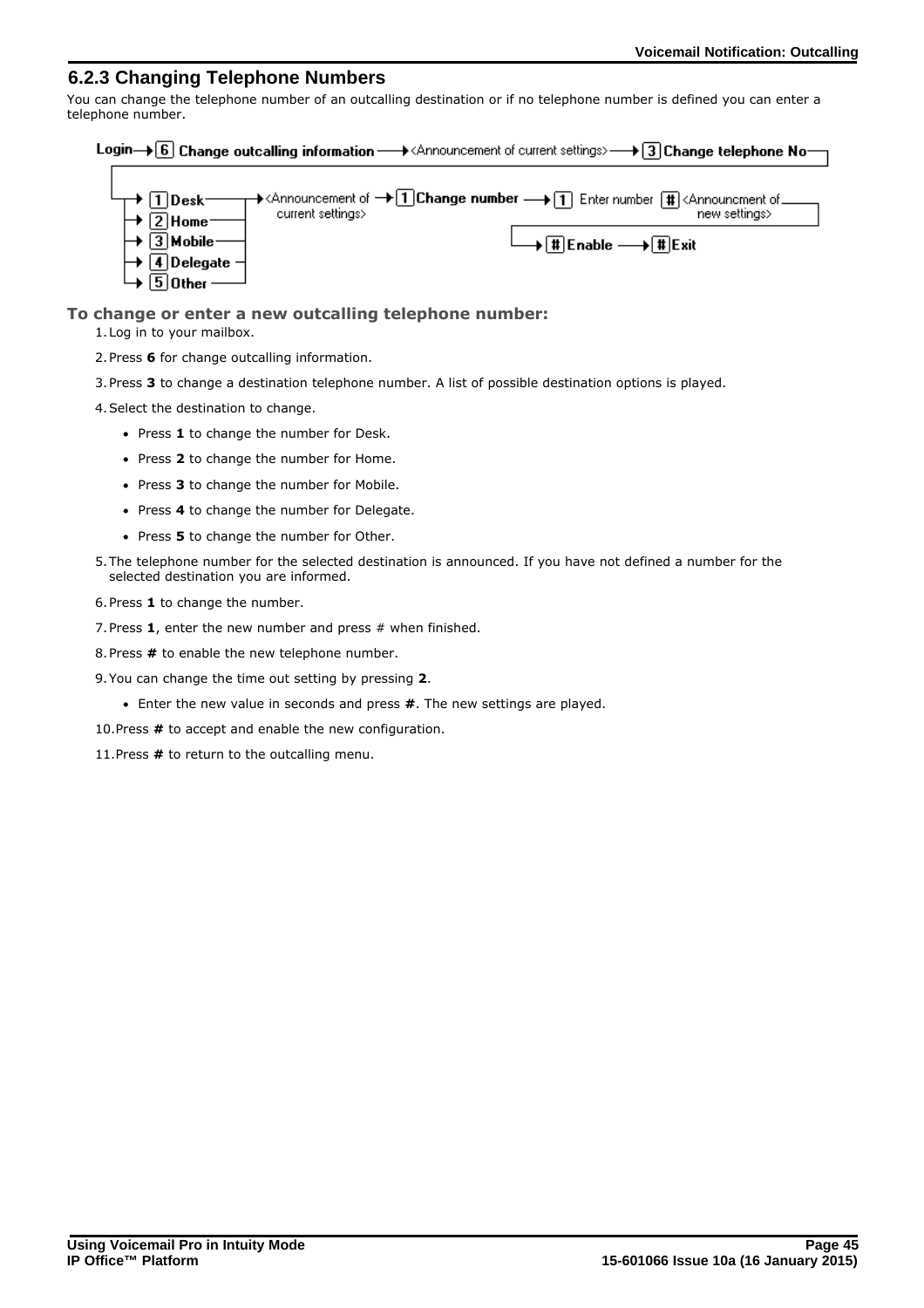## 6.2.3 Changing Telephone Numbers

You can change the telephone number of an outcalling destination or if no telephone number is defined you can enter a telephone number.

Login → [6] Change outcalling information → <Announcement of current settings> → [3] Change telephone No → [1] Desk / [2] Home / [3] Mobile / [4] Delegate / [5] Other → <Announcement of current settings> → [1] Change number → [1] Enter number [#] <Announcment of new settings> → [#] Enable → [#] Exit

**To change or enter a new outcalling telephone number:**

1. Log in to your mailbox.
2. Press **6** for change outcalling information.
3. Press **3** to change a destination telephone number. A list of possible destination options is played.
4. Select the destination to change.
   - Press **1** to change the number for Desk.
   - Press **2** to change the number for Home.
   - Press **3** to change the number for Mobile.
   - Press **4** to change the number for Delegate.
   - Press **5** to change the number for Other.
5. The telephone number for the selected destination is announced. If you have not defined a number for the selected destination you are informed.
6. Press **1** to change the number.
7. Press **1**, enter the new number and press # when finished.
8. Press **#** to enable the new telephone number.
9. You can change the time out setting by pressing **2**.
   - Enter the new value in seconds and press **#**. The new settings are played.
10. Press **#** to accept and enable the new configuration.
11. Press **#** to return to the outcalling menu.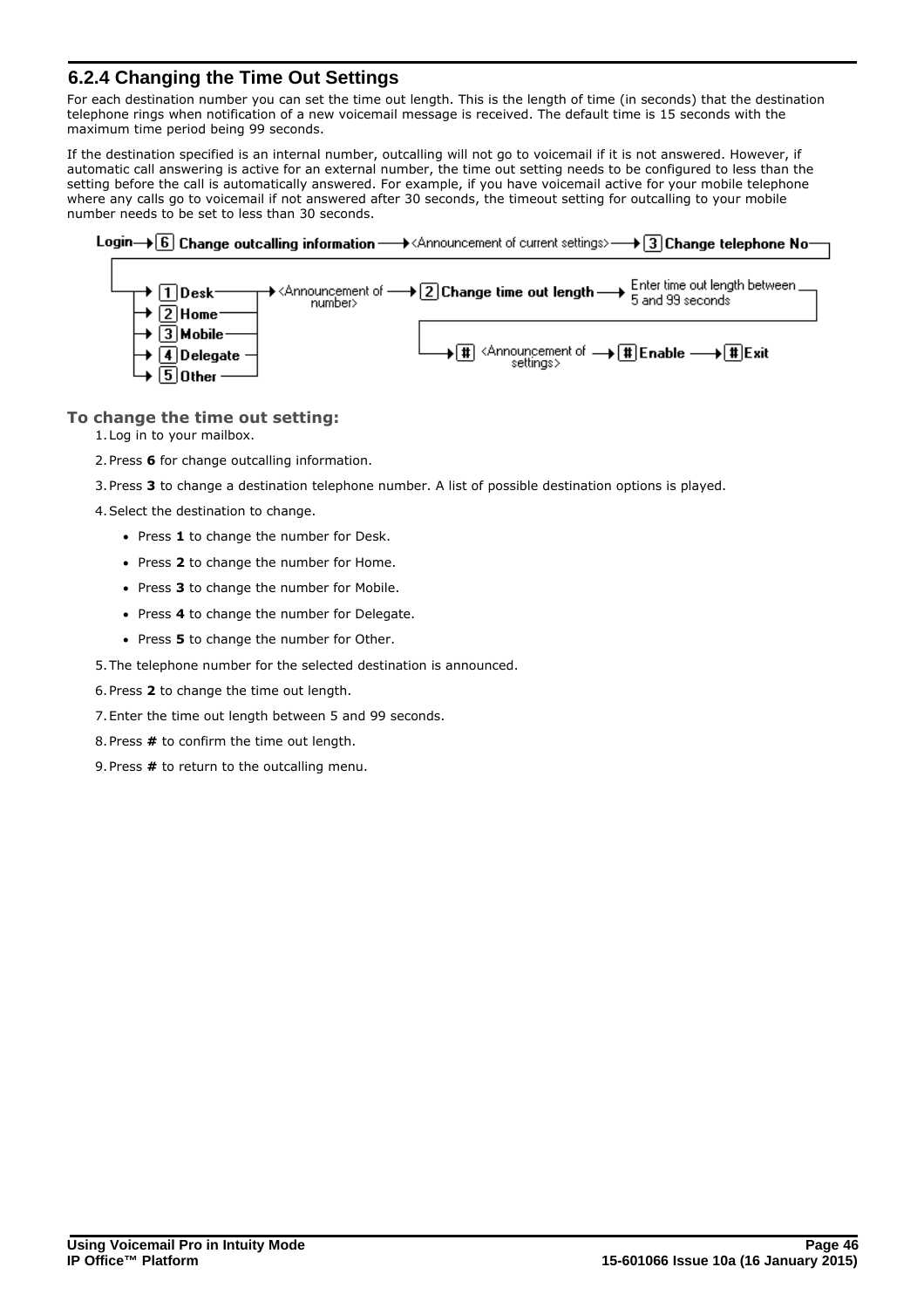### 6.2.4 Changing the Time Out Settings

For each destination number you can set the time out length. This is the length of time (in seconds) that the destination telephone rings when notification of a new voicemail message is received. The default time is 15 seconds with the maximum time period being 99 seconds.

If the destination specified is an internal number, outcalling will not go to voicemail if it is not answered. However, if automatic call answering is active for an external number, the time out setting needs to be configured to less than the setting before the call is automatically answered. For example, if you have voicemail active for your mobile telephone where any calls go to voicemail if not answered after 30 seconds, the timeout setting for outcalling to your mobile number needs to be set to less than 30 seconds.

Login → [6] Change outcalling information → <Announcement of current settings> → [3] Change telephone No → [1] Desk / [2] Home / [3] Mobile / [4] Delegate / [5] Other → <Announcement of number> → [2] Change time out length → Enter time out length between 5 and 99 seconds → [#] <Announcement of settings> → [#] Enable → [#] Exit

**To change the time out setting:**

1. Log in to your mailbox.
2. Press **6** for change outcalling information.
3. Press **3** to change a destination telephone number. A list of possible destination options is played.
4. Select the destination to change.
    - Press **1** to change the number for Desk.
    - Press **2** to change the number for Home.
    - Press **3** to change the number for Mobile.
    - Press **4** to change the number for Delegate.
    - Press **5** to change the number for Other.
5. The telephone number for the selected destination is announced.
6. Press **2** to change the time out length.
7. Enter the time out length between 5 and 99 seconds.
8. Press **#** to confirm the time out length.
9. Press **#** to return to the outcalling menu.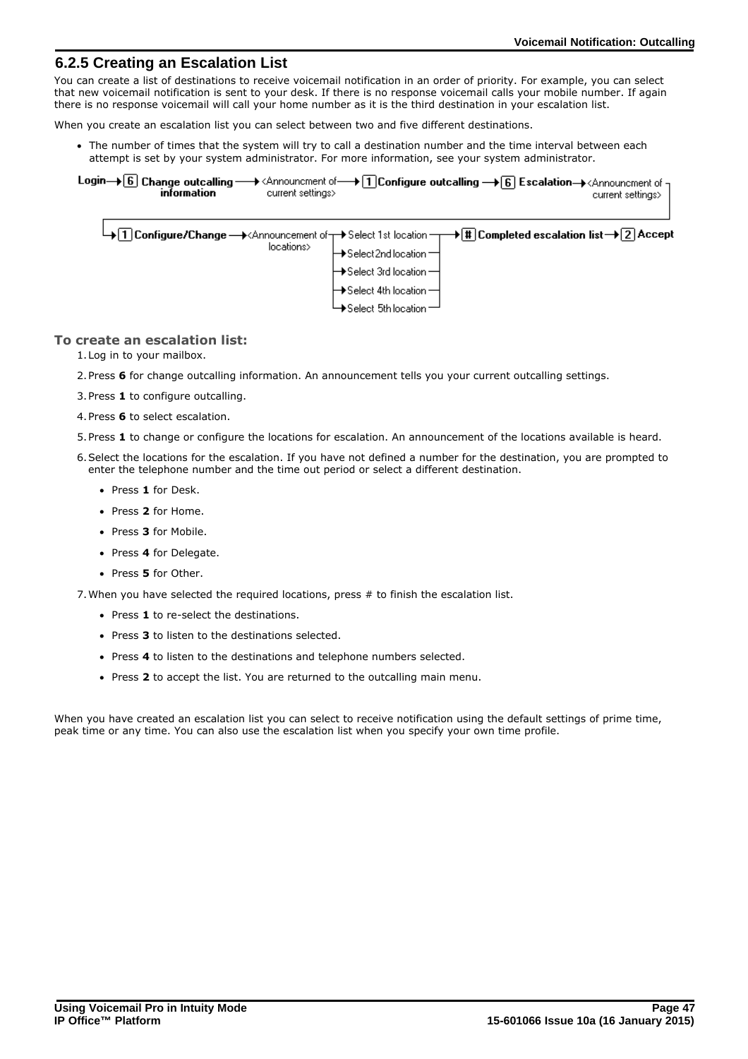## 6.2.5 Creating an Escalation List

You can create a list of destinations to receive voicemail notification in an order of priority. For example, you can select that new voicemail notification is sent to your desk. If there is no response voicemail calls your mobile number. If again there is no response voicemail will call your home number as it is the third destination in your escalation list.

When you create an escalation list you can select between two and five different destinations.

- The number of times that the system will try to call a destination number and the time interval between each attempt is set by your system administrator. For more information, see your system administrator.

Login → [6] **Change outcalling information** → <Announcment of current settings> → [1] **Configure outcalling** → [6] **Escalation** → <Announcment of current settings> → [1] **Configure/Change** → <Announcement of locations> → Select 1st location / Select 2nd location / Select 3rd location / Select 4th location / Select 5th location → [#] **Completed escalation list** → [2] **Accept**

### To create an escalation list:

1. Log in to your mailbox.
2. Press **6** for change outcalling information. An announcement tells you your current outcalling settings.
3. Press **1** to configure outcalling.
4. Press **6** to select escalation.
5. Press **1** to change or configure the locations for escalation. An announcement of the locations available is heard.
6. Select the locations for the escalation. If you have not defined a number for the destination, you are prompted to enter the telephone number and the time out period or select a different destination.
   - Press **1** for Desk.
   - Press **2** for Home.
   - Press **3** for Mobile.
   - Press **4** for Delegate.
   - Press **5** for Other.
7. When you have selected the required locations, press # to finish the escalation list.
   - Press **1** to re-select the destinations.
   - Press **3** to listen to the destinations selected.
   - Press **4** to listen to the destinations and telephone numbers selected.
   - Press **2** to accept the list. You are returned to the outcalling main menu.

When you have created an escalation list you can select to receive notification using the default settings of prime time, peak time or any time. You can also use the escalation list when you specify your own time profile.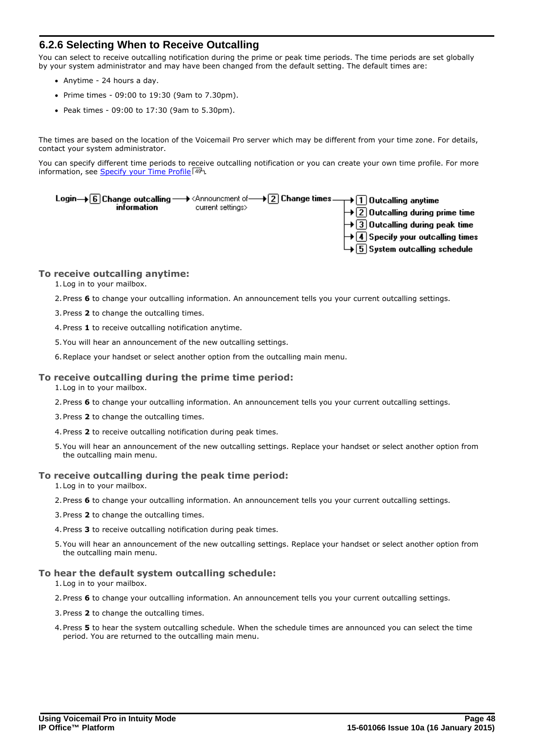## 6.2.6 Selecting When to Receive Outcalling

You can select to receive outcalling notification during the prime or peak time periods. The time periods are set globally by your system administrator and may have been changed from the default setting. The default times are:

- Anytime - 24 hours a day.
- Prime times - 09:00 to 19:30 (9am to 7.30pm).
- Peak times - 09:00 to 17:30 (9am to 5.30pm).

The times are based on the location of the Voicemail Pro server which may be different from your time zone. For details, contact your system administrator.

You can specify different time periods to receive outcalling notification or you can create your own time profile. For more information, see Specify your Time Profile 49.

Login → [6] Change outcalling information → <Announcment of current settings> → [2] Change times →
- [1] Outcalling anytime
- [2] Outcalling during prime time
- [3] Outcalling during peak time
- [4] Specify your outcalling times
- [5] System outcalling schedule

### To receive outcalling anytime:

1. Log in to your mailbox.
2. Press **6** to change your outcalling information. An announcement tells you your current outcalling settings.
3. Press **2** to change the outcalling times.
4. Press **1** to receive outcalling notification anytime.
5. You will hear an announcement of the new outcalling settings.
6. Replace your handset or select another option from the outcalling main menu.

### To receive outcalling during the prime time period:

1. Log in to your mailbox.
2. Press **6** to change your outcalling information. An announcement tells you your current outcalling settings.
3. Press **2** to change the outcalling times.
4. Press **2** to receive outcalling notification during peak times.
5. You will hear an announcement of the new outcalling settings. Replace your handset or select another option from the outcalling main menu.

### To receive outcalling during the peak time period:

1. Log in to your mailbox.
2. Press **6** to change your outcalling information. An announcement tells you your current outcalling settings.
3. Press **2** to change the outcalling times.
4. Press **3** to receive outcalling notification during peak times.
5. You will hear an announcement of the new outcalling settings. Replace your handset or select another option from the outcalling main menu.

### To hear the default system outcalling schedule:

1. Log in to your mailbox.
2. Press **6** to change your outcalling information. An announcement tells you your current outcalling settings.
3. Press **2** to change the outcalling times.
4. Press **5** to hear the system outcalling schedule. When the schedule times are announced you can select the time period. You are returned to the outcalling main menu.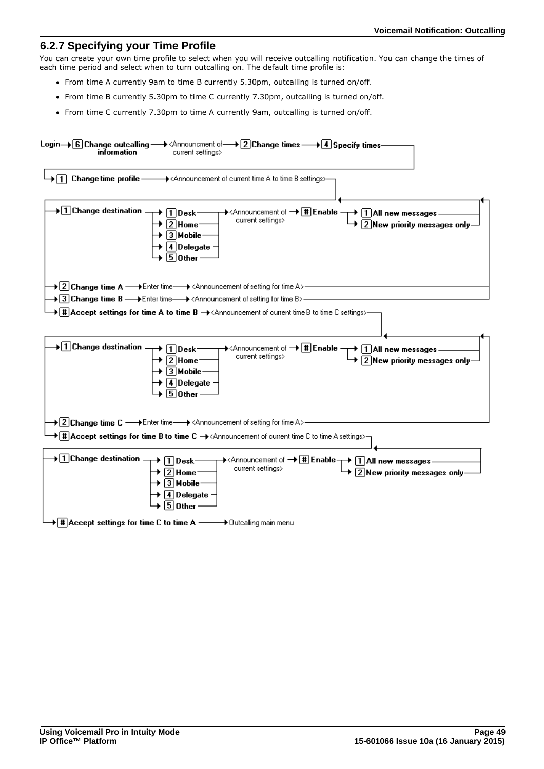## 6.2.7 Specifying your Time Profile

You can create your own time profile to select when you will receive outcalling notification. You can change the times of each time period and select when to turn outcalling on. The default time profile is:

- From time A currently 9am to time B currently 5.30pm, outcalling is turned on/off.
- From time B currently 5.30pm to time C currently 7.30pm, outcalling is turned on/off.
- From time C currently 7.30pm to time A currently 9am, outcalling is turned on/off.

Login → [6] Change outcalling information → <Announcment of current settings> → [2] Change times → [4] Specify times

→ [1] Change time profile → <Announcement of current time A to time B settings>

- → [1] Change destination
  - → [1] Desk
  - → [2] Home
  - → [3] Mobile
  - → [4] Delegate
  - → [5] Other
  - → <Announcement of current settings> → [#] Enable
    - → [1] All new messages
    - → [2] New priority messages only
- → [2] Change time A → Enter time → <Announcement of setting for time A>
- → [3] Change time B → Enter time → <Announcement of setting for time B>
- → [#] Accept settings for time A to time B → <Announcement of current time B to time C settings>
  - → [1] Change destination
    - → [1] Desk
    - → [2] Home
    - → [3] Mobile
    - → [4] Delegate
    - → [5] Other
    - → <Announcement of current settings> → [#] Enable
      - → [1] All new messages
      - → [2] New priority messages only
  - → [2] Change time C → Enter time → <Announcement of setting for time A>
  - → [#] Accept settings for time B to time C → <Announcement of current time C to time A settings>
    - → [1] Change destination
      - → [1] Desk
      - → [2] Home
      - → [3] Mobile
      - → [4] Delegate
      - → [5] Other
      - → <Announcement of current settings> → [#] Enable
        - → [1] All new messages
        - → [2] New priority messages only
    - → [#] Accept settings for time C to time A → Outcalling main menu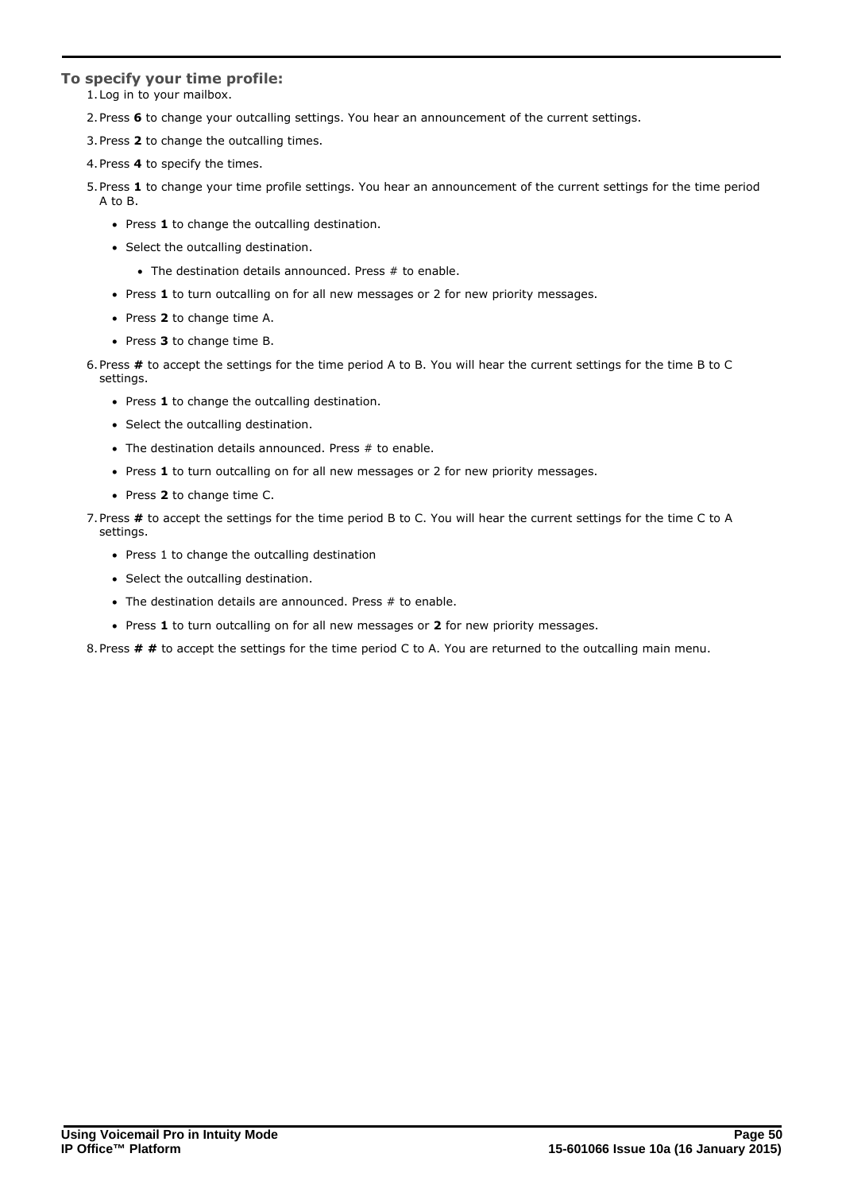### To specify your time profile:

1. Log in to your mailbox.
2. Press **6** to change your outcalling settings. You hear an announcement of the current settings.
3. Press **2** to change the outcalling times.
4. Press **4** to specify the times.
5. Press **1** to change your time profile settings. You hear an announcement of the current settings for the time period A to B.
    - Press **1** to change the outcalling destination.
    - Select the outcalling destination.
        - The destination details announced. Press # to enable.
    - Press **1** to turn outcalling on for all new messages or 2 for new priority messages.
    - Press **2** to change time A.
    - Press **3** to change time B.
6. Press **#** to accept the settings for the time period A to B. You will hear the current settings for the time B to C settings.
    - Press **1** to change the outcalling destination.
    - Select the outcalling destination.
    - The destination details announced. Press # to enable.
    - Press **1** to turn outcalling on for all new messages or 2 for new priority messages.
    - Press **2** to change time C.
7. Press **#** to accept the settings for the time period B to C. You will hear the current settings for the time C to A settings.
    - Press 1 to change the outcalling destination
    - Select the outcalling destination.
    - The destination details are announced. Press # to enable.
    - Press **1** to turn outcalling on for all new messages or **2** for new priority messages.
8. Press **# #** to accept the settings for the time period C to A. You are returned to the outcalling main menu.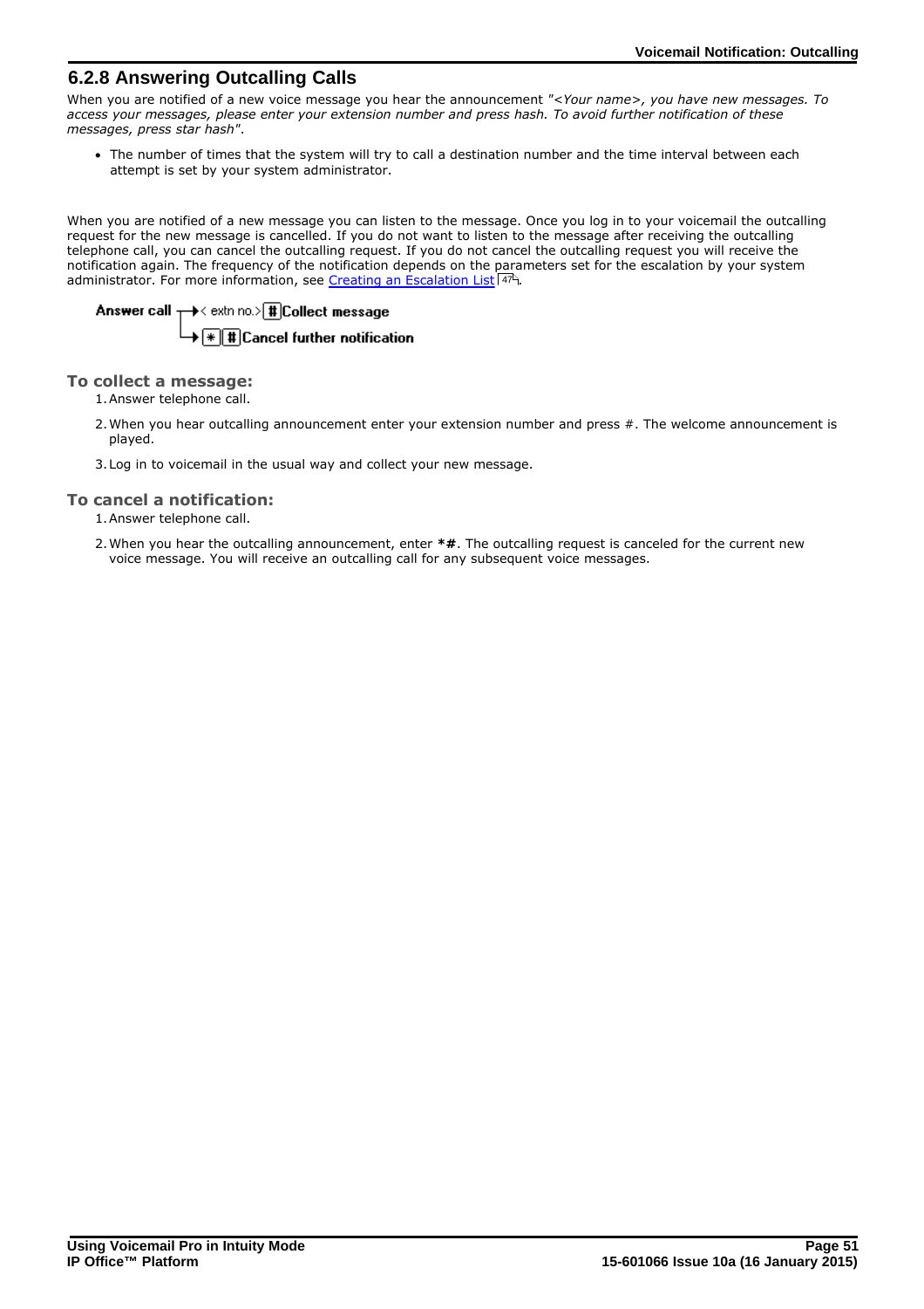## 6.2.8 Answering Outcalling Calls

When you are notified of a new voice message you hear the announcement *"<Your name>, you have new messages. To access your messages, please enter your extension number and press hash. To avoid further notification of these messages, press star hash"*.

- The number of times that the system will try to call a destination number and the time interval between each attempt is set by your system administrator.

When you are notified of a new message you can listen to the message. Once you log in to your voicemail the outcalling request for the new message is cancelled. If you do not want to listen to the message after receiving the outcalling telephone call, you can cancel the outcalling request. If you do not cancel the outcalling request you will receive the notification again. The frequency of the notification depends on the parameters set for the escalation by your system administrator. For more information, see Creating an Escalation List 47.

**Answer call** → < extn no.> # **Collect message**
→ * # **Cancel further notification**

### To collect a message:

1. Answer telephone call.
2. When you hear outcalling announcement enter your extension number and press #. The welcome announcement is played.
3. Log in to voicemail in the usual way and collect your new message.

### To cancel a notification:

1. Answer telephone call.
2. When you hear the outcalling announcement, enter **\*#**. The outcalling request is canceled for the current new voice message. You will receive an outcalling call for any subsequent voice messages.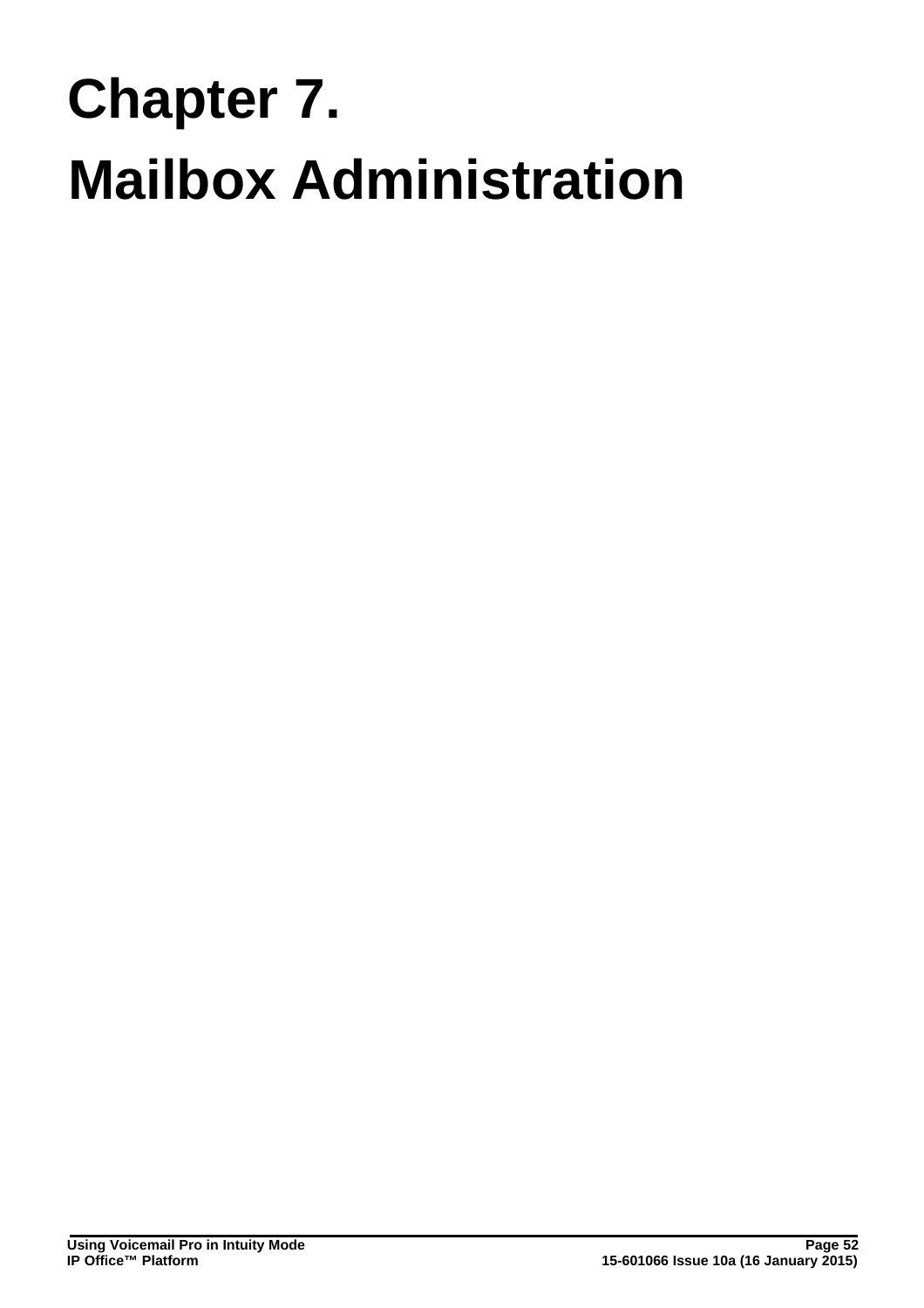# Chapter 7. Mailbox Administration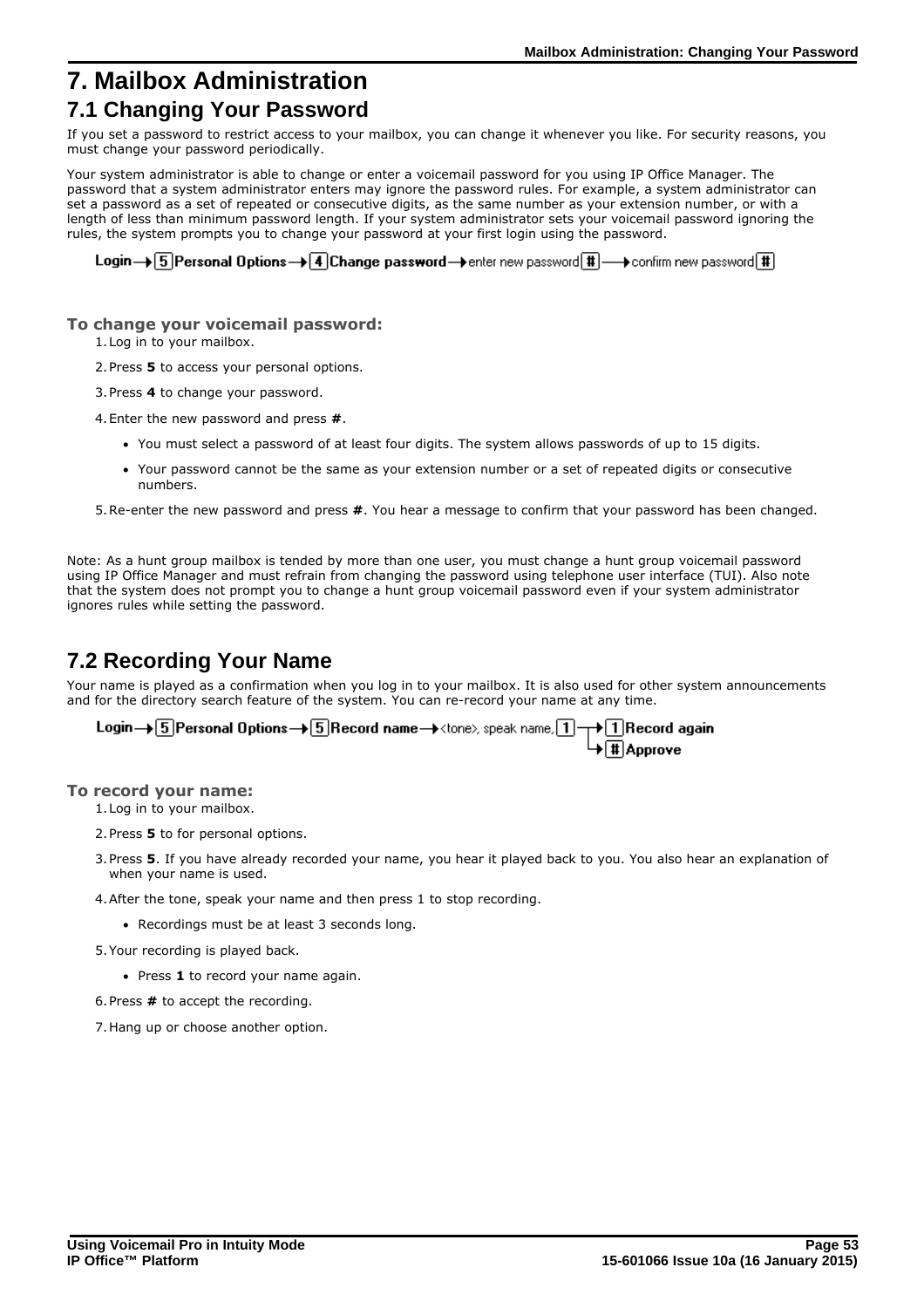# 7. Mailbox Administration

## 7.1 Changing Your Password

If you set a password to restrict access to your mailbox, you can change it whenever you like. For security reasons, you must change your password periodically.

Your system administrator is able to change or enter a voicemail password for you using IP Office Manager. The password that a system administrator enters may ignore the password rules. For example, a system administrator can set a password as a set of repeated or consecutive digits, as the same number as your extension number, or with a length of less than minimum password length. If your system administrator sets your voicemail password ignoring the rules, the system prompts you to change your password at your first login using the password.

Login → [5] Personal Options → [4] Change password → enter new password [#] → confirm new password [#]

**To change your voicemail password:**

1. Log in to your mailbox.
2. Press **5** to access your personal options.
3. Press **4** to change your password.
4. Enter the new password and press **#**.
   - You must select a password of at least four digits. The system allows passwords of up to 15 digits.
   - Your password cannot be the same as your extension number or a set of repeated digits or consecutive numbers.
5. Re-enter the new password and press **#**. You hear a message to confirm that your password has been changed.

Note: As a hunt group mailbox is tended by more than one user, you must change a hunt group voicemail password using IP Office Manager and must refrain from changing the password using telephone user interface (TUI). Also note that the system does not prompt you to change a hunt group voicemail password even if your system administrator ignores rules while setting the password.

## 7.2 Recording Your Name

Your name is played as a confirmation when you log in to your mailbox. It is also used for other system announcements and for the directory search feature of the system. You can re-record your name at any time.

Login → [5] Personal Options → [5] Record name → <tone>, speak name, [1] → [1] Record again / → [#] Approve

**To record your name:**

1. Log in to your mailbox.
2. Press **5** to for personal options.
3. Press **5**. If you have already recorded your name, you hear it played back to you. You also hear an explanation of when your name is used.
4. After the tone, speak your name and then press 1 to stop recording.
   - Recordings must be at least 3 seconds long.
5. Your recording is played back.
   - Press **1** to record your name again.
6. Press **#** to accept the recording.
7. Hang up or choose another option.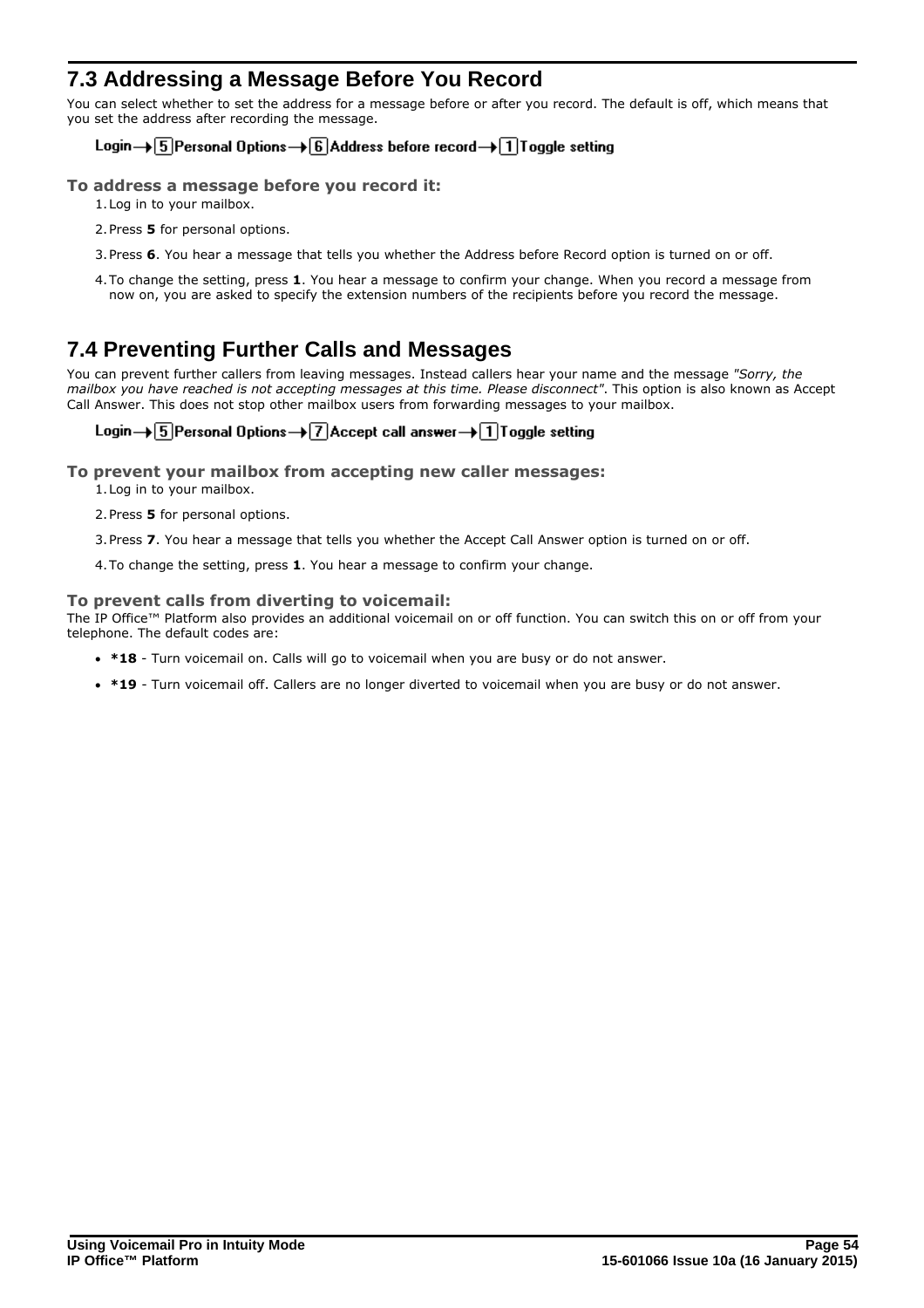## 7.3 Addressing a Message Before You Record

You can select whether to set the address for a message before or after you record. The default is off, which means that you set the address after recording the message.

Login→ [5] Personal Options→ [6] Address before record→ [1] Toggle setting

### To address a message before you record it:

1. Log in to your mailbox.
2. Press **5** for personal options.
3. Press **6**. You hear a message that tells you whether the Address before Record option is turned on or off.
4. To change the setting, press **1**. You hear a message to confirm your change. When you record a message from now on, you are asked to specify the extension numbers of the recipients before you record the message.

## 7.4 Preventing Further Calls and Messages

You can prevent further callers from leaving messages. Instead callers hear your name and the message *"Sorry, the mailbox you have reached is not accepting messages at this time. Please disconnect"*. This option is also known as Accept Call Answer. This does not stop other mailbox users from forwarding messages to your mailbox.

Login→ [5] Personal Options→ [7] Accept call answer→ [1] Toggle setting

### To prevent your mailbox from accepting new caller messages:

1. Log in to your mailbox.
2. Press **5** for personal options.
3. Press **7**. You hear a message that tells you whether the Accept Call Answer option is turned on or off.
4. To change the setting, press **1**. You hear a message to confirm your change.

### To prevent calls from diverting to voicemail:

The IP Office™ Platform also provides an additional voicemail on or off function. You can switch this on or off from your telephone. The default codes are:

- ***18** - Turn voicemail on. Calls will go to voicemail when you are busy or do not answer.
- ***19** - Turn voicemail off. Callers are no longer diverted to voicemail when you are busy or do not answer.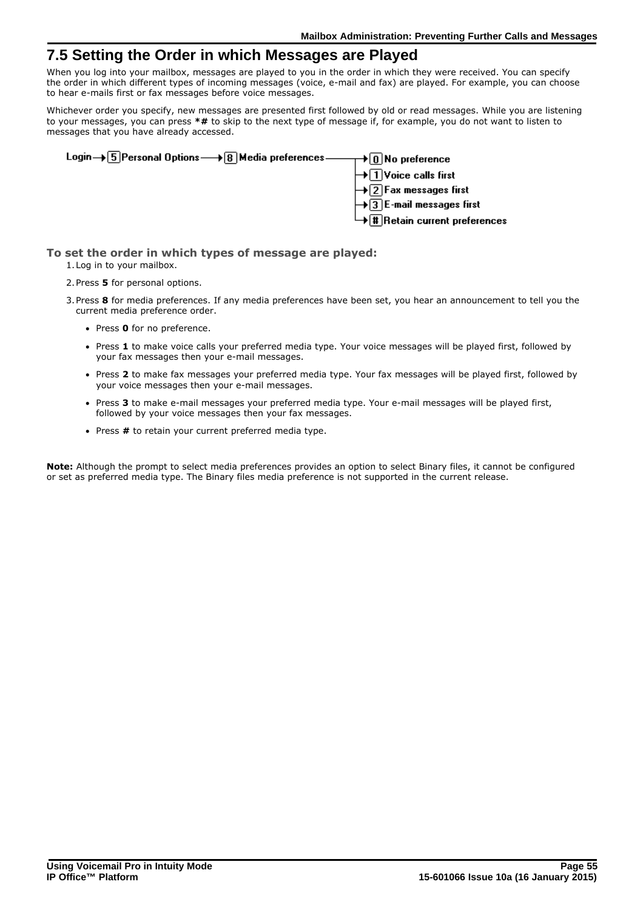## 7.5 Setting the Order in which Messages are Played

When you log into your mailbox, messages are played to you in the order in which they were received. You can specify the order in which different types of incoming messages (voice, e-mail and fax) are played. For example, you can choose to hear e-mails first or fax messages before voice messages.

Whichever order you specify, new messages are presented first followed by old or read messages. While you are listening to your messages, you can press **\*#** to skip to the next type of message if, for example, you do not want to listen to messages that you have already accessed.

Login → [5] Personal Options → [8] Media preferences → [0] No preference
→ [1] Voice calls first
→ [2] Fax messages first
→ [3] E-mail messages first
→ [#] Retain current preferences

### To set the order in which types of message are played:

1. Log in to your mailbox.
2. Press **5** for personal options.
3. Press **8** for media preferences. If any media preferences have been set, you hear an announcement to tell you the current media preference order.
   - Press **0** for no preference.
   - Press **1** to make voice calls your preferred media type. Your voice messages will be played first, followed by your fax messages then your e-mail messages.
   - Press **2** to make fax messages your preferred media type. Your fax messages will be played first, followed by your voice messages then your e-mail messages.
   - Press **3** to make e-mail messages your preferred media type. Your e-mail messages will be played first, followed by your voice messages then your fax messages.
   - Press **#** to retain your current preferred media type.

**Note:** Although the prompt to select media preferences provides an option to select Binary files, it cannot be configured or set as preferred media type. The Binary files media preference is not supported in the current release.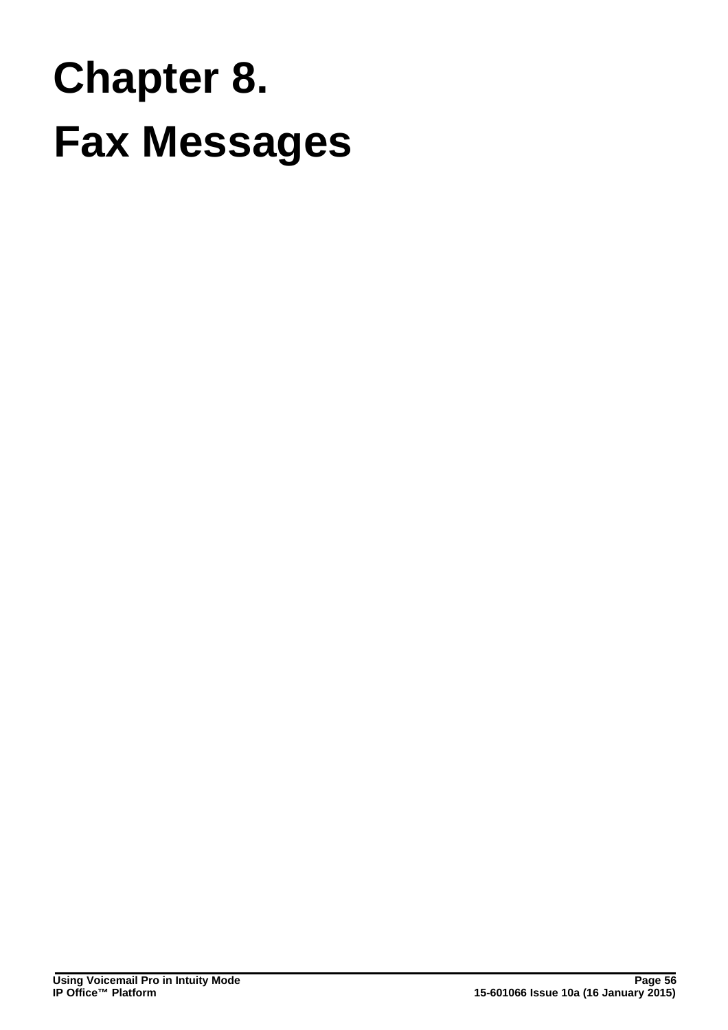# Chapter 8.
# Fax Messages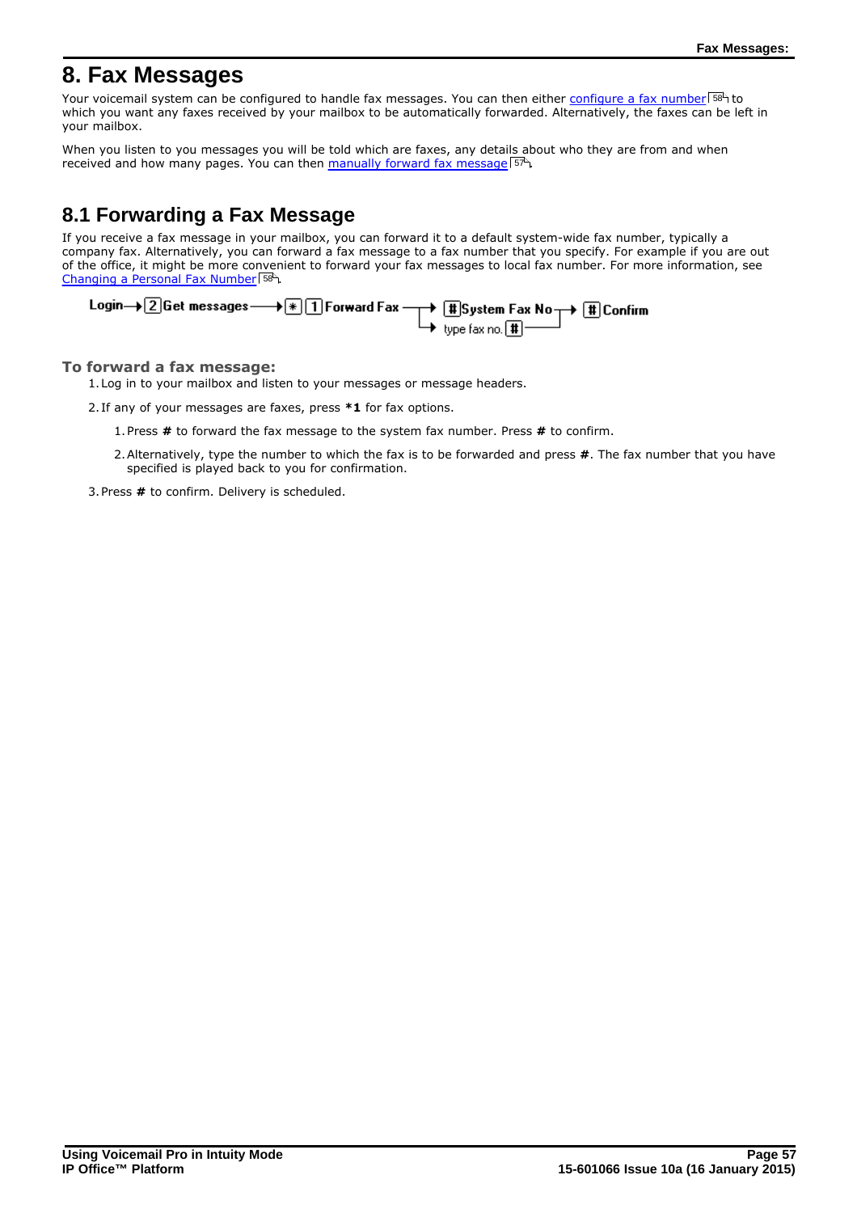# 8. Fax Messages

Your voicemail system can be configured to handle fax messages. You can then either configure a fax number [58] to which you want any faxes received by your mailbox to be automatically forwarded. Alternatively, the faxes can be left in your mailbox.

When you listen to you messages you will be told which are faxes, any details about who they are from and when received and how many pages. You can then manually forward fax message [57].

## 8.1 Forwarding a Fax Message

If you receive a fax message in your mailbox, you can forward it to a default system-wide fax number, typically a company fax. Alternatively, you can forward a fax message to a fax number that you specify. For example if you are out of the office, it might be more convenient to forward your fax messages to local fax number. For more information, see Changing a Personal Fax Number [58].

Login → [2] Get messages → [*] [1] Forward Fax → [#] System Fax No → [#] Confirm
(or → type fax no. [#] → [#] Confirm)

### To forward a fax message:

1. Log in to your mailbox and listen to your messages or message headers.
2. If any of your messages are faxes, press **\*1** for fax options.
   1. Press **#** to forward the fax message to the system fax number. Press **#** to confirm.
   2. Alternatively, type the number to which the fax is to be forwarded and press **#**. The fax number that you have specified is played back to you for confirmation.
3. Press **#** to confirm. Delivery is scheduled.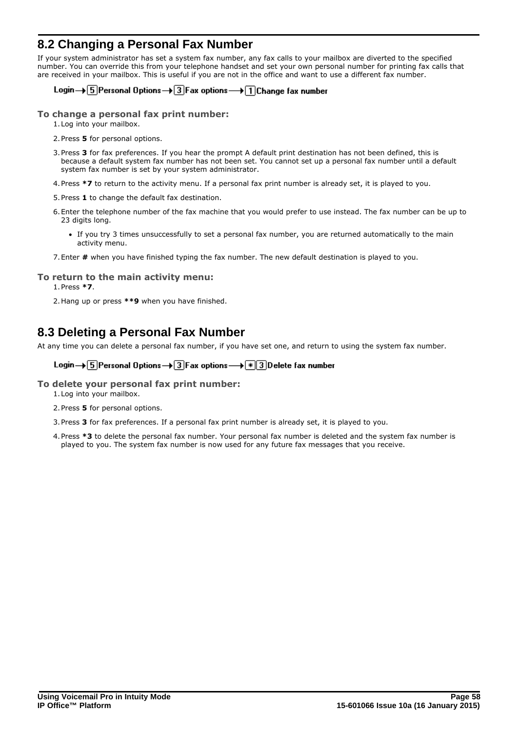## 8.2 Changing a Personal Fax Number

If your system administrator has set a system fax number, any fax calls to your mailbox are diverted to the specified number. You can override this from your telephone handset and set your own personal number for printing fax calls that are received in your mailbox. This is useful if you are not in the office and want to use a different fax number.

**Login → [5] Personal Options → [3] Fax options → [1] Change fax number**

### To change a personal fax print number:

1. Log into your mailbox.
2. Press **5** for personal options.
3. Press **3** for fax preferences. If you hear the prompt A default print destination has not been defined, this is because a default system fax number has not been set. You cannot set up a personal fax number until a default system fax number is set by your system administrator.
4. Press ***7** to return to the activity menu. If a personal fax print number is already set, it is played to you.
5. Press **1** to change the default fax destination.
6. Enter the telephone number of the fax machine that you would prefer to use instead. The fax number can be up to 23 digits long.
   - If you try 3 times unsuccessfully to set a personal fax number, you are returned automatically to the main activity menu.
7. Enter **#** when you have finished typing the fax number. The new default destination is played to you.

### To return to the main activity menu:

1. Press ***7**.
2. Hang up or press ****9** when you have finished.

## 8.3 Deleting a Personal Fax Number

At any time you can delete a personal fax number, if you have set one, and return to using the system fax number.

**Login → [5] Personal Options → [3] Fax options → [*][3] Delete fax number**

### To delete your personal fax print number:

1. Log into your mailbox.
2. Press **5** for personal options.
3. Press **3** for fax preferences. If a personal fax print number is already set, it is played to you.
4. Press ***3** to delete the personal fax number. Your personal fax number is deleted and the system fax number is played to you. The system fax number is now used for any future fax messages that you receive.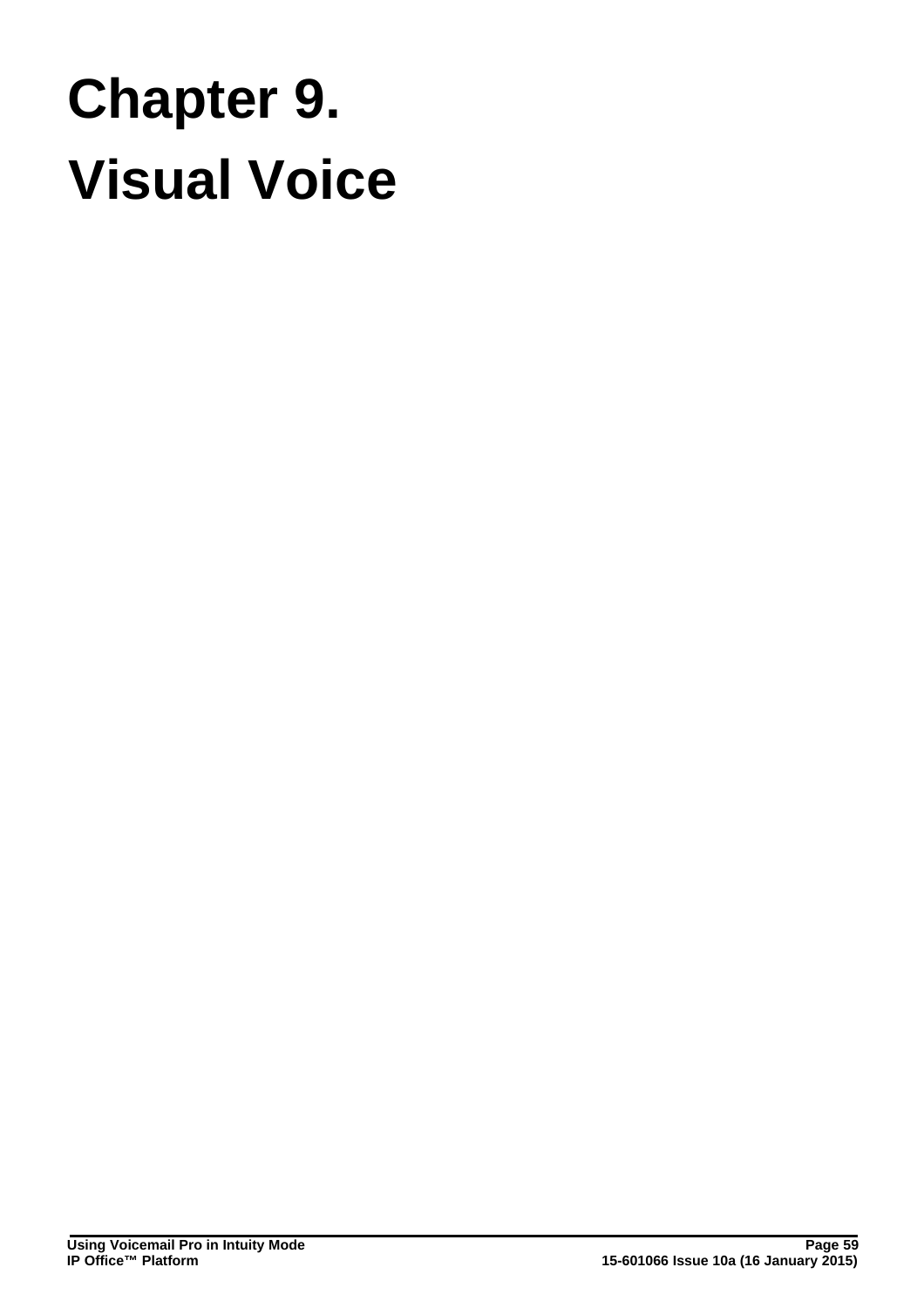# Chapter 9.
# Visual Voice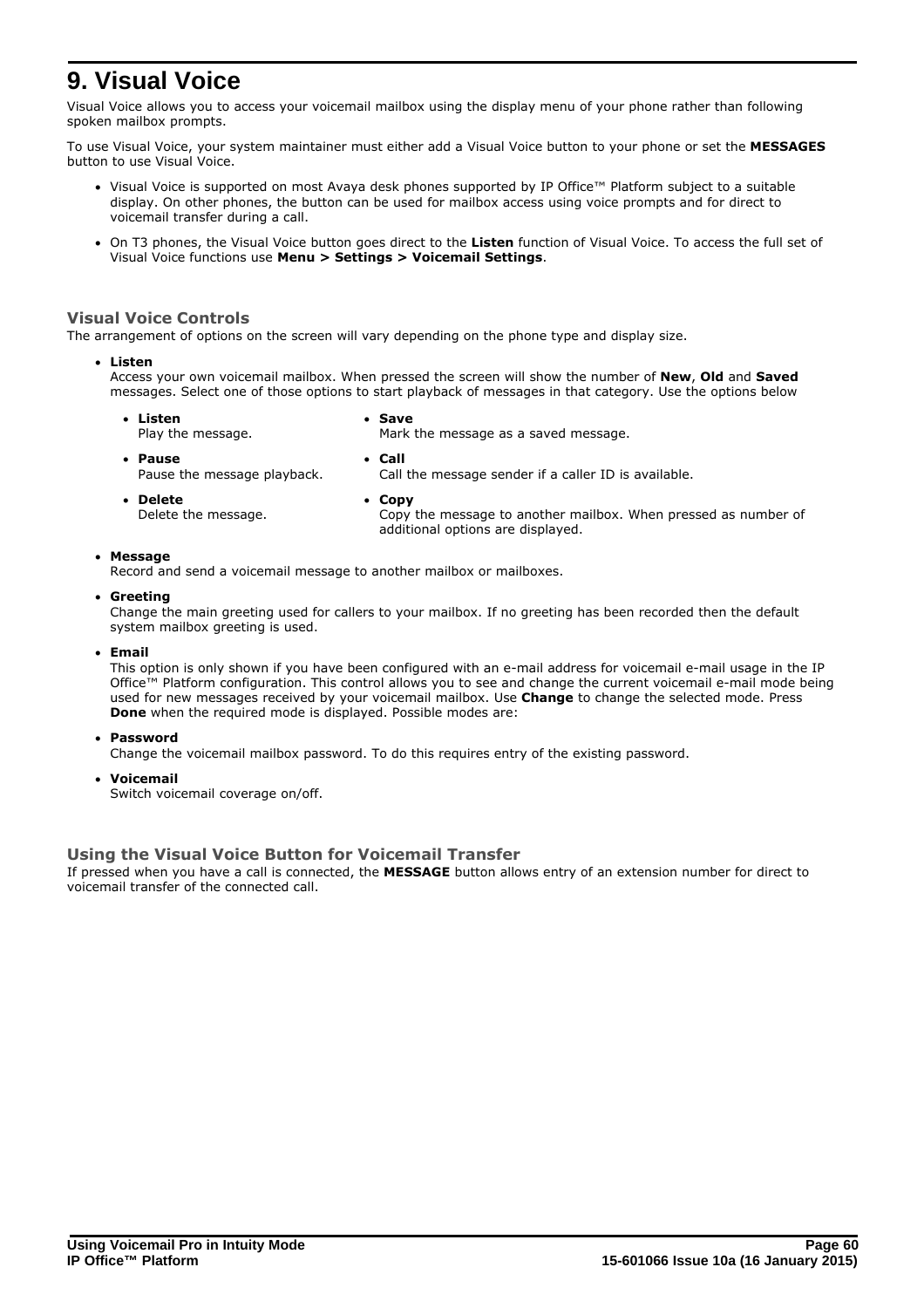# 9. Visual Voice

Visual Voice allows you to access your voicemail mailbox using the display menu of your phone rather than following spoken mailbox prompts.

To use Visual Voice, your system maintainer must either add a Visual Voice button to your phone or set the **MESSAGES** button to use Visual Voice.

- Visual Voice is supported on most Avaya desk phones supported by IP Office™ Platform subject to a suitable display. On other phones, the button can be used for mailbox access using voice prompts and for direct to voicemail transfer during a call.
- On T3 phones, the Visual Voice button goes direct to the **Listen** function of Visual Voice. To access the full set of Visual Voice functions use **Menu > Settings > Voicemail Settings**.

### Visual Voice Controls

The arrangement of options on the screen will vary depending on the phone type and display size.

- **Listen**
  Access your own voicemail mailbox. When pressed the screen will show the number of **New**, **Old** and **Saved** messages. Select one of those options to start playback of messages in that category. Use the options below
  - **Listen**
    Play the message.
  - **Pause**
    Pause the message playback.
  - **Delete**
    Delete the message.
  - **Save**
    Mark the message as a saved message.
  - **Call**
    Call the message sender if a caller ID is available.
  - **Copy**
    Copy the message to another mailbox. When pressed as number of additional options are displayed.
- **Message**
  Record and send a voicemail message to another mailbox or mailboxes.
- **Greeting**
  Change the main greeting used for callers to your mailbox. If no greeting has been recorded then the default system mailbox greeting is used.
- **Email**
  This option is only shown if you have been configured with an e-mail address for voicemail e-mail usage in the IP Office™ Platform configuration. This control allows you to see and change the current voicemail e-mail mode being used for new messages received by your voicemail mailbox. Use **Change** to change the selected mode. Press **Done** when the required mode is displayed. Possible modes are:
- **Password**
  Change the voicemail mailbox password. To do this requires entry of the existing password.
- **Voicemail**
  Switch voicemail coverage on/off.

### Using the Visual Voice Button for Voicemail Transfer

If pressed when you have a call is connected, the **MESSAGE** button allows entry of an extension number for direct to voicemail transfer of the connected call.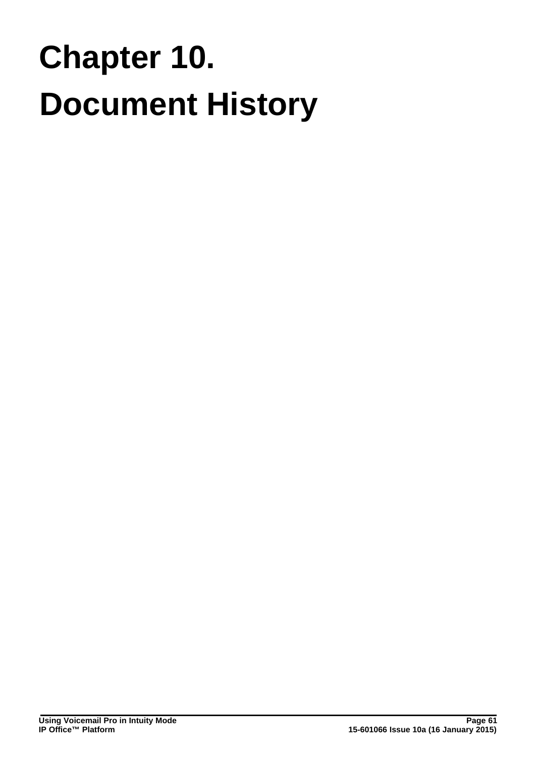# Chapter 10. Document History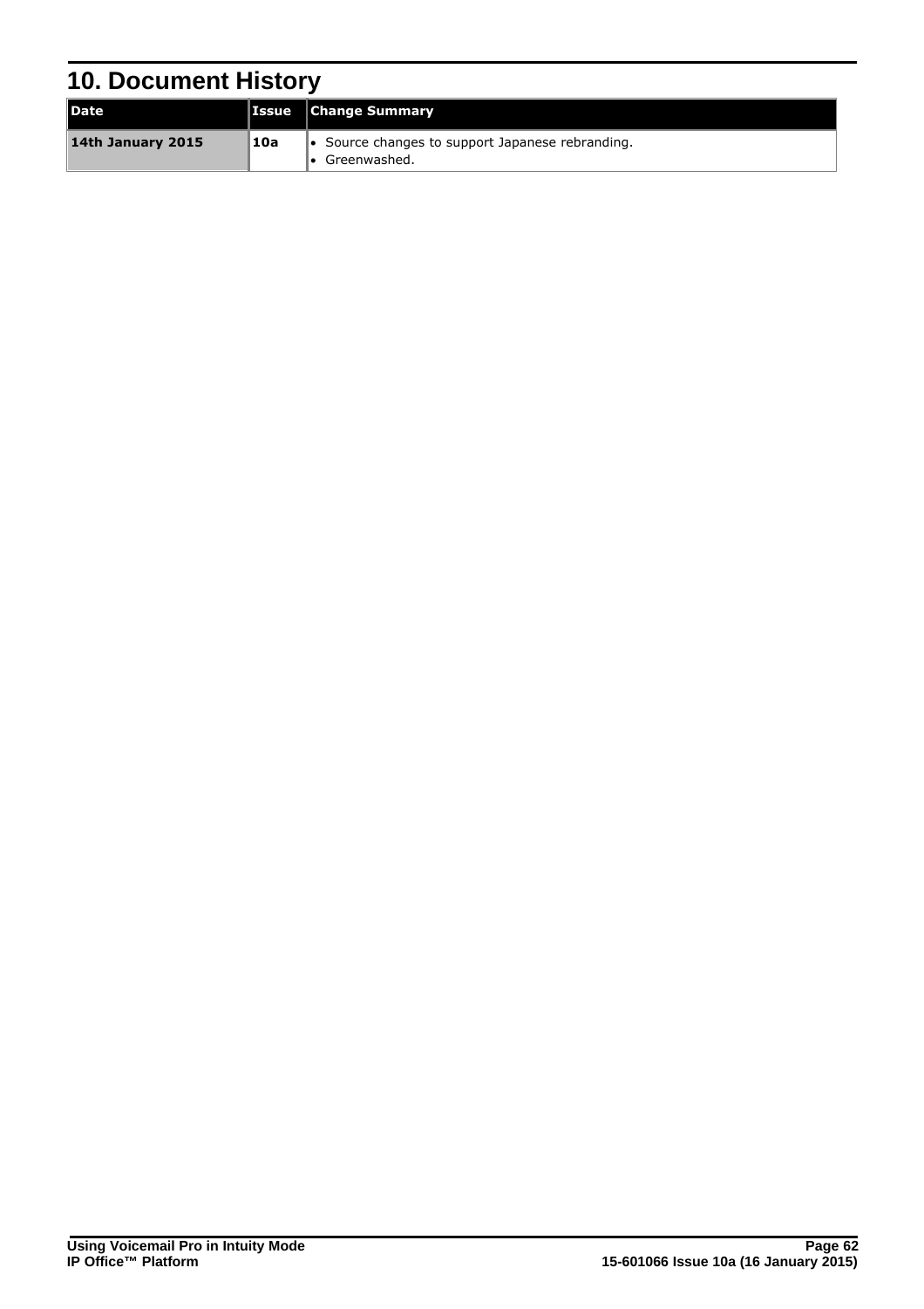# 10. Document History

| Date | Issue | Change Summary |
| --- | --- | --- |
| **14th January 2015** | **10a** | • Source changes to support Japanese rebranding.<br>• Greenwashed. |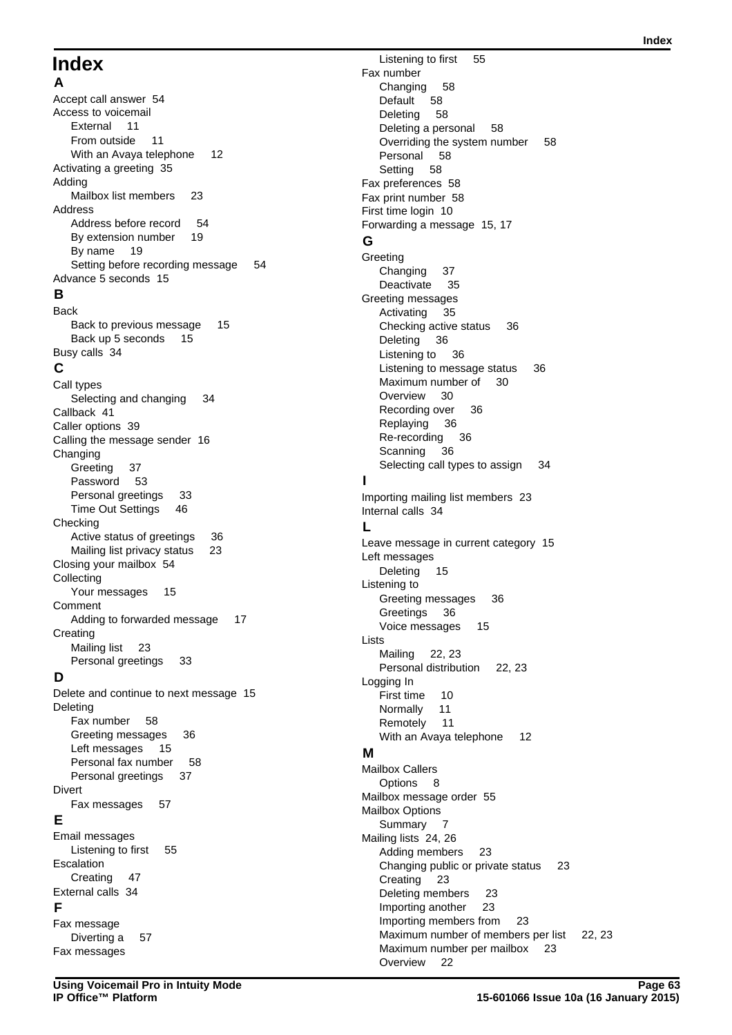# Index

## A

Accept call answer 54
Access to voicemail
- External 11
- From outside 11
- With an Avaya telephone 12

Activating a greeting 35
Adding
- Mailbox list members 23

Address
- Address before record 54
- By extension number 19
- By name 19
- Setting before recording message 54

Advance 5 seconds 15

## B

Back
- Back to previous message 15
- Back up 5 seconds 15

Busy calls 34

## C

Call types
- Selecting and changing 34

Callback 41
Caller options 39
Calling the message sender 16
Changing
- Greeting 37
- Password 53
- Personal greetings 33
- Time Out Settings 46

Checking
- Active status of greetings 36
- Mailing list privacy status 23

Closing your mailbox 54
Collecting
- Your messages 15

Comment
- Adding to forwarded message 17

Creating
- Mailing list 23
- Personal greetings 33

## D

Delete and continue to next message 15
Deleting
- Fax number 58
- Greeting messages 36
- Left messages 15
- Personal fax number 58
- Personal greetings 37

Divert
- Fax messages 57

## E

Email messages
- Listening to first 55

Escalation
- Creating 47

External calls 34

## F

Fax message
- Diverting a 57

Fax messages
- Listening to first 55

Fax number
- Changing 58
- Default 58
- Deleting 58
- Deleting a personal 58
- Overriding the system number 58
- Personal 58
- Setting 58

Fax preferences 58
Fax print number 58
First time login 10
Forwarding a message 15, 17

## G

Greeting
- Changing 37
- Deactivate 35

Greeting messages
- Activating 35
- Checking active status 36
- Deleting 36
- Listening to 36
- Listening to message status 36
- Maximum number of 30
- Overview 30
- Recording over 36
- Replaying 36
- Re-recording 36
- Scanning 36
- Selecting call types to assign 34

## I

Importing mailing list members 23
Internal calls 34

## L

Leave message in current category 15
Left messages
- Deleting 15

Listening to
- Greeting messages 36
- Greetings 36
- Voice messages 15

Lists
- Mailing 22, 23
- Personal distribution 22, 23

Logging In
- First time 10
- Normally 11
- Remotely 11
- With an Avaya telephone 12

## M

Mailbox Callers
- Options 8

Mailbox message order 55
Mailbox Options
- Summary 7

Mailing lists 24, 26
- Adding members 23
- Changing public or private status 23
- Creating 23
- Deleting members 23
- Importing another 23
- Importing members from 23
- Maximum number of members per list 22, 23
- Maximum number per mailbox 23
- Overview 22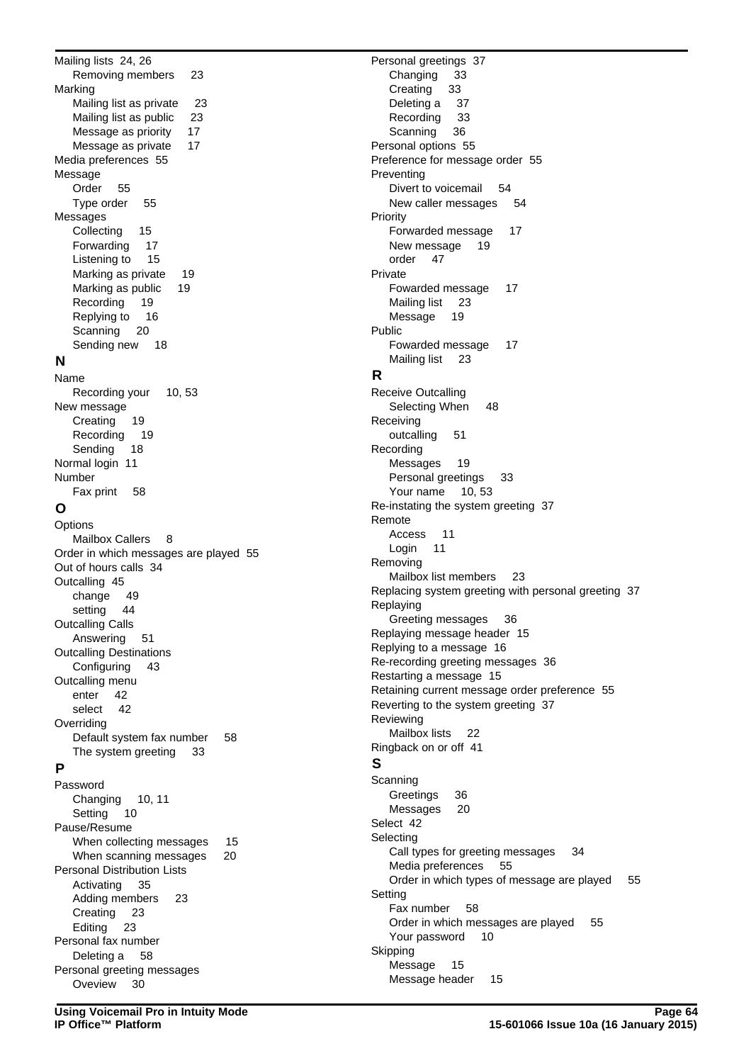Mailing lists 24, 26
  Removing members 23
Marking
  Mailing list as private 23
  Mailing list as public 23
  Message as priority 17
  Message as private 17
Media preferences 55
Message
  Order 55
  Type order 55
Messages
  Collecting 15
  Forwarding 17
  Listening to 15
  Marking as private 19
  Marking as public 19
  Recording 19
  Replying to 16
  Scanning 20
  Sending new 18

## N

Name
  Recording your 10, 53
New message
  Creating 19
  Recording 19
  Sending 18
Normal login 11
Number
  Fax print 58

## O

Options
  Mailbox Callers 8
Order in which messages are played 55
Out of hours calls 34
Outcalling 45
  change 49
  setting 44
Outcalling Calls
  Answering 51
Outcalling Destinations
  Configuring 43
Outcalling menu
  enter 42
  select 42
Overriding
  Default system fax number 58
  The system greeting 33

## P

Password
  Changing 10, 11
  Setting 10
Pause/Resume
  When collecting messages 15
  When scanning messages 20
Personal Distribution Lists
  Activating 35
  Adding members 23
  Creating 23
  Editing 23
Personal fax number
  Deleting a 58
Personal greeting messages
  Oveview 30
Personal greetings 37
  Changing 33
  Creating 33
  Deleting a 37
  Recording 33
  Scanning 36
Personal options 55
Preference for message order 55
Preventing
  Divert to voicemail 54
  New caller messages 54
Priority
  Forwarded message 17
  New message 19
  order 47
Private
  Fowarded message 17
  Mailing list 23
  Message 19
Public
  Fowarded message 17
  Mailing list 23

## R

Receive Outcalling
  Selecting When 48
Receiving
  outcalling 51
Recording
  Messages 19
  Personal greetings 33
  Your name 10, 53
Re-instating the system greeting 37
Remote
  Access 11
  Login 11
Removing
  Mailbox list members 23
Replacing system greeting with personal greeting 37
Replaying
  Greeting messages 36
Replaying message header 15
Replying to a message 16
Re-recording greeting messages 36
Restarting a message 15
Retaining current message order preference 55
Reverting to the system greeting 37
Reviewing
  Mailbox lists 22
Ringback on or off 41

## S

Scanning
  Greetings 36
  Messages 20
Select 42
Selecting
  Call types for greeting messages 34
  Media preferences 55
  Order in which types of message are played 55
Setting
  Fax number 58
  Order in which messages are played 55
  Your password 10
Skipping
  Message 15
  Message header 15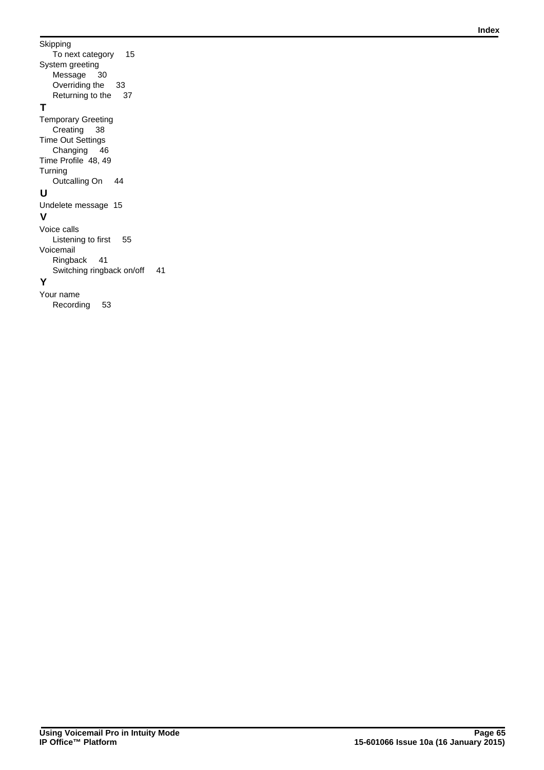Skipping
  To next category 15

System greeting
  Message 30
  Overriding the 33
  Returning to the 37

**T**

Temporary Greeting
  Creating 38

Time Out Settings
  Changing 46

Time Profile 48, 49

Turning
  Outcalling On 44

**U**

Undelete message 15

**V**

Voice calls
  Listening to first 55

Voicemail
  Ringback 41
  Switching ringback on/off 41

**Y**

Your name
  Recording 53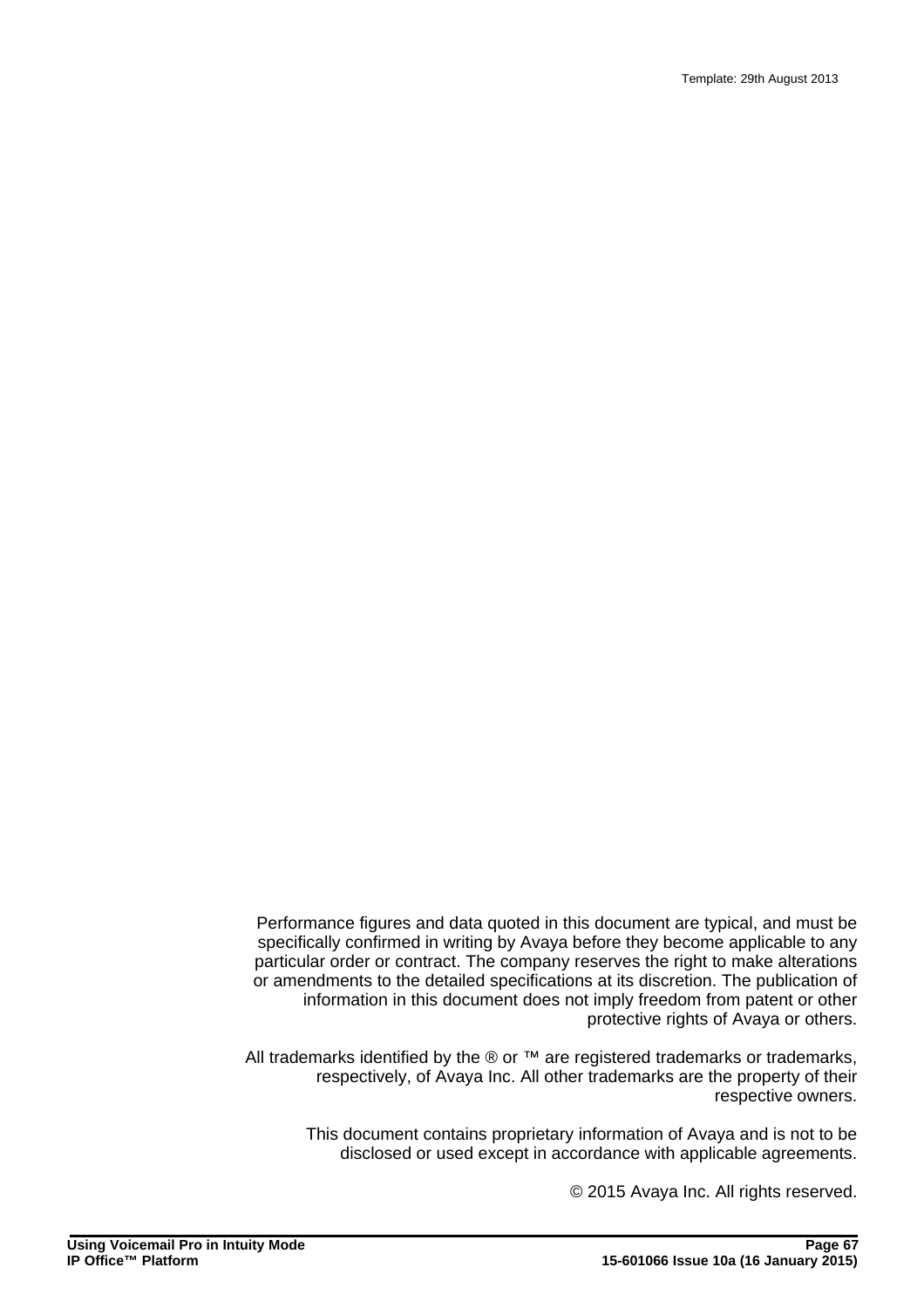Template: 29th August 2013

Performance figures and data quoted in this document are typical, and must be specifically confirmed in writing by Avaya before they become applicable to any particular order or contract. The company reserves the right to make alterations or amendments to the detailed specifications at its discretion. The publication of information in this document does not imply freedom from patent or other protective rights of Avaya or others.

All trademarks identified by the ® or ™ are registered trademarks or trademarks, respectively, of Avaya Inc. All other trademarks are the property of their respective owners.

This document contains proprietary information of Avaya and is not to be disclosed or used except in accordance with applicable agreements.

© 2015 Avaya Inc. All rights reserved.